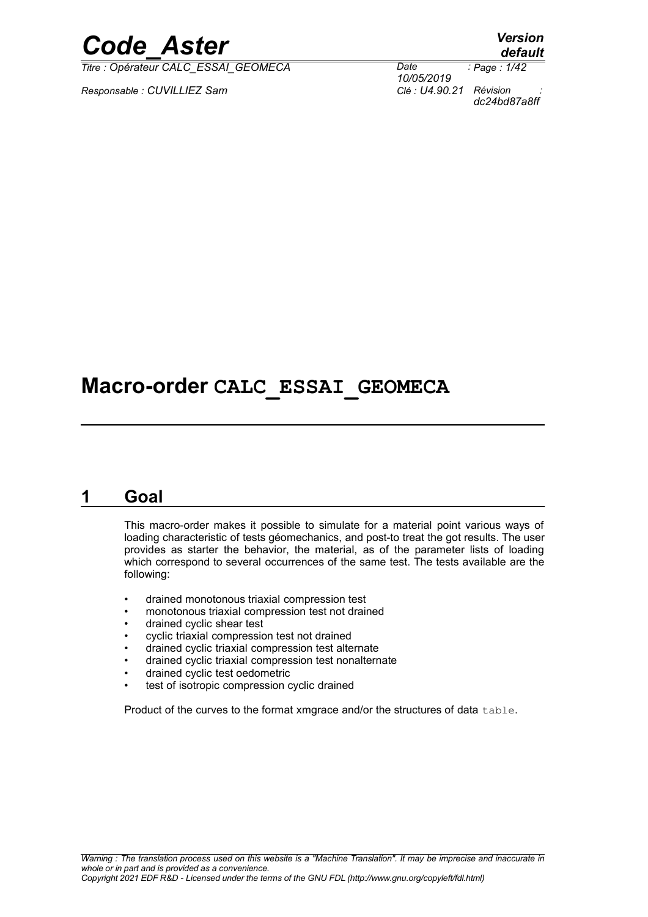# Macro-order CALC_ESSAI_GEOMECA

## 1 Goal

This macro-order makes it possible to simulate for a material point various ways of loading characteristic of tests géomechanics, and post-to treat the got results. The user provides as starter the behavior, the material, as of the parameter lists of loading which correspond to several occurrences of the same test. The tests available are the following:

- drained monotonous triaxial compression test
- monotonous triaxial compression test not drained
- drained cyclic shear test
- cyclic triaxial compression test not drained
- drained cyclic triaxial compression test alternate
- drained cyclic triaxial compression test nonalternate
- drained cyclic test oedometric
- test of isotropic compression cyclic drained

Product of the curves to the format xmgrace and/or the structures of data `table`.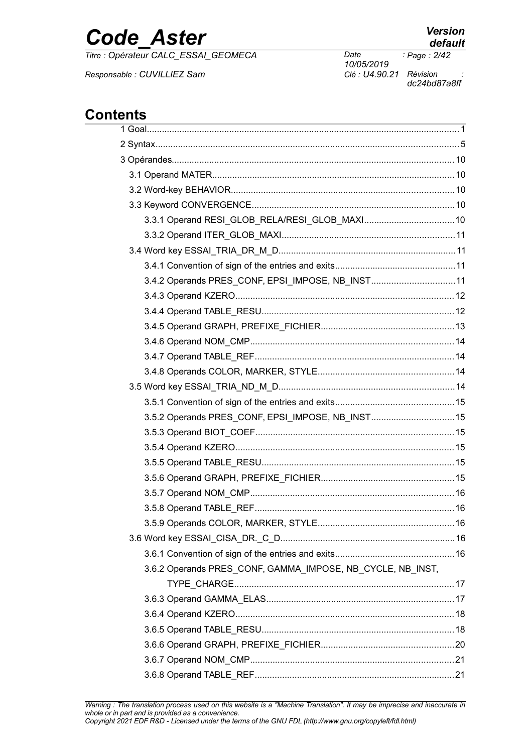## Contents

1 Goal........................................................................................................................1

2 Syntax......................................................................................................................5

3 Opérandes..............................................................................................................10

3.1 Operand MATER..............................................................................................10

3.2 Word-key BEHAVIOR.......................................................................................10

3.3 Keyword CONVERGENCE...............................................................................10

3.3.1 Operand RESI_GLOB_RELA/RESI_GLOB_MAXI...................................10

3.3.2 Operand ITER_GLOB_MAXI....................................................................11

3.4 Word key ESSAI_TRIA_DR_M_D.....................................................................11

3.4.1 Convention of sign of the entries and exits...............................................11

3.4.2 Operands PRES_CONF, EPSI_IMPOSE, NB_INST.................................11

3.4.3 Operand KZERO.......................................................................................12

3.4.4 Operand TABLE_RESU............................................................................12

3.4.5 Operand GRAPH, PREFIXE_FICHIER.....................................................13

3.4.6 Operand NOM_CMP.................................................................................14

3.4.7 Operand TABLE_REF...............................................................................14

3.4.8 Operands COLOR, MARKER, STYLE......................................................14

3.5 Word key ESSAI_TRIA_ND_M_D....................................................................14

3.5.1 Convention of sign of the entries and exits...............................................15

3.5.2 Operands PRES_CONF, EPSI_IMPOSE, NB_INST.................................15

3.5.3 Operand BIOT_COEF...............................................................................15

3.5.4 Operand KZERO.......................................................................................15

3.5.5 Operand TABLE_RESU............................................................................15

3.5.6 Operand GRAPH, PREFIXE_FICHIER.....................................................15

3.5.7 Operand NOM_CMP.................................................................................16

3.5.8 Operand TABLE_REF...............................................................................16

3.5.9 Operands COLOR, MARKER, STYLE......................................................16

3.6 Word key ESSAI_CISA_DR._C_D....................................................................16

3.6.1 Convention of sign of the entries and exits...............................................16

3.6.2 Operands PRES_CONF, GAMMA_IMPOSE, NB_CYCLE, NB_INST, TYPE_CHARGE.......................................................................................17

3.6.3 Operand GAMMA_ELAS...........................................................................17

3.6.4 Operand KZERO.......................................................................................18

3.6.5 Operand TABLE_RESU............................................................................18

3.6.6 Operand GRAPH, PREFIXE_FICHIER.....................................................20

3.6.7 Operand NOM_CMP.................................................................................21

3.6.8 Operand TABLE_REF...............................................................................21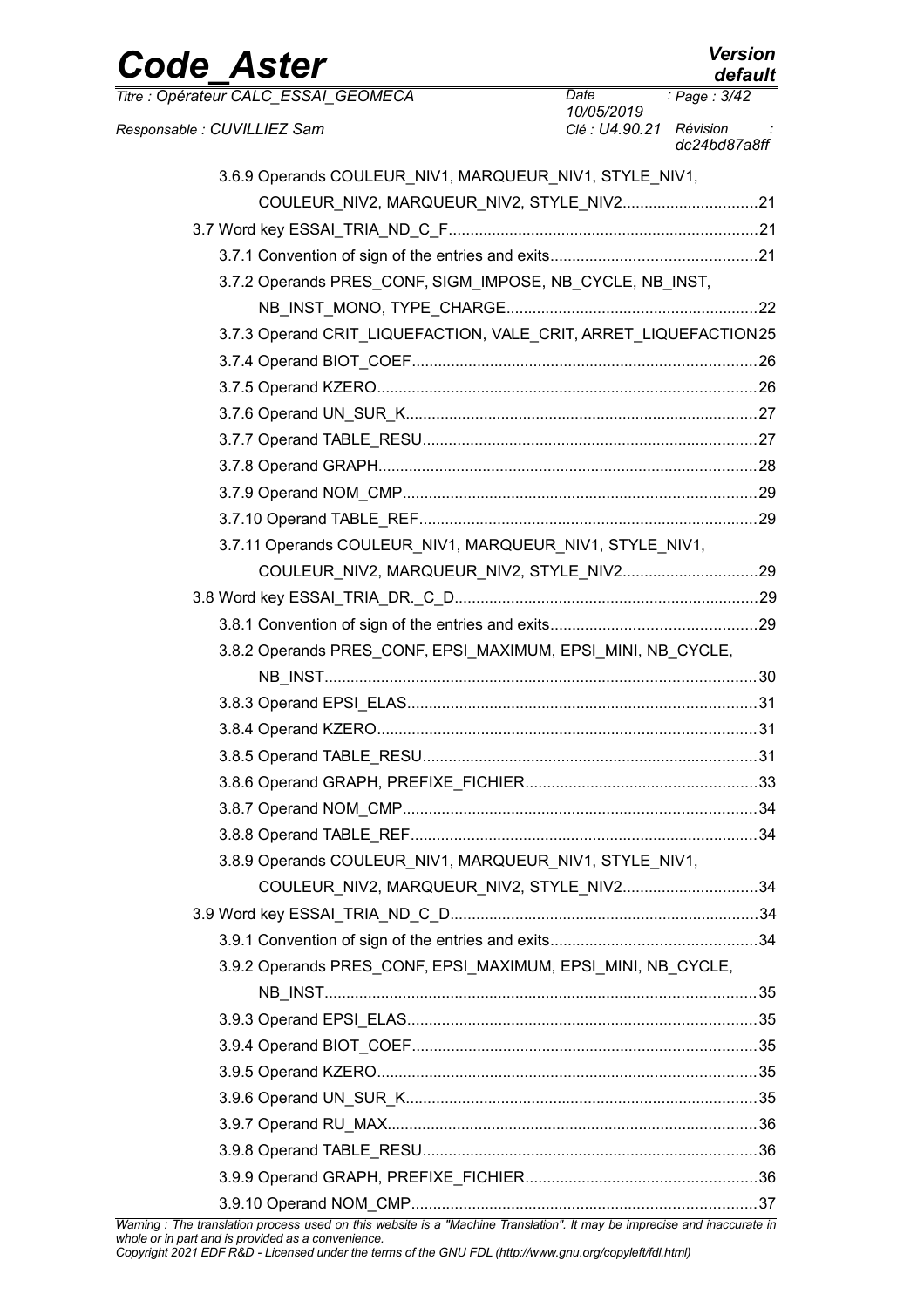3.6.9 Operands COULEUR_NIV1, MARQUEUR_NIV1, STYLE_NIV1, COULEUR_NIV2, MARQUEUR_NIV2, STYLE_NIV2...............................21

3.7 Word key ESSAI_TRIA_ND_C_F......................................................................21

3.7.1 Convention of sign of the entries and exits...............................................21

3.7.2 Operands PRES_CONF, SIGM_IMPOSE, NB_CYCLE, NB_INST, NB_INST_MONO, TYPE_CHARGE..........................................................22

3.7.3 Operand CRIT_LIQUEFACTION, VALE_CRIT, ARRET_LIQUEFACTION25

3.7.4 Operand BIOT_COEF...............................................................................26

3.7.5 Operand KZERO.......................................................................................26

3.7.6 Operand UN_SUR_K................................................................................27

3.7.7 Operand TABLE_RESU............................................................................27

3.7.8 Operand GRAPH......................................................................................28

3.7.9 Operand NOM_CMP.................................................................................29

3.7.10 Operand TABLE_REF.............................................................................29

3.7.11 Operands COULEUR_NIV1, MARQUEUR_NIV1, STYLE_NIV1, COULEUR_NIV2, MARQUEUR_NIV2, STYLE_NIV2...............................29

3.8 Word key ESSAI_TRIA_DR._C_D.....................................................................29

3.8.1 Convention of sign of the entries and exits...............................................29

3.8.2 Operands PRES_CONF, EPSI_MAXIMUM, EPSI_MINI, NB_CYCLE, NB_INST..................................................................................................30

3.8.3 Operand EPSI_ELAS................................................................................31

3.8.4 Operand KZERO.......................................................................................31

3.8.5 Operand TABLE_RESU............................................................................31

3.8.6 Operand GRAPH, PREFIXE_FICHIER.....................................................33

3.8.7 Operand NOM_CMP.................................................................................34

3.8.8 Operand TABLE_REF...............................................................................34

3.8.9 Operands COULEUR_NIV1, MARQUEUR_NIV1, STYLE_NIV1, COULEUR_NIV2, MARQUEUR_NIV2, STYLE_NIV2...............................34

3.9 Word key ESSAI_TRIA_ND_C_D......................................................................34

3.9.1 Convention of sign of the entries and exits...............................................34

3.9.2 Operands PRES_CONF, EPSI_MAXIMUM, EPSI_MINI, NB_CYCLE, NB_INST..................................................................................................35

3.9.3 Operand EPSI_ELAS................................................................................35

3.9.4 Operand BIOT_COEF...............................................................................35

3.9.5 Operand KZERO.......................................................................................35

3.9.6 Operand UN_SUR_K................................................................................35

3.9.7 Operand RU_MAX....................................................................................36

3.9.8 Operand TABLE_RESU............................................................................36

3.9.9 Operand GRAPH, PREFIXE_FICHIER.....................................................36

3.9.10 Operand NOM_CMP...............................................................................37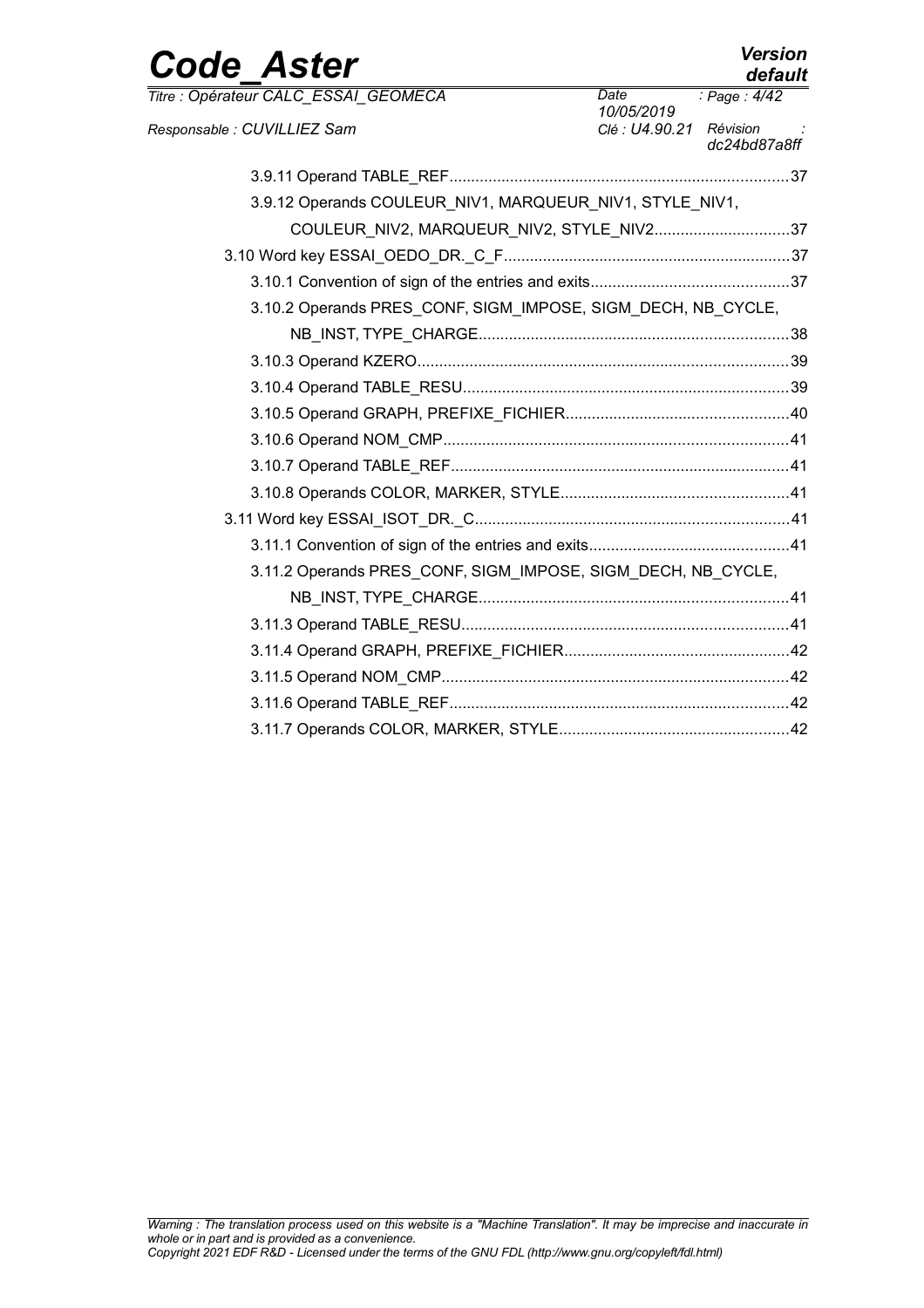3.9.11 Operand TABLE_REF.....37

3.9.12 Operands COULEUR_NIV1, MARQUEUR_NIV1, STYLE_NIV1, COULEUR_NIV2, MARQUEUR_NIV2, STYLE_NIV2.....37

3.10 Word key ESSAI_OEDO_DR._C_F.....37

3.10.1 Convention of sign of the entries and exits.....37

3.10.2 Operands PRES_CONF, SIGM_IMPOSE, SIGM_DECH, NB_CYCLE, NB_INST, TYPE_CHARGE.....38

3.10.3 Operand KZERO.....39

3.10.4 Operand TABLE_RESU.....39

3.10.5 Operand GRAPH, PREFIXE_FICHIER.....40

3.10.6 Operand NOM_CMP.....41

3.10.7 Operand TABLE_REF.....41

3.10.8 Operands COLOR, MARKER, STYLE.....41

3.11 Word key ESSAI_ISOT_DR._C.....41

3.11.1 Convention of sign of the entries and exits.....41

3.11.2 Operands PRES_CONF, SIGM_IMPOSE, SIGM_DECH, NB_CYCLE, NB_INST, TYPE_CHARGE.....41

3.11.3 Operand TABLE_RESU.....41

3.11.4 Operand GRAPH, PREFIXE_FICHIER.....42

3.11.5 Operand NOM_CMP.....42

3.11.6 Operand TABLE_REF.....42

3.11.7 Operands COLOR, MARKER, STYLE.....42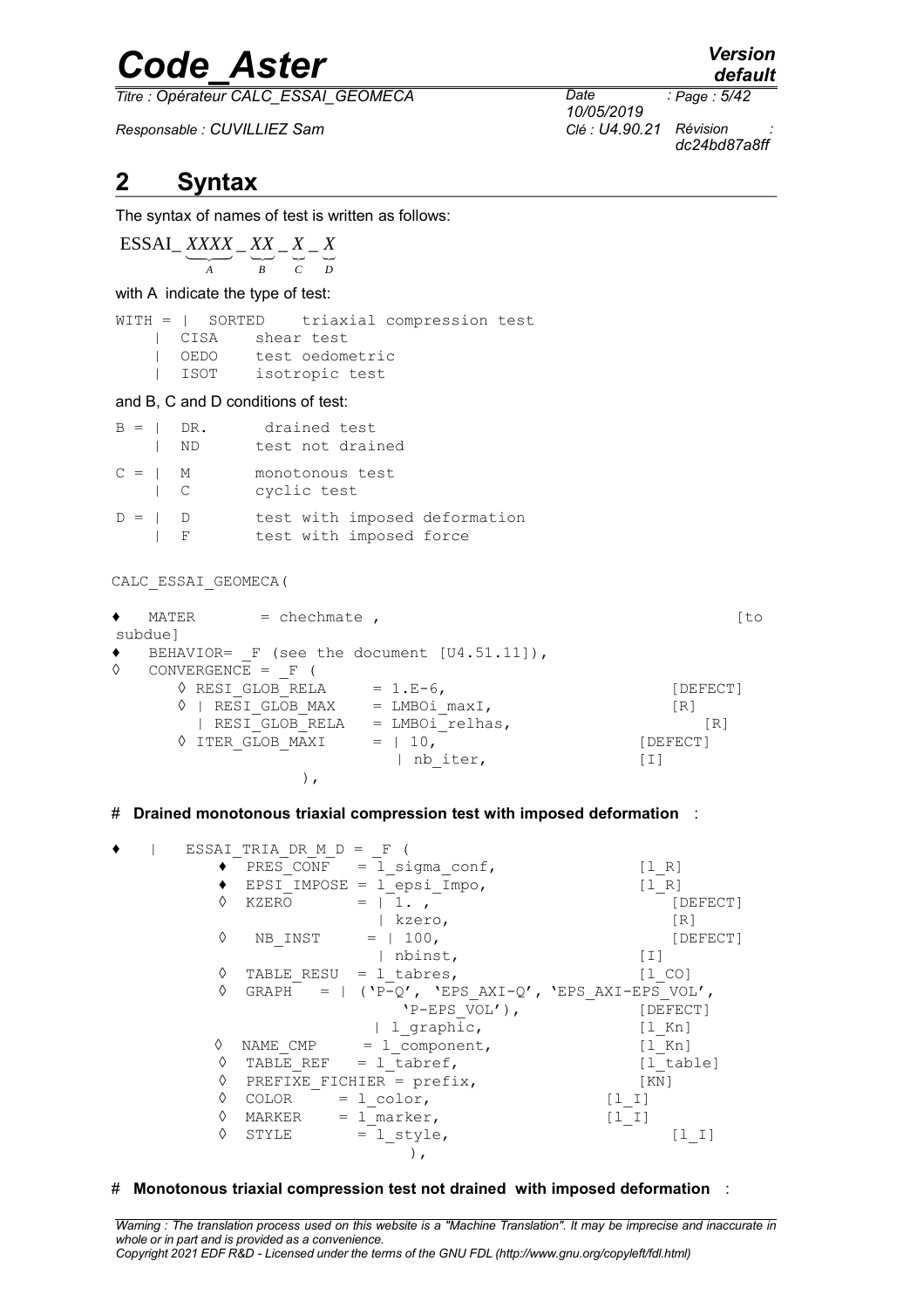## 2 Syntax

The syntax of names of test is written as follows:

$$\text{ESSAI\_}\underbrace{XXXX}_{A}\_\underbrace{XX}_{B}\_\underbrace{X}_{C}\_\underbrace{X}_{D}$$

with A indicate the type of test:

```
WITH = |  SORTED    triaxial compression test
     | CISA    shear test
     | OEDO    test oedometric
     | ISOT    isotropic test
```

and B, C and D conditions of test:

```
B = |  DR.      drained test
    |  ND      test not drained

C = |  M       monotonous test
    |  C       cyclic test

D = |  D       test with imposed deformation
    |  F       test with imposed force
```

```
CALC_ESSAI_GEOMECA(

♦   MATER       = chechmate ,                                         [to subdue]
♦   BEHAVIOR= _F (see the document [U4.51.11]),
◊   CONVERGENCE = _F (
       ◊ RESI_GLOB_RELA      = 1.E-6,                         [DEFECT]
       ◊ | RESI_GLOB_MAX     = LMBOi_maxI,                    [R]
         | RESI_GLOB_RELA    = LMBOi_relhas,                    [R]
       ◊ ITER_GLOB_MAXI      = | 10,                        [DEFECT]
                               | nb_iter,                   [I]
                    ),
```

**# Drained monotonous triaxial compression test with imposed deformation :**

```
♦    |   ESSAI_TRIA_DR_M_D = _F (
           ♦  PRES_CONF   = l_sigma_conf,               [l_R]
           ♦  EPSI_IMPOSE = l_epsi_Impo,                [l_R]
           ◊  KZERO       = | 1. ,                         [DEFECT]
                            | kzero,                       [R]
           ◊   NB_INST     = | 100,                        [DEFECT]
                            | nbinst,                   [I]
           ◊  TABLE_RESU  = l_tabres,                   [l_CO]
           ◊  GRAPH    = | ('P-Q', 'EPS_AXI-Q', 'EPS_AXI-EPS_VOL',
                             'P-EPS_VOL'),              [DEFECT]
                         | l_graphic,                   [l_Kn]
          ◊  NAME_CMP     = l_component,                [l_Kn]
          ◊  TABLE_REF   = l_tabref,                    [l_table]
          ◊  PREFIXE_FICHIER = prefix,                  [KN]
          ◊  COLOR      = l_color,                   [l_I]
          ◊  MARKER     = l_marker,                  [l_I]
          ◊  STYLE        = l_style,                        [l_I]
                              ),
```

**# Monotonous triaxial compression test not drained with imposed deformation :**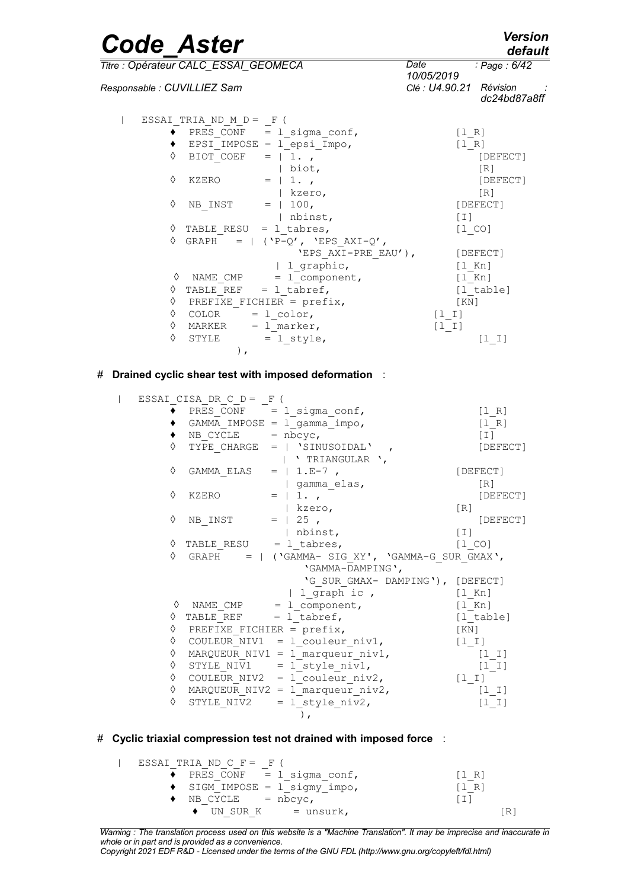```
|   ESSAI_TRIA_ND_M_D = _F (
        ♦  PRES_CONF    = l_sigma_conf,                    [l_R]
        ♦  EPSI_IMPOSE = l_epsi_Impo,                      [l_R]
        ◊  BIOT_COEF    = | 1. ,                              [DEFECT]
                          | biot,                             [R]
        ◊  KZERO        = | 1. ,                              [DEFECT]
                          | kzero,                            [R]
        ◊  NB_INST      = | 100,                           [DEFECT]
                          | nbinst,                        [I]
        ◊  TABLE_RESU  = l_tabres,                         [l_CO]
        ◊  GRAPH    = | ('P-Q', 'EPS_AXI-Q',
                          'EPS_AXI-PRE_EAU'),              [DEFECT]
                      | l_graphic,                         [l_Kn]
        ◊  NAME_CMP     = l_component,                     [l_Kn]
        ◊  TABLE_REF   = l_tabref,                         [l_table]
        ◊  PREFIXE_FICHIER = prefix,                       [KN]
        ◊  COLOR        = l_color,                      [l_I]
        ◊  MARKER       = l_marker,                     [l_I]
        ◊  STYLE        = l_style,                           [l_I]
              ),
```

# **Drained cyclic shear test with imposed deformation** :

```
|   ESSAI_CISA_DR_C_D = _F (
        ♦  PRES_CONF     = l_sigma_conf,                      [l_R]
        ♦  GAMMA_IMPOSE = l_gamma_impo,                       [l_R]
        ♦  NB_CYCLE      = nbcyc,                             [I]
        ◊  TYPE_CHARGE  = | 'SINUSOIDAL' ,                   [DEFECT]
                          | ' TRIANGULAR ',
        ◊  GAMMA_ELAS   = | 1.E-7 ,                       [DEFECT]
                          | gamma_elas,                       [R]
        ◊  KZERO        = | 1. ,                              [DEFECT]
                          | kzero,                        [R]
        ◊  NB_INST      = | 25 ,                              [DEFECT]
                          | nbinst,                       [I]
        ◊  TABLE_RESU    = l_tabres,                      [l_CO]
        ◊  GRAPH    = | ('GAMMA- SIG_XY', 'GAMMA-G_SUR_GMAX',
                          'GAMMA-DAMPING',
                          'G_SUR_GMAX- DAMPING'), [DEFECT]
                      | l_graph ic ,                      [l_Kn]
        ◊  NAME_CMP      = l_component,                   [l_Kn]
        ◊  TABLE_REF     = l_tabref,                      [l_table]
        ◊  PREFIXE_FICHIER = prefix,                      [KN]
        ◊  COULEUR_NIV1  = l_couleur_niv1,                [l_I]
        ◊  MARQUEUR_NIV1 = l_marqueur_niv1,                   [l_I]
        ◊  STYLE_NIV1    = l_style_niv1,                      [l_I]
        ◊  COULEUR_NIV2  = l_couleur_niv2,                [l_I]
        ◊  MARQUEUR_NIV2 = l_marqueur_niv2,                   [l_I]
        ◊  STYLE_NIV2    = l_style_niv2,                      [l_I]
                           ),
```

# **Cyclic triaxial compression test not drained with imposed force** :

```
|   ESSAI_TRIA_ND_C_F = _F (
        ♦  PRES_CONF    = l_sigma_conf,                 [l_R]
        ♦  SIGM_IMPOSE = l_sigmy_impo,                  [l_R]
        ♦  NB_CYCLE     = nbcyc,                        [I]
           ♦  UN_SUR_K      = unsurk,                            [R]
```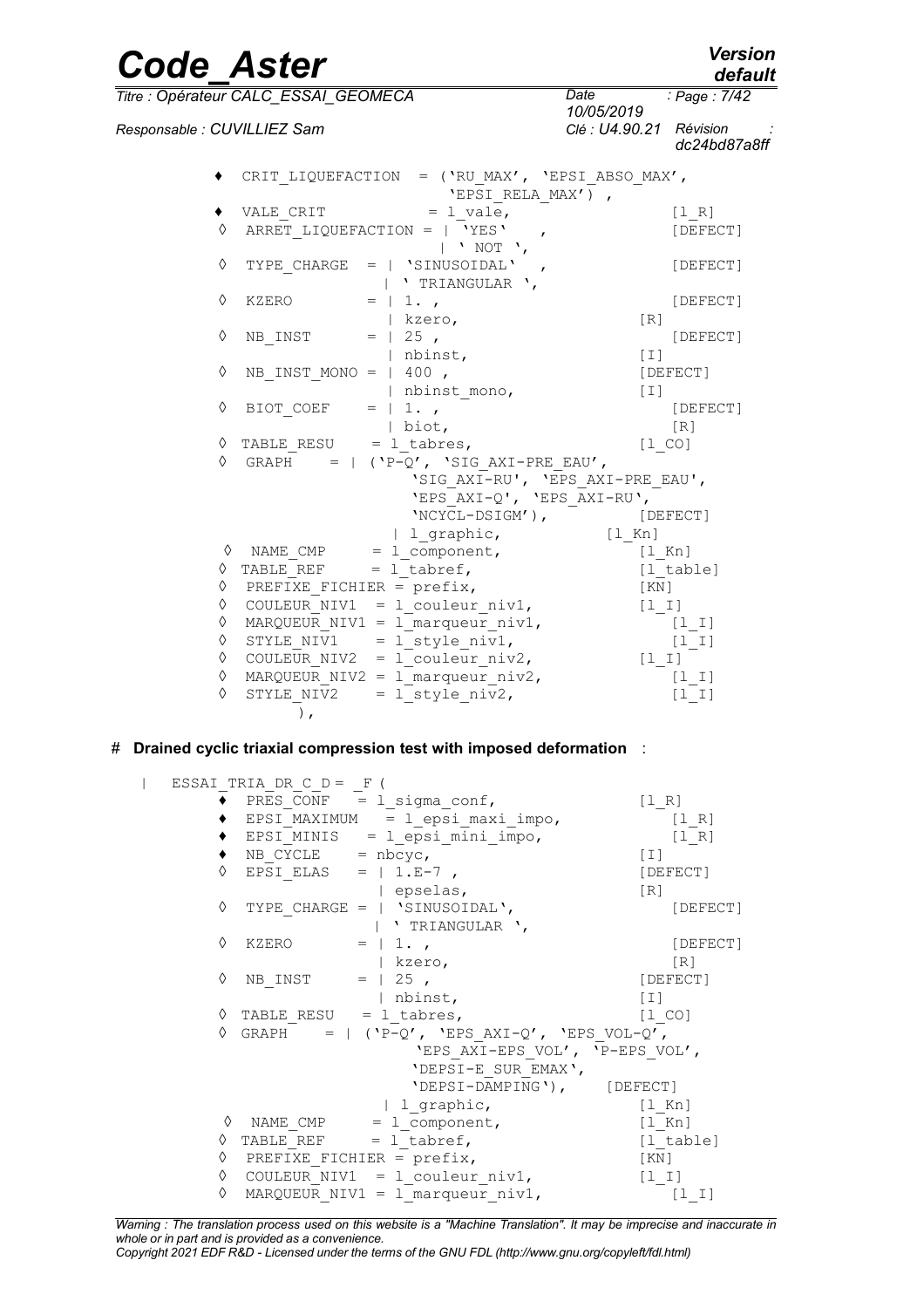```
♦  CRIT_LIQUEFACTION  = ('RU_MAX', 'EPSI_ABSO_MAX',
                          'EPSI_RELA_MAX') ,
♦  VALE_CRIT          = l_vale,                       [l_R]
◊  ARRET_LIQUEFACTION = | 'YES'   ,                   [DEFECT]
                        | ' NOT ',
◊  TYPE_CHARGE  = | 'SINUSOIDAL'  ,                   [DEFECT]
                  | ' TRIANGULAR ',
◊  KZERO        = | 1. ,                              [DEFECT]
                  | kzero,                        [R]
◊  NB_INST      = | 25 ,                              [DEFECT]
                  | nbinst,                       [I]
◊  NB_INST_MONO = | 400 ,                         [DEFECT]
                  | nbinst_mono,                  [I]
◊  BIOT_COEF    = | 1. ,                              [DEFECT]
                  | biot,                             [R]
◊  TABLE_RESU    = l_tabres,                      [l_CO]
◊  GRAPH    = | ('P-Q', 'SIG_AXI-PRE_EAU',
                 'SIG_AXI-RU', 'EPS_AXI-PRE_EAU',
                 'EPS_AXI-Q', 'EPS_AXI-RU',
                 'NCYCL-DSIGM'),              [DEFECT]
              | l_graphic,              [l_Kn]
◊  NAME_CMP     = l_component,                    [l_Kn]
◊  TABLE_REF     = l_tabref,                      [l_table]
◊  PREFIXE_FICHIER = prefix,                      [KN]
◊  COULEUR_NIV1  = l_couleur_niv1,                [l_I]
◊  MARQUEUR_NIV1 = l_marqueur_niv1,                   [l_I]
◊  STYLE_NIV1    = l_style_niv1,                      [l_I]
◊  COULEUR_NIV2  = l_couleur_niv2,                [l_I]
◊  MARQUEUR_NIV2 = l_marqueur_niv2,                   [l_I]
◊  STYLE_NIV2    = l_style_niv2,                      [l_I]
       ),
```

# Drained cyclic triaxial compression test with imposed deformation :

```
|  ESSAI_TRIA_DR_C_D = _F (
     ♦  PRES_CONF   = l_sigma_conf,                 [l_R]
     ♦  EPSI_MAXIMUM  = l_epsi_maxi_impo,               [l_R]
     ♦  EPSI_MINIS   = l_epsi_mini_impo,                [l_R]
     ♦  NB_CYCLE    = nbcyc,                        [I]
     ◊  EPSI_ELAS   = | 1.E-7 ,                     [DEFECT]
                      | epselas,                    [R]
     ◊  TYPE_CHARGE = | 'SINUSOIDAL',                   [DEFECT]
                      | ' TRIANGULAR ',
     ◊  KZERO       = | 1. ,                            [DEFECT]
                      | kzero,                          [R]
     ◊  NB_INST     = | 25 ,                        [DEFECT]
                      | nbinst,                     [I]
     ◊  TABLE_RESU   = l_tabres,                    [l_CO]
     ◊  GRAPH    = | ('P-Q', 'EPS_AXI-Q', 'EPS_VOL-Q',
                      'EPS_AXI-EPS_VOL', 'P-EPS_VOL',
                      'DEPSI-E_SUR_EMAX',
                      'DEPSI-DAMPING'),     [DEFECT]
                   | l_graphic,                     [l_Kn]
     ◊  NAME_CMP     = l_component,                 [l_Kn]
     ◊  TABLE_REF     = l_tabref,                   [l_table]
     ◊  PREFIXE_FICHIER = prefix,                   [KN]
     ◊  COULEUR_NIV1  = l_couleur_niv1,             [l_I]
     ◊  MARQUEUR_NIV1 = l_marqueur_niv1,                [l_I]
```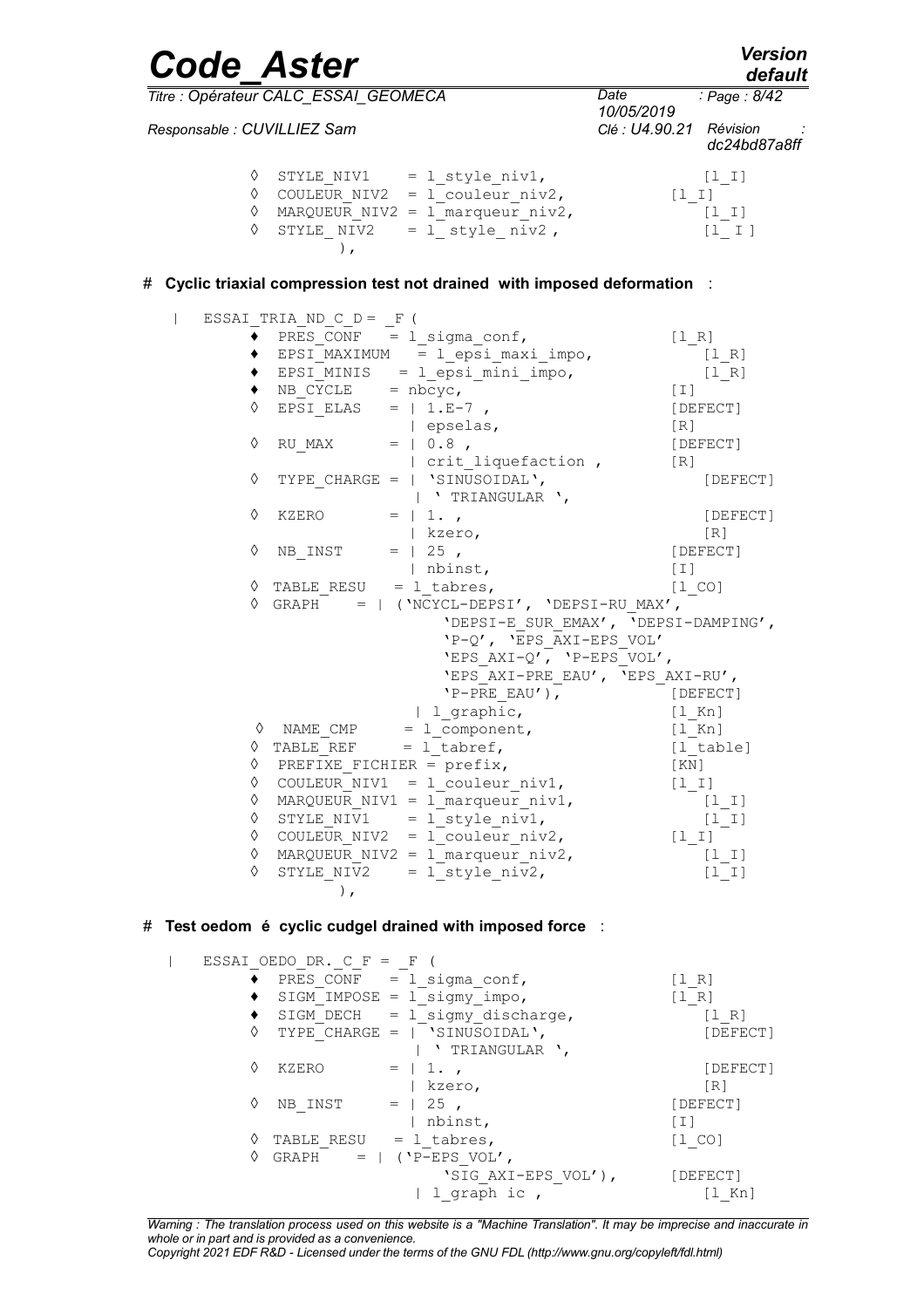```
        ◊  STYLE_NIV1    = l_style_niv1,                  [l_I]
        ◊  COULEUR_NIV2  = l_couleur_niv2,              [l_I]
        ◊  MARQUEUR_NIV2 = l_marqueur_niv2,               [l_I]
        ◊  STYLE_NIV2    = l_ style_ niv2 ,               [l_ I ]
                ),
```

# Cyclic triaxial compression test not drained with imposed deformation :

```
  |  ESSAI_TRIA_ND_C_D = _F (
        ♦  PRES_CONF    = l_sigma_conf,              [l_R]
        ♦  EPSI_MAXIMUM   = l_epsi_maxi_impo,            [l_R]
        ♦  EPSI_MINIS   = l_epsi_mini_impo,             [l_R]
        ♦  NB_CYCLE     = nbcyc,                     [I]
        ◊  EPSI_ELAS    = | 1.E-7 ,                  [DEFECT]
                          | epselas,                 [R]
        ◊  RU_MAX       = | 0.8 ,                    [DEFECT]
                          | crit_liquefaction ,      [R]
        ◊  TYPE_CHARGE = | 'SINUSOIDAL',                [DEFECT]
                         | ' TRIANGULAR ',
        ◊  KZERO        = | 1. ,                        [DEFECT]
                          | kzero,                      [R]
        ◊  NB_INST      = | 25 ,                     [DEFECT]
                          | nbinst,                  [I]
        ◊  TABLE_RESU   = l_tabres,                  [l_CO]
        ◊  GRAPH    = | ('NCYCL-DEPSI', 'DEPSI-RU_MAX',
                         'DEPSI-E_SUR_EMAX', 'DEPSI-DAMPING',
                         'P-Q', 'EPS_AXI-EPS_VOL'
                         'EPS_AXI-Q', 'P-EPS_VOL',
                         'EPS_AXI-PRE_EAU', 'EPS_AXI-RU',
                         'P-PRE_EAU'),             [DEFECT]
                      | l_graphic,                 [l_Kn]
         ◊  NAME_CMP     = l_component,              [l_Kn]
        ◊  TABLE_REF     = l_tabref,                 [l_table]
        ◊  PREFIXE_FICHIER = prefix,                 [KN]
        ◊  COULEUR_NIV1  = l_couleur_niv1,           [l_I]
        ◊  MARQUEUR_NIV1 = l_marqueur_niv1,             [l_I]
        ◊  STYLE_NIV1    = l_style_niv1,                [l_I]
        ◊  COULEUR_NIV2  = l_couleur_niv2,           [l_I]
        ◊  MARQUEUR_NIV2 = l_marqueur_niv2,             [l_I]
        ◊  STYLE_NIV2    = l_style_niv2,                [l_I]
                ),
```

# Test oedom é cyclic cudgel drained with imposed force :

```
  |  ESSAI_OEDO_DR._C_F = _F (
        ♦  PRES_CONF    = l_sigma_conf,              [l_R]
        ♦  SIGM_IMPOSE = l_sigmy_impo,               [l_R]
        ♦  SIGM_DECH    = l_sigmy_discharge,            [l_R]
        ◊  TYPE_CHARGE = | 'SINUSOIDAL',                [DEFECT]
                         | ' TRIANGULAR ',
        ◊  KZERO        = | 1. ,                        [DEFECT]
                          | kzero,                      [R]
        ◊  NB_INST      = | 25 ,                     [DEFECT]
                          | nbinst,                  [I]
        ◊  TABLE_RESU   = l_tabres,                  [l_CO]
        ◊  GRAPH    = | ('P-EPS_VOL',
                         'SIG_AXI-EPS_VOL'),       [DEFECT]
                      | l_graph ic ,                  [l_Kn]
```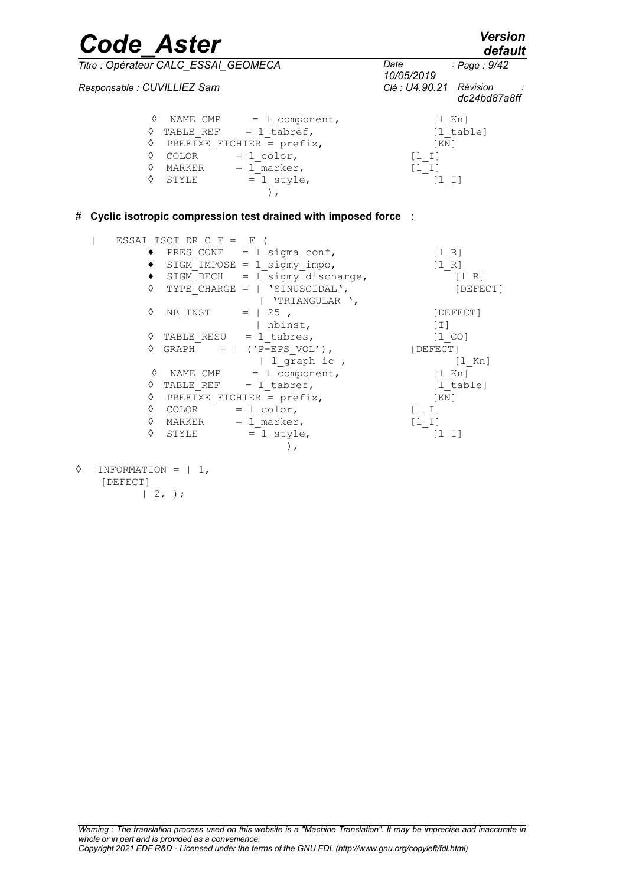```
        ◊  NAME_CMP      = l_component,            [l_Kn]
        ◊  TABLE_REF    = l_tabref,                [l_table]
        ◊  PREFIXE_FICHIER = prefix,               [KN]
        ◊  COLOR        = l_color,                 [l_I]
        ◊  MARKER       = l_marker,                [l_I]
        ◊  STYLE        = l_style,                 [l_I]
                              ),
```

# Cyclic isotropic compression test drained with imposed force :

```
   |    ESSAI_ISOT_DR_C_F = _F (
        ♦  PRES_CONF    = l_sigma_conf,            [l_R]
        ♦  SIGM_IMPOSE = l_sigmy_impo,             [l_R]
        ♦  SIGM_DECH    = l_sigmy_discharge,       [l_R]
        ◊  TYPE_CHARGE = | 'SINUSOIDAL',           [DEFECT]
                         | 'TRIANGULAR ',
        ◊  NB_INST      = | 25 ,                   [DEFECT]
                         | nbinst,                 [I]
        ◊  TABLE_RESU   = l_tabres,                [l_CO]
        ◊  GRAPH     = | ('P-EPS_VOL'),            [DEFECT]
                       | l_graph ic ,              [l_Kn]
        ◊  NAME_CMP      = l_component,            [l_Kn]
        ◊  TABLE_REF    = l_tabref,                [l_table]
        ◊  PREFIXE_FICHIER = prefix,               [KN]
        ◊  COLOR        = l_color,                 [l_I]
        ◊  MARKER       = l_marker,                [l_I]
        ◊  STYLE        = l_style,                 [l_I]
                              ),

◊   INFORMATION = | 1,
     [DEFECT]
          | 2, );
```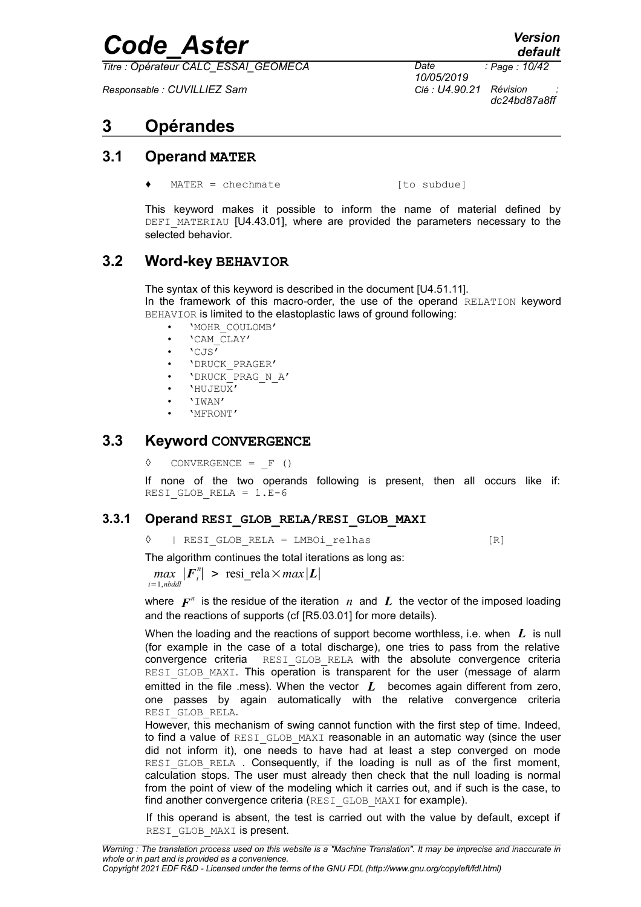# 3 Opérandes

## 3.1 Operand MATER

♦ MATER = chechmate [to subdue]

This keyword makes it possible to inform the name of material defined by DEFI_MATERIAU [U4.43.01], where are provided the parameters necessary to the selected behavior.

## 3.2 Word-key BEHAVIOR

The syntax of this keyword is described in the document [U4.51.11].
In the framework of this macro-order, the use of the operand RELATION keyword BEHAVIOR is limited to the elastoplastic laws of ground following:

- 'MOHR_COULOMB'
- 'CAM_CLAY'
- 'CJS'
- 'DRUCK_PRAGER'
- 'DRUCK_PRAG_N_A'
- 'HUJEUX'
- 'IWAN'
- 'MFRONT'

## 3.3 Keyword CONVERGENCE

◊ CONVERGENCE = _F ()

If none of the two operands following is present, then all occurs like if: RESI_GLOB_RELA = 1.E-6

### 3.3.1 Operand RESI_GLOB_RELA/RESI_GLOB_MAXI

◊ | RESI_GLOB_RELA = LMBOi_relhas [R]

The algorithm continues the total iterations as long as:

$$\max_{i=1,nbddl} |\boldsymbol{F}_i^n| > \text{resi\_rela} \times \max|\boldsymbol{L}|$$

where $\boldsymbol{F}^n$ is the residue of the iteration $n$ and $\boldsymbol{L}$ the vector of the imposed loading and the reactions of supports (cf [R5.03.01] for more details).

When the loading and the reactions of support become worthless, i.e. when $\boldsymbol{L}$ is null (for example in the case of a total discharge), one tries to pass from the relative convergence criteria RESI_GLOB_RELA with the absolute convergence criteria RESI_GLOB_MAXI. This operation is transparent for the user (message of alarm emitted in the file .mess). When the vector $\boldsymbol{L}$ becomes again different from zero, one passes by again automatically with the relative convergence criteria RESI_GLOB_RELA.
However, this mechanism of swing cannot function with the first step of time. Indeed, to find a value of RESI_GLOB_MAXI reasonable in an automatic way (since the user did not inform it), one needs to have had at least a step converged on mode RESI_GLOB_RELA . Consequently, if the loading is null as of the first moment, calculation stops. The user must already then check that the null loading is normal from the point of view of the modeling which it carries out, and if such is the case, to find another convergence criteria (RESI_GLOB_MAXI for example).

If this operand is absent, the test is carried out with the value by default, except if RESI_GLOB_MAXI is present.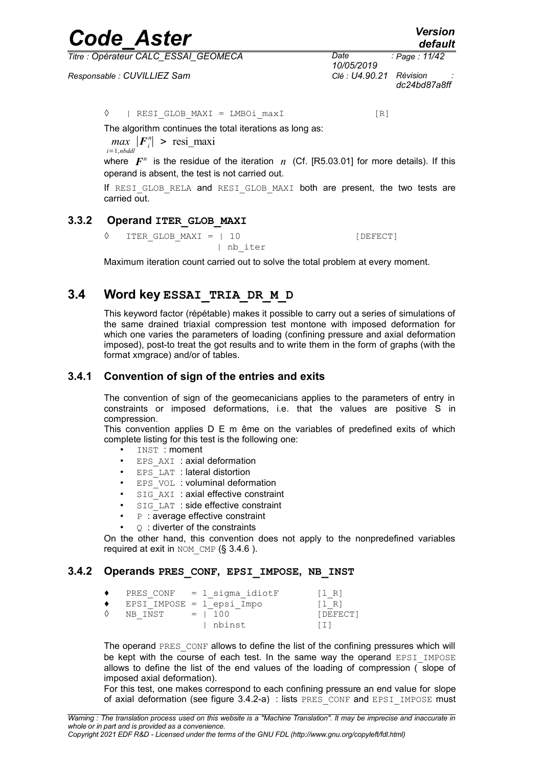◊ | RESI_GLOB_MAXI = LMBOi_maxI [R]

The algorithm continues the total iterations as long as:

$$\max_{i=1,nbddl} |F_i^n| > \text{resi\_maxi}$$

where $F^n$ is the residue of the iteration $n$ (Cf. [R5.03.01] for more details). If this operand is absent, the test is not carried out.

If RESI_GLOB_RELA and RESI_GLOB_MAXI both are present, the two tests are carried out.

### 3.3.2 Operand ITER_GLOB_MAXI

```
◊   ITER_GLOB_MAXI = | 10                [DEFECT]
                     | nb_iter
```

Maximum iteration count carried out to solve the total problem at every moment.

## 3.4 Word key ESSAI_TRIA_DR_M_D

This keyword factor (répétable) makes it possible to carry out a series of simulations of the same drained triaxial compression test montone with imposed deformation for which one varies the parameters of loading (confining pressure and axial deformation imposed), post-to treat the got results and to write them in the form of graphs (with the format xmgrace) and/or of tables.

### 3.4.1 Convention of sign of the entries and exits

The convention of sign of the geomecanicians applies to the parameters of entry in constraints or imposed deformations, i.e. that the values are positive S in compression.

This convention applies D E m ême on the variables of predefined exits of which complete listing for this test is the following one:

- INST : moment
- EPS_AXI : axial deformation
- EPS_LAT : lateral distortion
- EPS_VOL : voluminal deformation
- SIG_AXI : axial effective constraint
- SIG_LAT : side effective constraint
- P : average effective constraint
- Q : diverter of the constraints

On the other hand, this convention does not apply to the nonpredefined variables required at exit in NOM_CMP (§ 3.4.6 ).

### 3.4.2 Operands PRES_CONF, EPSI_IMPOSE, NB_INST

```
♦   PRES_CONF   = l_sigma_idiotF       [l_R]
♦   EPSI_IMPOSE = l_epsi_Impo          [l_R]
◊   NB_INST     = | 100                [DEFECT]
                  | nbinst             [I]
```

The operand PRES_CONF allows to define the list of the confining pressures which will be kept with the course of each test. In the same way the operand EPSI_IMPOSE allows to define the list of the end values of the loading of compression ( slope of imposed axial deformation).

For this test, one makes correspond to each confining pressure an end value for slope of axial deformation (see figure 3.4.2-a) : lists PRES_CONF and EPSI_IMPOSE must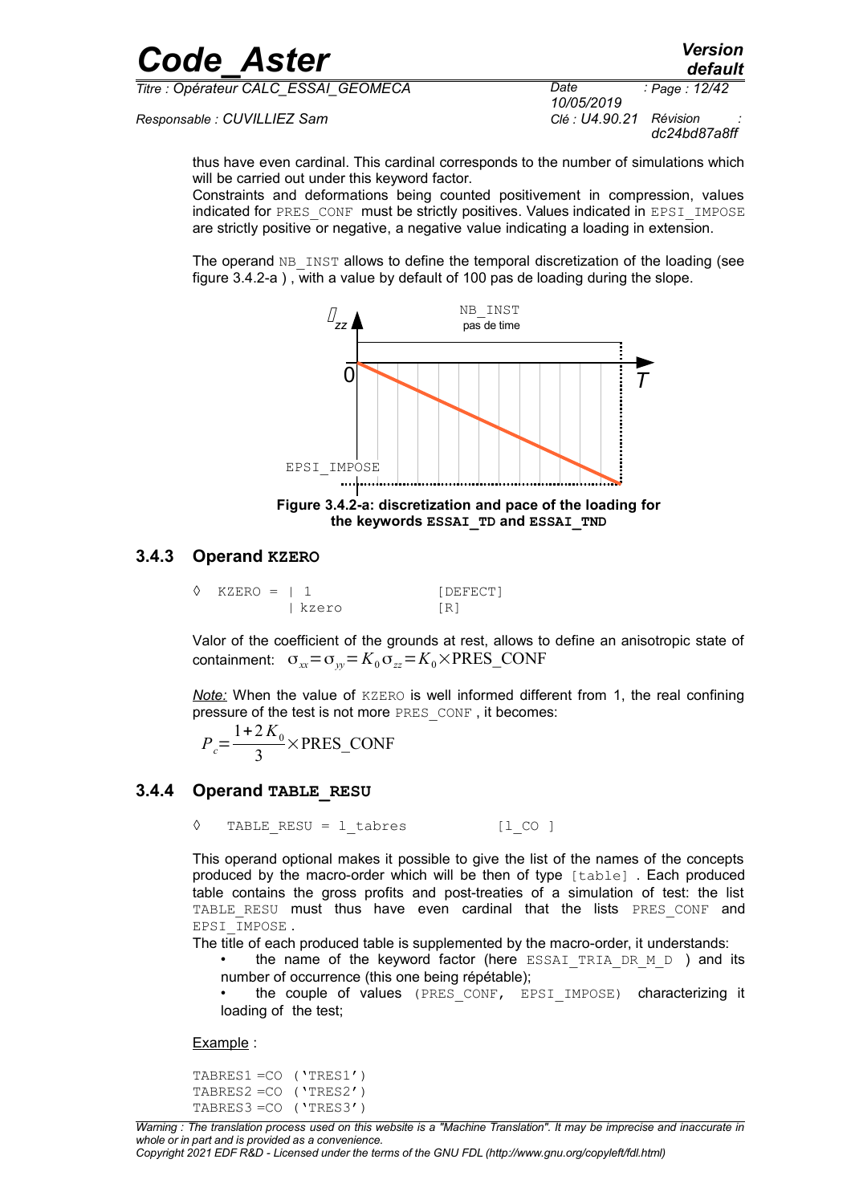thus have even cardinal. This cardinal corresponds to the number of simulations which will be carried out under this keyword factor.
Constraints and deformations being counted positivement in compression, values indicated for PRES_CONF must be strictly positives. Values indicated in EPSI_IMPOSE are strictly positive or negative, a negative value indicating a loading in extension.

The operand NB_INST allows to define the temporal discretization of the loading (see figure 3.4.2-a ) , with a value by default of 100 pas de loading during the slope.

**Figure 3.4.2-a: discretization and pace of the loading for the keywords ESSAI_TD and ESSAI_TND**

### 3.4.3 Operand KZERO

```
◊  KZERO = | 1              [DEFECT]
           | kzero          [R]
```

Valor of the coefficient of the grounds at rest, allows to define an anisotropic state of containment: $\sigma_{xx}=\sigma_{yy}=K_0\sigma_{zz}=K_0\times\text{PRES\_CONF}$

*Note:* When the value of KZERO is well informed different from 1, the real confining pressure of the test is not more PRES_CONF , it becomes:

$$P_c=\frac{1+2K_0}{3}\times\text{PRES\_CONF}$$

### 3.4.4 Operand TABLE_RESU

```
◊   TABLE_RESU = l_tabres          [l_CO ]
```

This operand optional makes it possible to give the list of the names of the concepts produced by the macro-order which will be then of type [table] . Each produced table contains the gross profits and post-treaties of a simulation of test: the list TABLE_RESU must thus have even cardinal that the lists PRES_CONF and EPSI_IMPOSE .

The title of each produced table is supplemented by the macro-order, it understands:

- the name of the keyword factor (here ESSAI_TRIA_DR_M_D ) and its number of occurrence (this one being répétable);
- the couple of values (PRES_CONF, EPSI_IMPOSE) characterizing it loading of the test;

Example :

```
TABRES1 =CO ('TRES1')
TABRES2 =CO ('TRES2')
TABRES3 =CO ('TRES3')
```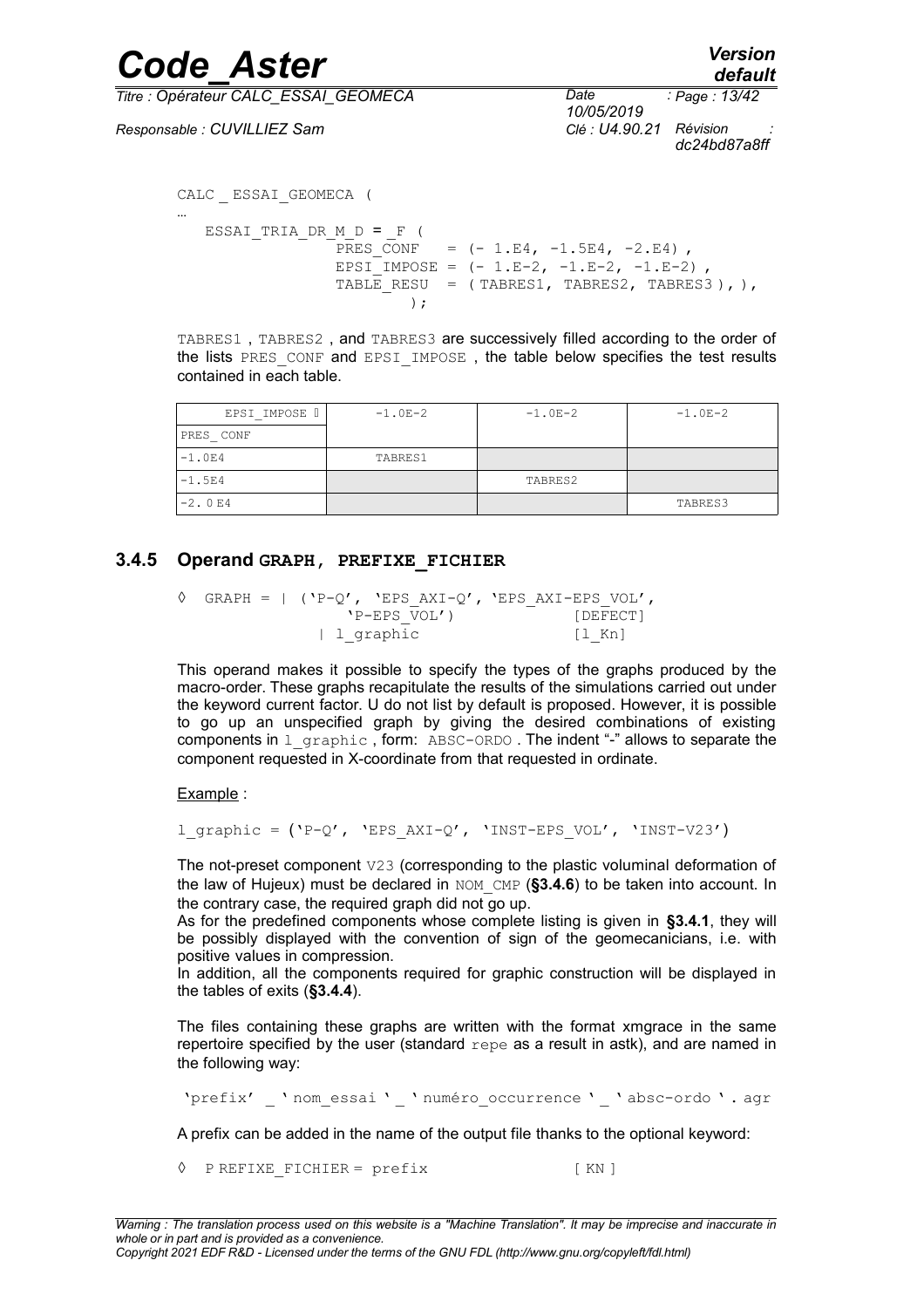```
CALC _ ESSAI_GEOMECA (
…
   ESSAI_TRIA_DR_M_D = _F (
                PRES_CONF   = (- 1.E4, -1.5E4, -2.E4) ,
                EPSI_IMPOSE = (- 1.E-2, -1.E-2, -1.E-2) ,
                TABLE_RESU  = ( TABRES1, TABRES2, TABRES3 ), ),
                        );
```

TABRES1 , TABRES2 , and TABRES3 are successively filled according to the order of the lists PRES_CONF and EPSI_IMPOSE , the table below specifies the test results contained in each table.

| EPSI_IMPOSE ⇨ PRES_CONF | -1.0E-2 | -1.0E-2 | -1.0E-2 |
|---|---|---|---|
| -1.0E4 | TABRES1 | | |
| -1.5E4 | | TABRES2 | |
| -2. 0 E4 | | | TABRES3 |

### 3.4.5 Operand GRAPH, PREFIXE_FICHIER

```
◊  GRAPH = | ('P-Q', 'EPS_AXI-Q', 'EPS_AXI-EPS_VOL',
              'P-EPS_VOL')               [DEFECT]
           | l_graphic                   [l_Kn]
```

This operand makes it possible to specify the types of the graphs produced by the macro-order. These graphs recapitulate the results of the simulations carried out under the keyword current factor. U do not list by default is proposed. However, it is possible to go up an unspecified graph by giving the desired combinations of existing components in l_graphic , form: ABSC-ORDO . The indent "-" allows to separate the component requested in X-coordinate from that requested in ordinate.

Example :

```
l_graphic = ('P-Q', 'EPS_AXI-Q', 'INST-EPS_VOL', 'INST-V23')
```

The not-preset component V23 (corresponding to the plastic voluminal deformation of the law of Hujeux) must be declared in NOM_CMP (**§3.4.6**) to be taken into account. In the contrary case, the required graph did not go up.

As for the predefined components whose complete listing is given in **§3.4.1**, they will be possibly displayed with the convention of sign of the geomecanicians, i.e. with positive values in compression.

In addition, all the components required for graphic construction will be displayed in the tables of exits (**§3.4.4**).

The files containing these graphs are written with the format xmgrace in the same repertoire specified by the user (standard repe as a result in astk), and are named in the following way:

```
'prefix' _ ' nom_essai ' _ ' numéro_occurrence ' _ ' absc-ordo ' . agr
```

A prefix can be added in the name of the output file thanks to the optional keyword:

```
◊  P REFIXE_FICHIER = prefix            [ KN ]
```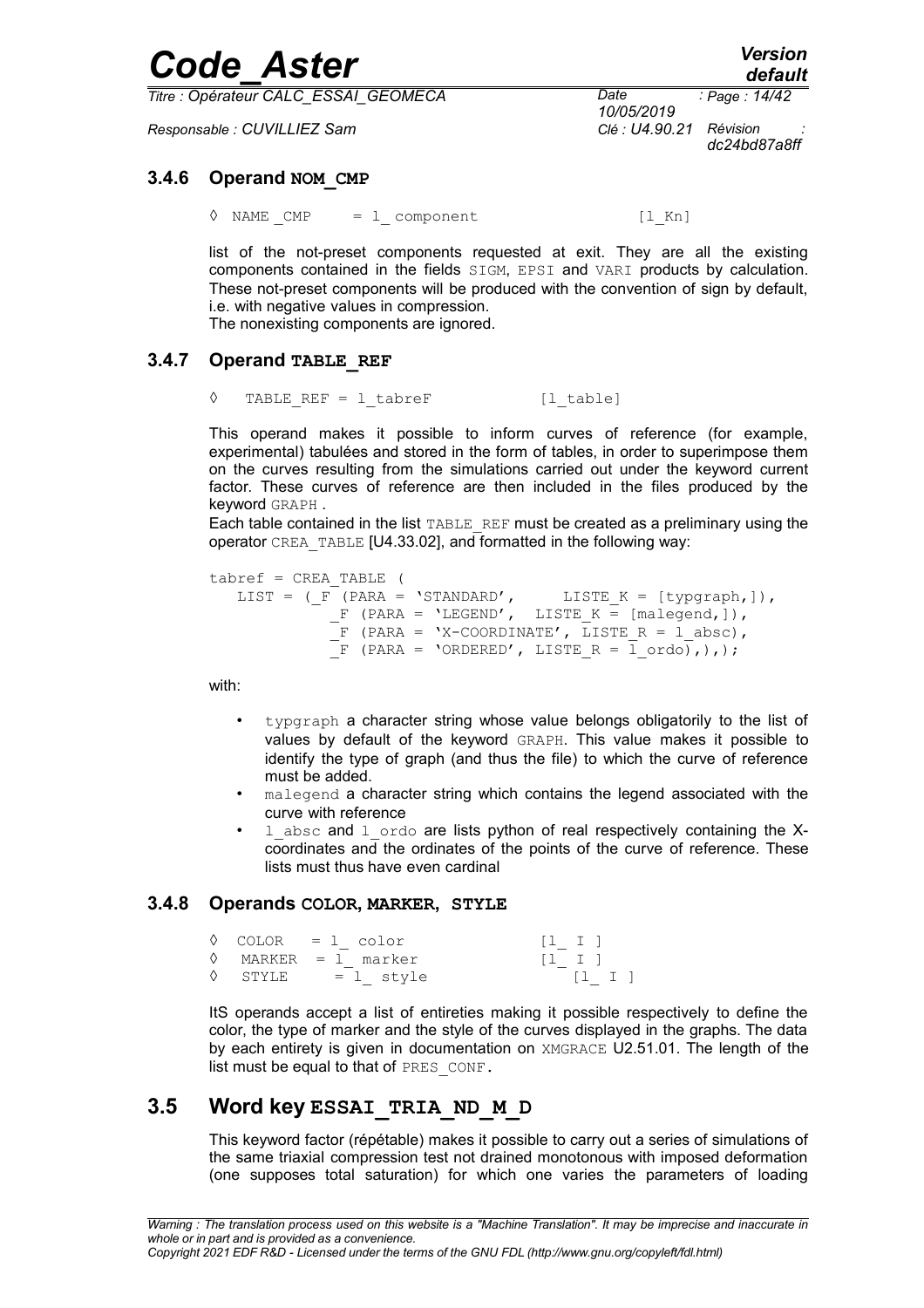### 3.4.6 Operand NOM_CMP

```
◊  NAME _CMP     = l_ component                 [l_Kn]
```

list of the not-preset components requested at exit. They are all the existing components contained in the fields SIGM, EPSI and VARI products by calculation. These not-preset components will be produced with the convention of sign by default, i.e. with negative values in compression.
The nonexisting components are ignored.

### 3.4.7 Operand TABLE_REF

```
◊   TABLE_REF = l_tabreF            [l_table]
```

This operand makes it possible to inform curves of reference (for example, experimental) tabulées and stored in the form of tables, in order to superimpose them on the curves resulting from the simulations carried out under the keyword current factor. These curves of reference are then included in the files produced by the keyword GRAPH .
Each table contained in the list TABLE_REF must be created as a preliminary using the operator CREA_TABLE [U4.33.02], and formatted in the following way:

```
tabref = CREA_TABLE (
   LIST = (_F (PARA = 'STANDARD',     LISTE_K = [typgraph,]),
            _F (PARA = 'LEGEND',  LISTE_K = [malegend,]),
            _F (PARA = 'X-COORDINATE', LISTE_R = l_absc),
            _F (PARA = 'ORDERED', LISTE_R = l_ordo),),);
```

with:

- typgraph a character string whose value belongs obligatorily to the list of values by default of the keyword GRAPH. This value makes it possible to identify the type of graph (and thus the file) to which the curve of reference must be added.
- malegend a character string which contains the legend associated with the curve with reference
- l_absc and l_ordo are lists python of real respectively containing the X-coordinates and the ordinates of the points of the curve of reference. These lists must thus have even cardinal

### 3.4.8 Operands COLOR, MARKER, STYLE

```
◊  COLOR   = l_ color              [l_ I ]
◊  MARKER  = l_ marker             [l_ I ]
◊  STYLE     = l_ style              [l_ I ]
```

ItS operands accept a list of entireties making it possible respectively to define the color, the type of marker and the style of the curves displayed in the graphs. The data by each entirety is given in documentation on XMGRACE U2.51.01. The length of the list must be equal to that of PRES_CONF.

## 3.5 Word key ESSAI_TRIA_ND_M_D

This keyword factor (répétable) makes it possible to carry out a series of simulations of the same triaxial compression test not drained monotonous with imposed deformation (one supposes total saturation) for which one varies the parameters of loading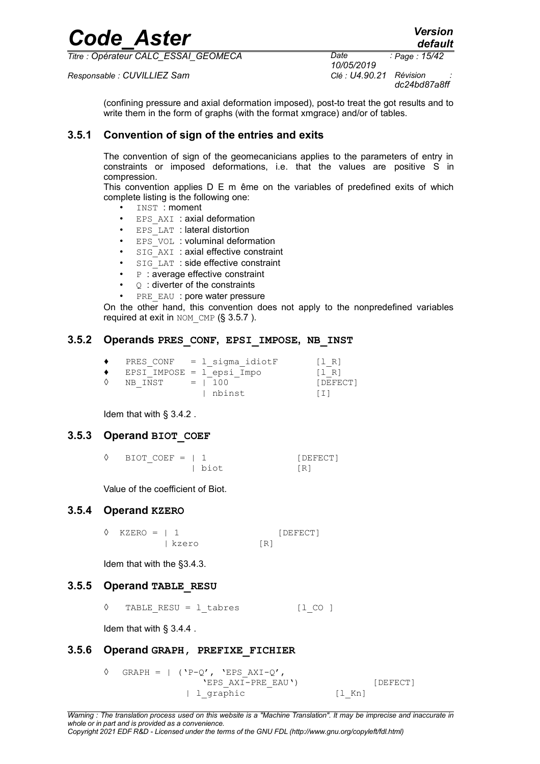(confining pressure and axial deformation imposed), post-to treat the got results and to write them in the form of graphs (with the format xmgrace) and/or of tables.

### 3.5.1 Convention of sign of the entries and exits

The convention of sign of the geomecanicians applies to the parameters of entry in constraints or imposed deformations, i.e. that the values are positive S in compression.

This convention applies D E m ême on the variables of predefined exits of which complete listing is the following one:

- `INST` : moment
- `EPS_AXI` : axial deformation
- `EPS_LAT` : lateral distortion
- `EPS_VOL` : voluminal deformation
- `SIG_AXI` : axial effective constraint
- `SIG_LAT` : side effective constraint
- `P` : average effective constraint
- `Q` : diverter of the constraints
- `PRE_EAU` : pore water pressure

On the other hand, this convention does not apply to the nonpredefined variables required at exit in `NOM_CMP` (§ 3.5.7 ).

### 3.5.2 Operands PRES_CONF, EPSI_IMPOSE, NB_INST

```
♦   PRES_CONF   = l_sigma_idiotF       [l_R]
♦   EPSI_IMPOSE = l_epsi_Impo          [l_R]
◊   NB_INST     = | 100                [DEFECT]
                  | nbinst             [I]
```

Idem that with § 3.4.2 .

### 3.5.3 Operand BIOT_COEF

```
◊   BIOT_COEF = | 1                  [DEFECT]
                | biot               [R]
```

Value of the coefficient of Biot.

### 3.5.4 Operand KZERO

```
◊  KZERO = | 1                   [DEFECT]
           | kzero           [R]
```

Idem that with the §3.4.3.

### 3.5.5 Operand TABLE_RESU

```
◊   TABLE_RESU = l_tabres          [l_CO ]
```

Idem that with § 3.4.4 .

### 3.5.6 Operand GRAPH, PREFIXE_FICHIER

```
◊   GRAPH = | ('P-Q', 'EPS_AXI-Q',
                 'EPS_AXI-PRE_EAU')               [DEFECT]
            | l_graphic                [l_Kn]
```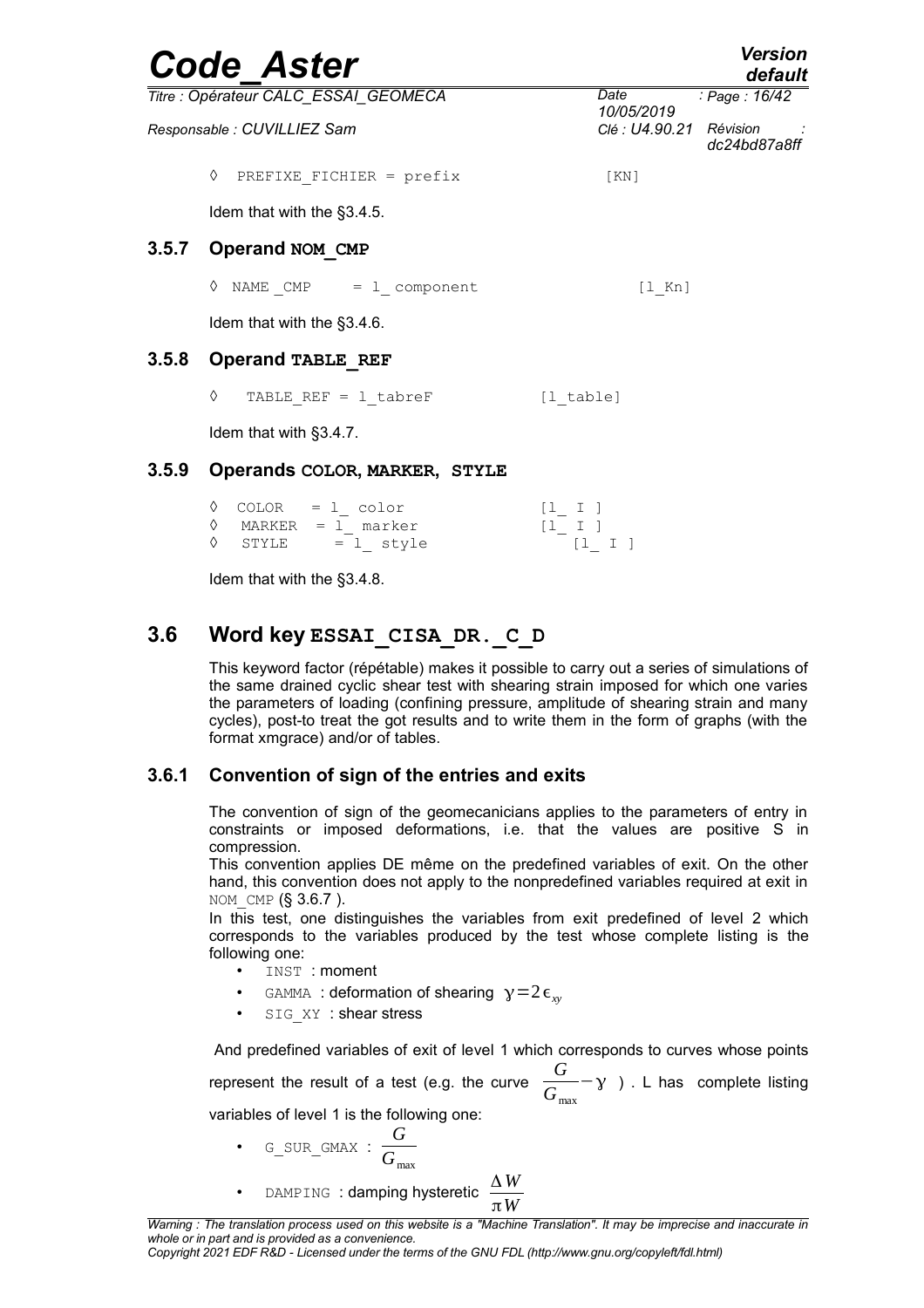◊ PREFIXE_FICHIER = prefix [KN]

Idem that with the §3.4.5.

### 3.5.7 Operand NOM_CMP

◊ NAME _CMP = l_ component [l_Kn]

Idem that with the §3.4.6.

### 3.5.8 Operand TABLE_REF

◊ TABLE_REF = l_tabreF [l_table]

Idem that with §3.4.7.

### 3.5.9 Operands COLOR, MARKER, STYLE

```
◊  COLOR   = l_ color        [l_ I ]
◊  MARKER  = l_ marker       [l_ I ]
◊  STYLE   = l_ style        [l_ I ]
```

Idem that with the §3.4.8.

## 3.6 Word key ESSAI_CISA_DR._C_D

This keyword factor (répétable) makes it possible to carry out a series of simulations of the same drained cyclic shear test with shearing strain imposed for which one varies the parameters of loading (confining pressure, amplitude of shearing strain and many cycles), post-to treat the got results and to write them in the form of graphs (with the format xmgrace) and/or of tables.

### 3.6.1 Convention of sign of the entries and exits

The convention of sign of the geomecanicians applies to the parameters of entry in constraints or imposed deformations, i.e. that the values are positive S in compression.
This convention applies DE même on the predefined variables of exit. On the other hand, this convention does not apply to the nonpredefined variables required at exit in NOM_CMP (§ 3.6.7 ).
In this test, one distinguishes the variables from exit predefined of level 2 which corresponds to the variables produced by the test whose complete listing is the following one:

- INST : moment
- GAMMA : deformation of shearing $\gamma = 2\epsilon_{xy}$
- SIG_XY : shear stress

And predefined variables of exit of level 1 which corresponds to curves whose points represent the result of a test (e.g. the curve $\frac{G}{G_{max}} - \gamma$ ). L has complete listing variables of level 1 is the following one:

- G_SUR_GMAX : $\frac{G}{G_{max}}$
- DAMPING : damping hysteretic $\frac{\Delta W}{\pi W}$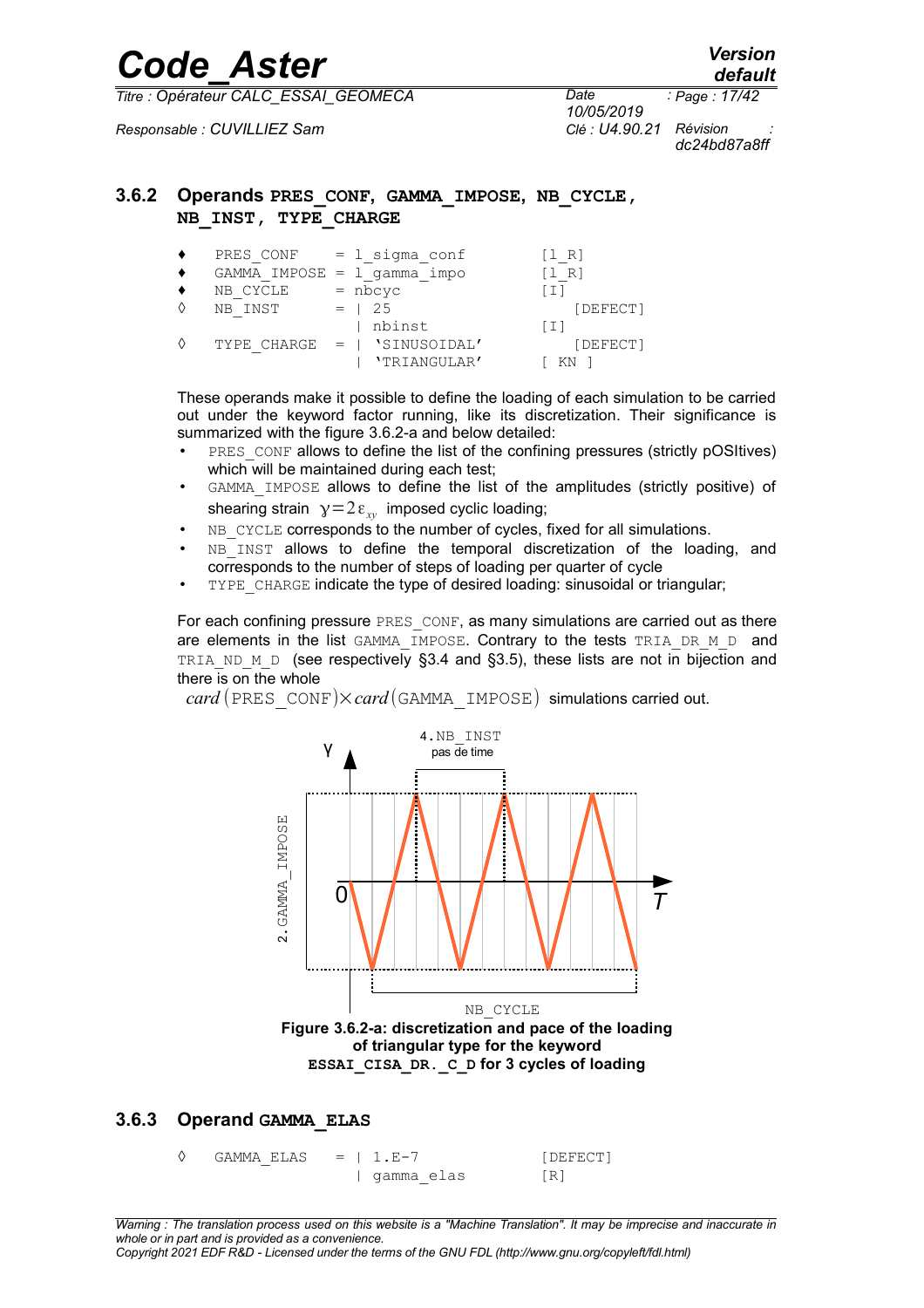### 3.6.2 Operands PRES_CONF, GAMMA_IMPOSE, NB_CYCLE, NB_INST, TYPE_CHARGE

```
♦   PRES_CONF    = l_sigma_conf          [l_R]
♦   GAMMA_IMPOSE = l_gamma_impo          [l_R]
♦   NB_CYCLE     = nbcyc                 [I]
◊   NB_INST      = | 25                      [DEFECT]
                   | nbinst              [I]
◊   TYPE_CHARGE  = | 'SINUSOIDAL'            [DEFECT]
                   | 'TRIANGULAR'        [ KN ]
```

These operands make it possible to define the loading of each simulation to be carried out under the keyword factor running, like its discretization. Their significance is summarized with the figure 3.6.2-a and below detailed:

- PRES_CONF allows to define the list of the confining pressures (strictly pOSItives) which will be maintained during each test;
- GAMMA_IMPOSE allows to define the list of the amplitudes (strictly positive) of shearing strain $\gamma=2\varepsilon_{xy}$ imposed cyclic loading;
- NB_CYCLE corresponds to the number of cycles, fixed for all simulations.
- NB_INST allows to define the temporal discretization of the loading, and corresponds to the number of steps of loading per quarter of cycle
- TYPE_CHARGE indicate the type of desired loading: sinusoidal or triangular;

For each confining pressure PRES_CONF, as many simulations are carried out as there are elements in the list GAMMA_IMPOSE. Contrary to the tests TRIA_DR_M_D and TRIA_ND_M_D (see respectively §3.4 and §3.5), these lists are not in bijection and there is on the whole

$card(\text{PRES\_CONF})\times card(\text{GAMMA\_IMPOSE})$ simulations carried out.

**Figure 3.6.2-a: discretization and pace of the loading of triangular type for the keyword ESSAI_CISA_DR._C_D for 3 cycles of loading**

### 3.6.3 Operand GAMMA_ELAS

```
◊   GAMMA_ELAS   = | 1.E-7               [DEFECT]
                   | gamma_elas          [R]
```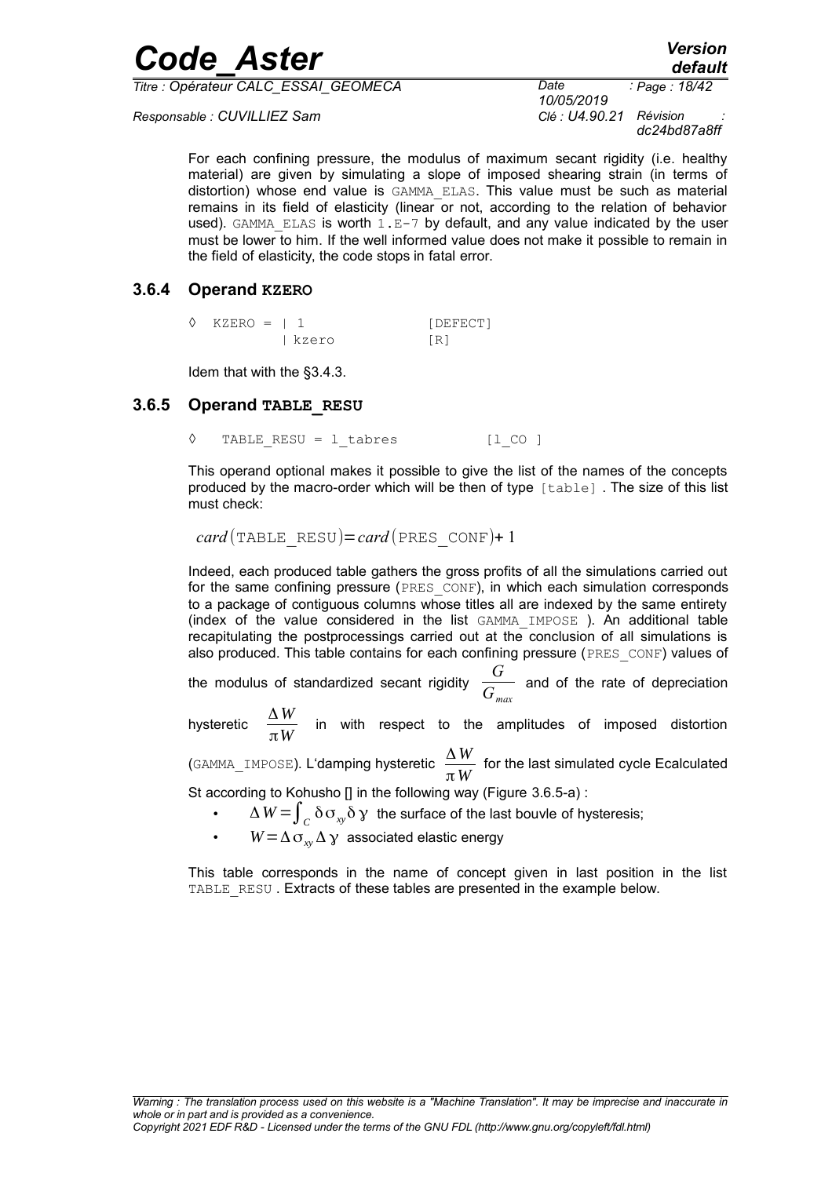For each confining pressure, the modulus of maximum secant rigidity (i.e. healthy material) are given by simulating a slope of imposed shearing strain (in terms of distortion) whose end value is GAMMA_ELAS. This value must be such as material remains in its field of elasticity (linear or not, according to the relation of behavior used). GAMMA_ELAS is worth 1.E-7 by default, and any value indicated by the user must be lower to him. If the well informed value does not make it possible to remain in the field of elasticity, the code stops in fatal error.

### 3.6.4 Operand KZERO

```
◊  KZERO = | 1                [DEFECT]
           | kzero            [R]
```

Idem that with the §3.4.3.

### 3.6.5 Operand TABLE_RESU

```
◊    TABLE_RESU = l_tabres           [l_CO ]
```

This operand optional makes it possible to give the list of the names of the concepts produced by the macro-order which will be then of type [table] . The size of this list must check:

$$card(\text{TABLE\_RESU}) = card(\text{PRES\_CONF}) + 1$$

Indeed, each produced table gathers the gross profits of all the simulations carried out for the same confining pressure (PRES_CONF), in which each simulation corresponds to a package of contiguous columns whose titles all are indexed by the same entirety (index of the value considered in the list GAMMA_IMPOSE ). An additional table recapitulating the postprocessings carried out at the conclusion of all simulations is also produced. This table contains for each confining pressure (PRES_CONF) values of the modulus of standardized secant rigidity $\frac{G}{G_{max}}$ and of the rate of depreciation hysteretic $\frac{\Delta W}{\pi W}$ in with respect to the amplitudes of imposed distortion (GAMMA_IMPOSE). L'damping hysteretic $\frac{\Delta W}{\pi W}$ for the last simulated cycle Ecalculated St according to Kohusho [] in the following way (Figure 3.6.5-a) :

- $\Delta W = \int_C \delta \sigma_{xy} \delta \gamma$ the surface of the last bouvle of hysteresis;
- $W = \Delta \sigma_{xy} \Delta \gamma$ associated elastic energy

This table corresponds in the name of concept given in last position in the list TABLE_RESU . Extracts of these tables are presented in the example below.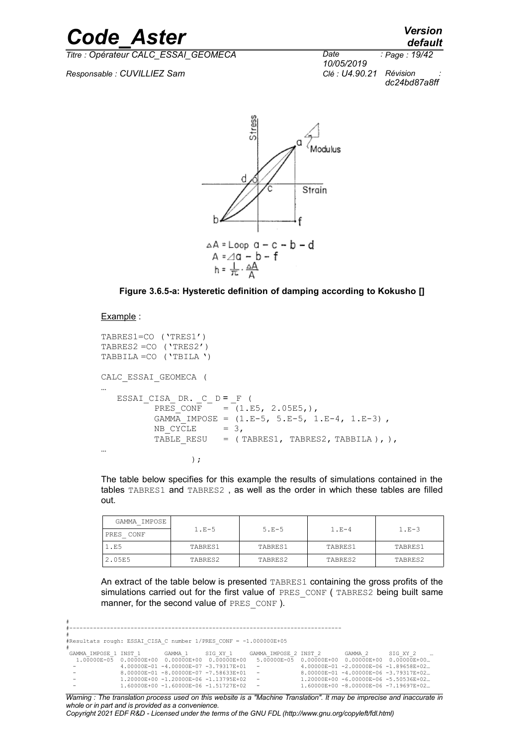$\Delta A$ = Loop a − c − b − d
$A = \Delta a - b - f$
$h = \frac{1}{\pi} \cdot \frac{\Delta A}{A}$

**Figure 3.6.5-a: Hysteretic definition of damping according to Kokusho []**

Example :

```
TABRES1=CO ('TRES1')
TABRES2 =CO ('TRES2')
TABBILA =CO ('TBILA ')

CALC_ESSAI_GEOMECA (
…
   ESSAI_CISA_DR._C_D = _F (
          PRES_CONF    = (1.E5, 2.05E5,),
          GAMMA_IMPOSE = (1.E-5, 5.E-5, 1.E-4, 1.E-3) ,
          NB_CYCLE     = 3,
          TABLE_RESU   = ( TABRES1, TABRES2, TABBILA ), ),
…
                );
```

The table below specifies for this example the results of simulations contained in the tables TABRES1 and TABRES2 , as well as the order in which these tables are filled out.

| GAMMA_IMPOSE / PRES_CONF | 1.E-5 | 5.E-5 | 1.E-4 | 1.E-3 |
|---|---|---|---|---|
| 1.E5 | TABRES1 | TABRES1 | TABRES1 | TABRES1 |
| 2.05E5 | TABRES2 | TABRES2 | TABRES2 | TABRES2 |

An extract of the table below is presented TABRES1 containing the gross profits of the simulations carried out for the first value of PRES_CONF ( TABRES2 being built same manner, for the second value of PRES_CONF ).

```
#
#-------------------------------------------------------------------------------
#
#Resultats rough: ESSAI_CISA_C number 1/PRES_CONF = -1.000000E+05
#
 GAMMA_IMPOSE_1 INST_1       GAMMA_1      SIG_XY_1     GAMMA_IMPOSE_2 INST_2       GAMMA_2      SIG_XY_2     …
  1.00000E-05  0.00000E+00  0.00000E+00  0.00000E+00   5.00000E-05  0.00000E+00  0.00000E+00  0.00000E+00…
   -           4.00000E-01 -4.00000E-07 -3.79317E+01   -            4.00000E-01 -2.00000E-06 -1.89658E+02…
   -           8.00000E-01 -8.00000E-07 -7.58633E+01   -            8.00000E-01 -4.00000E-06 -3.79317E+02…
   -           1.20000E+00 -1.20000E-06 -1.13795E+02   -            1.20000E+00 -6.00000E-06 -5.50536E+02…
   -           1.60000E+00 -1.60000E-06 -1.51727E+02   -            1.60000E+00 -8.00000E-06 -7.19697E+02…
```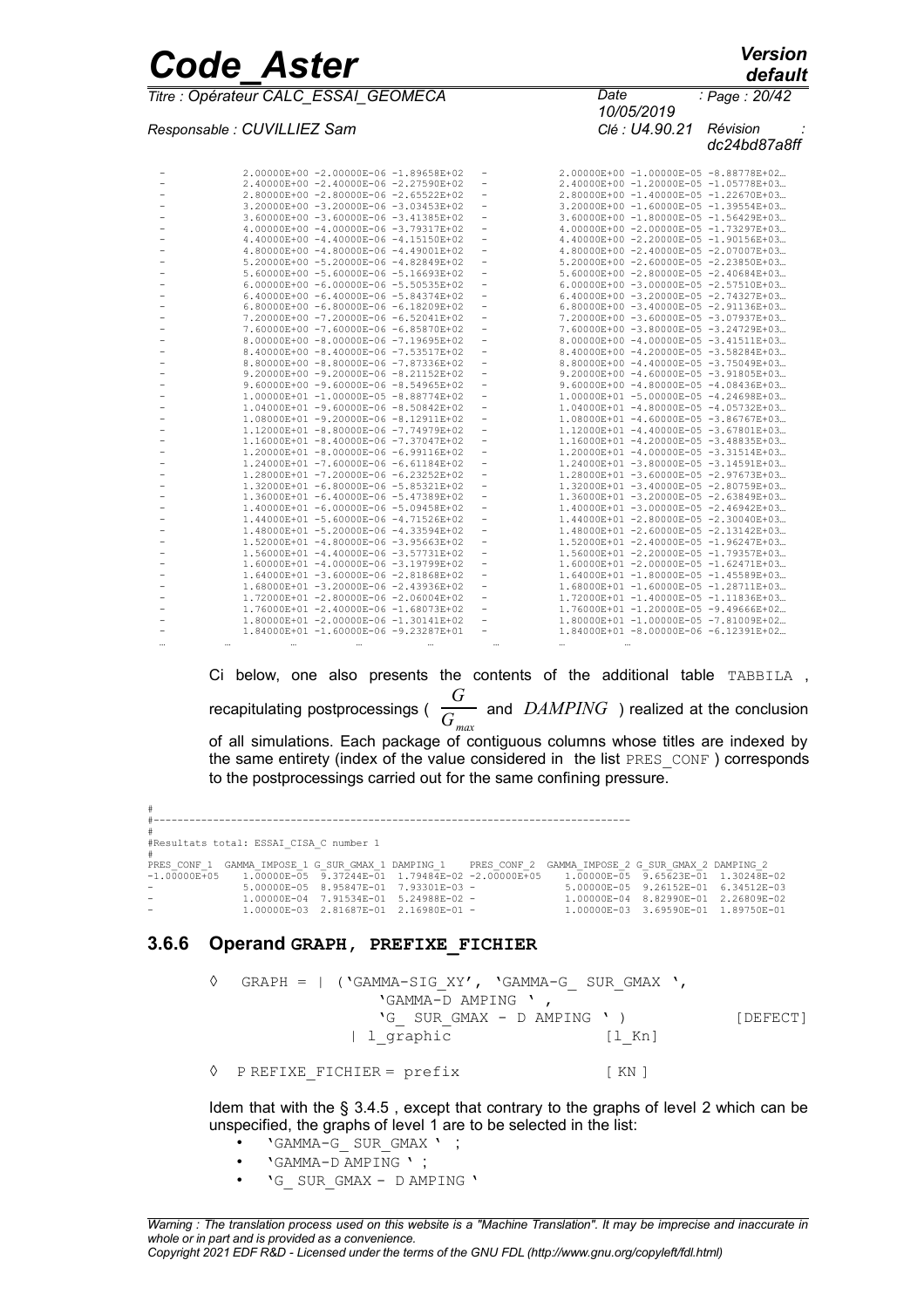```
-        2.00000E+00 -2.00000E-06 -1.89658E+02   -        2.00000E+00 -1.00000E-05 -8.88778E+02…
-        2.40000E+00 -2.40000E-06 -2.27590E+02   -        2.40000E+00 -1.20000E-05 -1.05778E+03…
-        2.80000E+00 -2.80000E-06 -2.65522E+02   -        2.80000E+00 -1.40000E-05 -1.22670E+03…
-        3.20000E+00 -3.20000E-06 -3.03453E+02   -        3.20000E+00 -1.60000E-05 -1.39554E+03…
-        3.60000E+00 -3.60000E-06 -3.41385E+02   -        3.60000E+00 -1.80000E-05 -1.56429E+03…
-        4.00000E+00 -4.00000E-06 -3.79317E+02   -        4.00000E+00 -2.00000E-05 -1.73297E+03…
-        4.40000E+00 -4.40000E-06 -4.15150E+02   -        4.40000E+00 -2.20000E-05 -1.90156E+03…
-        4.80000E+00 -4.80000E-06 -4.49001E+02   -        4.80000E+00 -2.40000E-05 -2.07007E+03…
-        5.20000E+00 -5.20000E-06 -4.82849E+02   -        5.20000E+00 -2.60000E-05 -2.23850E+03…
-        5.60000E+00 -5.60000E-06 -5.16693E+02   -        5.60000E+00 -2.80000E-05 -2.40684E+03…
-        6.00000E+00 -6.00000E-06 -5.50535E+02   -        6.00000E+00 -3.00000E-05 -2.57510E+03…
-        6.40000E+00 -6.40000E-06 -5.84374E+02   -        6.40000E+00 -3.20000E-05 -2.74327E+03…
-        6.80000E+00 -6.80000E-06 -6.18209E+02   -        6.80000E+00 -3.40000E-05 -2.91136E+03…
-        7.20000E+00 -7.20000E-06 -6.52041E+02   -        7.20000E+00 -3.60000E-05 -3.07937E+03…
-        7.60000E+00 -7.60000E-06 -6.85870E+02   -        7.60000E+00 -3.80000E-05 -3.24729E+03…
-        8.00000E+00 -8.00000E-06 -7.19695E+02   -        8.00000E+00 -4.00000E-05 -3.41511E+03…
-        8.40000E+00 -8.40000E-06 -7.53517E+02   -        8.40000E+00 -4.20000E-05 -3.58284E+03…
-        8.80000E+00 -8.80000E-06 -7.87336E+02   -        8.80000E+00 -4.40000E-05 -3.75049E+03…
-        9.20000E+00 -9.20000E-06 -8.21152E+02   -        9.20000E+00 -4.60000E-05 -3.91805E+03…
-        9.60000E+00 -9.60000E-06 -8.54965E+02   -        9.60000E+00 -4.80000E-05 -4.08436E+03…
-        1.00000E+01 -1.00000E-05 -8.88774E+02   -        1.00000E+01 -5.00000E-05 -4.24698E+03…
-        1.04000E+01 -9.60000E-06 -8.50842E+02   -        1.04000E+01 -4.80000E-05 -4.05732E+03…
-        1.08000E+01 -9.20000E-06 -8.12911E+02   -        1.08000E+01 -4.60000E-05 -3.86767E+03…
-        1.12000E+01 -8.80000E-06 -7.74979E+02   -        1.12000E+01 -4.40000E-05 -3.67801E+03…
-        1.16000E+01 -8.40000E-06 -7.37047E+02   -        1.16000E+01 -4.20000E-05 -3.48835E+03…
-        1.20000E+01 -8.00000E-06 -6.99116E+02   -        1.20000E+01 -4.00000E-05 -3.31514E+03…
-        1.24000E+01 -7.60000E-06 -6.61184E+02   -        1.24000E+01 -3.80000E-05 -3.14591E+03…
-        1.28000E+01 -7.20000E-06 -6.23252E+02   -        1.28000E+01 -3.60000E-05 -2.97673E+03…
-        1.32000E+01 -6.80000E-06 -5.85321E+02   -        1.32000E+01 -3.40000E-05 -2.80759E+03…
-        1.36000E+01 -6.40000E-06 -5.47389E+02   -        1.36000E+01 -3.20000E-05 -2.63849E+03…
-        1.40000E+01 -6.00000E-06 -5.09458E+02   -        1.40000E+01 -3.00000E-05 -2.46942E+03…
-        1.44000E+01 -5.60000E-06 -4.71526E+02   -        1.44000E+01 -2.80000E-05 -2.30040E+03…
-        1.48000E+01 -5.20000E-06 -4.33594E+02   -        1.48000E+01 -2.60000E-05 -2.13142E+03…
-        1.52000E+01 -4.80000E-06 -3.95663E+02   -        1.52000E+01 -2.40000E-05 -1.96247E+03…
-        1.56000E+01 -4.40000E-06 -3.57731E+02   -        1.56000E+01 -2.20000E-05 -1.79357E+03…
-        1.60000E+01 -4.00000E-06 -3.19799E+02   -        1.60000E+01 -2.00000E-05 -1.62471E+03…
-        1.64000E+01 -3.60000E-06 -2.81868E+02   -        1.64000E+01 -1.80000E-05 -1.45589E+03…
-        1.68000E+01 -3.20000E-06 -2.43936E+02   -        1.68000E+01 -1.60000E-05 -1.28711E+03…
-        1.72000E+01 -2.80000E-06 -2.06004E+02   -        1.72000E+01 -1.40000E-05 -1.11836E+03…
-        1.76000E+01 -2.40000E-06 -1.68073E+02   -        1.76000E+01 -1.20000E-05 -9.49666E+02…
-        1.80000E+01 -2.00000E-06 -1.30141E+02   -        1.80000E+01 -1.00000E-05 -7.81009E+02…
-        1.84000E+01 -1.60000E-06 -9.23287E+01   -        1.84000E+01 -8.00000E-06 -6.12391E+02…
…        …        …        …        …        …        …        …
```

Ci below, one also presents the contents of the additional table TABBILA , recapitulating postprocessings ( $\frac{G}{G_{max}}$ and $DAMPING$ ) realized at the conclusion of all simulations. Each package of contiguous columns whose titles are indexed by the same entirety (index of the value considered in the list PRES_CONF ) corresponds to the postprocessings carried out for the same confining pressure.

```
#
#------------------------------------------------------------------------------
#
#Resultats total: ESSAI_CISA_C number 1
#
PRES_CONF_1  GAMMA_IMPOSE_1 G_SUR_GMAX_1 DAMPING_1    PRES_CONF_2  GAMMA_IMPOSE_2 G_SUR_GMAX_2 DAMPING_2
-1.00000E+05   1.00000E-05  9.37244E-01  1.79484E-02 -2.00000E+05   1.00000E-05  9.65623E-01  1.30248E-02
-              5.00000E-05  8.95847E-01  7.93301E-03 -              5.00000E-05  9.26152E-01  6.34512E-03
-              1.00000E-04  7.91534E-01  5.24988E-02 -              1.00000E-04  8.82990E-01  2.26809E-02
-              1.00000E-03  2.81687E-01  2.16980E-01 -              1.00000E-03  3.69590E-01  1.89750E-01
```

### 3.6.6 Operand GRAPH, PREFIXE_FICHIER

```
◊  GRAPH = | ('GAMMA-SIG_XY', 'GAMMA-G_ SUR_GMAX ',
                 'GAMMA-D AMPING ' ,
                 'G_ SUR_GMAX - D AMPING ' )              [DEFECT]
             | l_graphic                  [l_Kn]

◊  P REFIXE_FICHIER = prefix                  [ KN ]
```

Idem that with the § 3.4.5 , except that contrary to the graphs of level 2 which can be unspecified, the graphs of level 1 are to be selected in the list:

* 'GAMMA-G_ SUR_GMAX ' ;
* 'GAMMA-D AMPING ' ;
* 'G_ SUR_GMAX - D AMPING '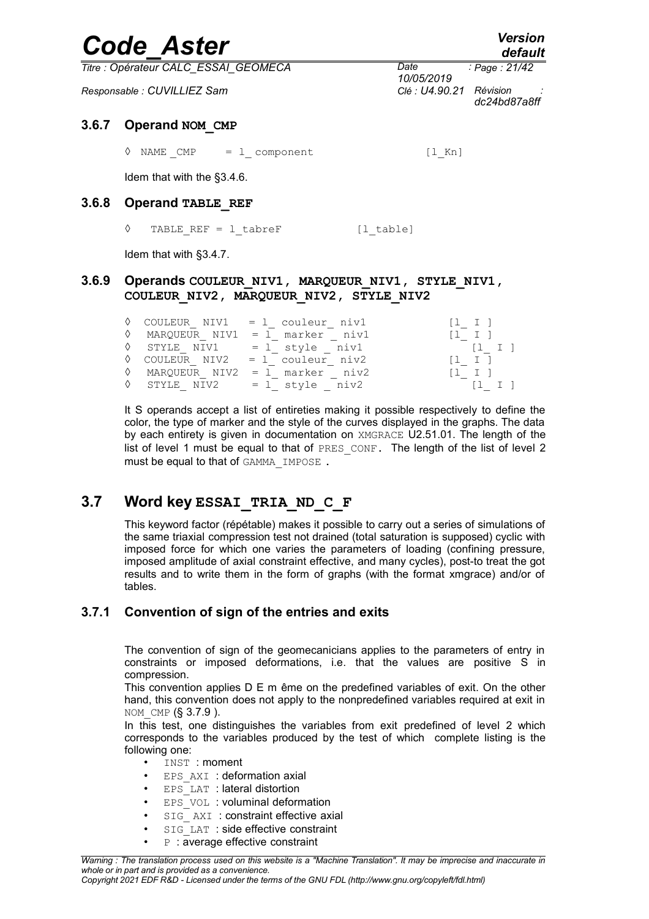### 3.6.7 Operand NOM_CMP

```
◊ NAME_CMP    = l_ component                    [l_Kn]
```

Idem that with the §3.4.6.

### 3.6.8 Operand TABLE_REF

```
◊   TABLE_REF = l_tabreF            [l_table]
```

Idem that with §3.4.7.

### 3.6.9 Operands COULEUR_NIV1, MARQUEUR_NIV1, STYLE_NIV1, COULEUR_NIV2, MARQUEUR_NIV2, STYLE_NIV2

```
◊  COULEUR_ NIV1   = l_ couleur_ niv1            [l_ I ]
◊   MARQUEUR_ NIV1  = l_ marker _ niv1           [l_ I ]
◊   STYLE_ NIV1     = l_ style _ niv1               [l_ I ]
◊  COULEUR_ NIV2   = l_ couleur_ niv2            [l_ I ]
◊   MARQUEUR_ NIV2  = l_ marker _ niv2           [l_ I ]
◊   STYLE_ NIV2     = l_ style _ niv2               [l_ I ]
```

It S operands accept a list of entireties making it possible respectively to define the color, the type of marker and the style of the curves displayed in the graphs. The data by each entirety is given in documentation on XMGRACE U2.51.01. The length of the list of level 1 must be equal to that of PRES_CONF. The length of the list of level 2 must be equal to that of GAMMA_IMPOSE .

## 3.7 Word key ESSAI_TRIA_ND_C_F

This keyword factor (répétable) makes it possible to carry out a series of simulations of the same triaxial compression test not drained (total saturation is supposed) cyclic with imposed force for which one varies the parameters of loading (confining pressure, imposed amplitude of axial constraint effective, and many cycles), post-to treat the got results and to write them in the form of graphs (with the format xmgrace) and/or of tables.

### 3.7.1 Convention of sign of the entries and exits

The convention of sign of the geomecanicians applies to the parameters of entry in constraints or imposed deformations, i.e. that the values are positive S in compression.
This convention applies D E m ême on the predefined variables of exit. On the other hand, this convention does not apply to the nonpredefined variables required at exit in NOM_CMP (§ 3.7.9 ).
In this test, one distinguishes the variables from exit predefined of level 2 which corresponds to the variables produced by the test of which complete listing is the following one:

- INST : moment
- EPS_AXI : deformation axial
- EPS_LAT : lateral distortion
- EPS_VOL : voluminal deformation
- SIG_ AXI : constraint effective axial
- SIG_LAT : side effective constraint
- P : average effective constraint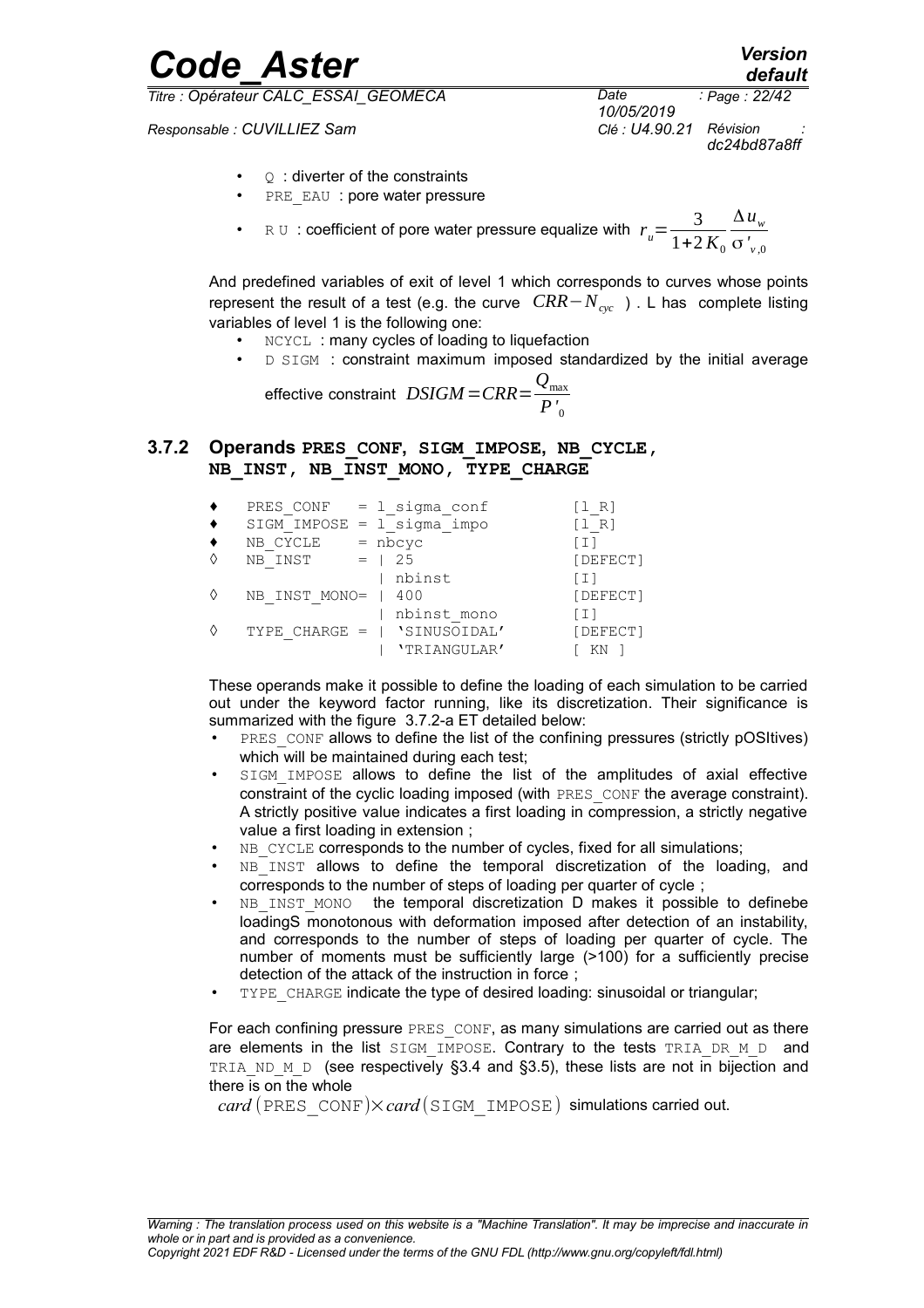- Q : diverter of the constraints
- PRE_EAU : pore water pressure
- R U : coefficient of pore water pressure equalize with $r_u = \frac{3}{1+2K_0} \frac{\Delta u_w}{\sigma'_{v,0}}$

And predefined variables of exit of level 1 which corresponds to curves whose points represent the result of a test (e.g. the curve $CRR - N_{cyc}$ ) . L has complete listing variables of level 1 is the following one:

- NCYCL : many cycles of loading to liquefaction
- D SIGM : constraint maximum imposed standardized by the initial average effective constraint $DSIGM = CRR = \frac{Q_{max}}{P'_0}$

### 3.7.2 Operands PRES_CONF, SIGM_IMPOSE, NB_CYCLE, NB_INST, NB_INST_MONO, TYPE_CHARGE

```
♦  PRES_CONF   = l_sigma_conf         [l_R]
♦  SIGM_IMPOSE = l_sigma_impo         [l_R]
♦  NB_CYCLE    = nbcyc                [I]
◊  NB_INST     = | 25                 [DEFECT]
                 | nbinst             [I]
◊  NB_INST_MONO= | 400                [DEFECT]
                 | nbinst_mono        [I]
◊  TYPE_CHARGE = | 'SINUSOIDAL'       [DEFECT]
                 | 'TRIANGULAR'       [ KN ]
```

These operands make it possible to define the loading of each simulation to be carried out under the keyword factor running, like its discretization. Their significance is summarized with the figure 3.7.2-a ET detailed below:

- PRES_CONF allows to define the list of the confining pressures (strictly pOSItives) which will be maintained during each test;
- SIGM_IMPOSE allows to define the list of the amplitudes of axial effective constraint of the cyclic loading imposed (with PRES_CONF the average constraint). A strictly positive value indicates a first loading in compression, a strictly negative value a first loading in extension ;
- NB_CYCLE corresponds to the number of cycles, fixed for all simulations;
- NB_INST allows to define the temporal discretization of the loading, and corresponds to the number of steps of loading per quarter of cycle ;
- NB_INST_MONO the temporal discretization D makes it possible to definebe loadingS monotonous with deformation imposed after detection of an instability, and corresponds to the number of steps of loading per quarter of cycle. The number of moments must be sufficiently large (>100) for a sufficiently precise detection of the attack of the instruction in force ;
- TYPE_CHARGE indicate the type of desired loading: sinusoidal or triangular;

For each confining pressure PRES_CONF, as many simulations are carried out as there are elements in the list SIGM_IMPOSE. Contrary to the tests TRIA_DR_M_D and TRIA_ND_M_D (see respectively §3.4 and §3.5), these lists are not in bijection and there is on the whole $card(\text{PRES\_CONF}) \times card(\text{SIGM\_IMPOSE})$ simulations carried out.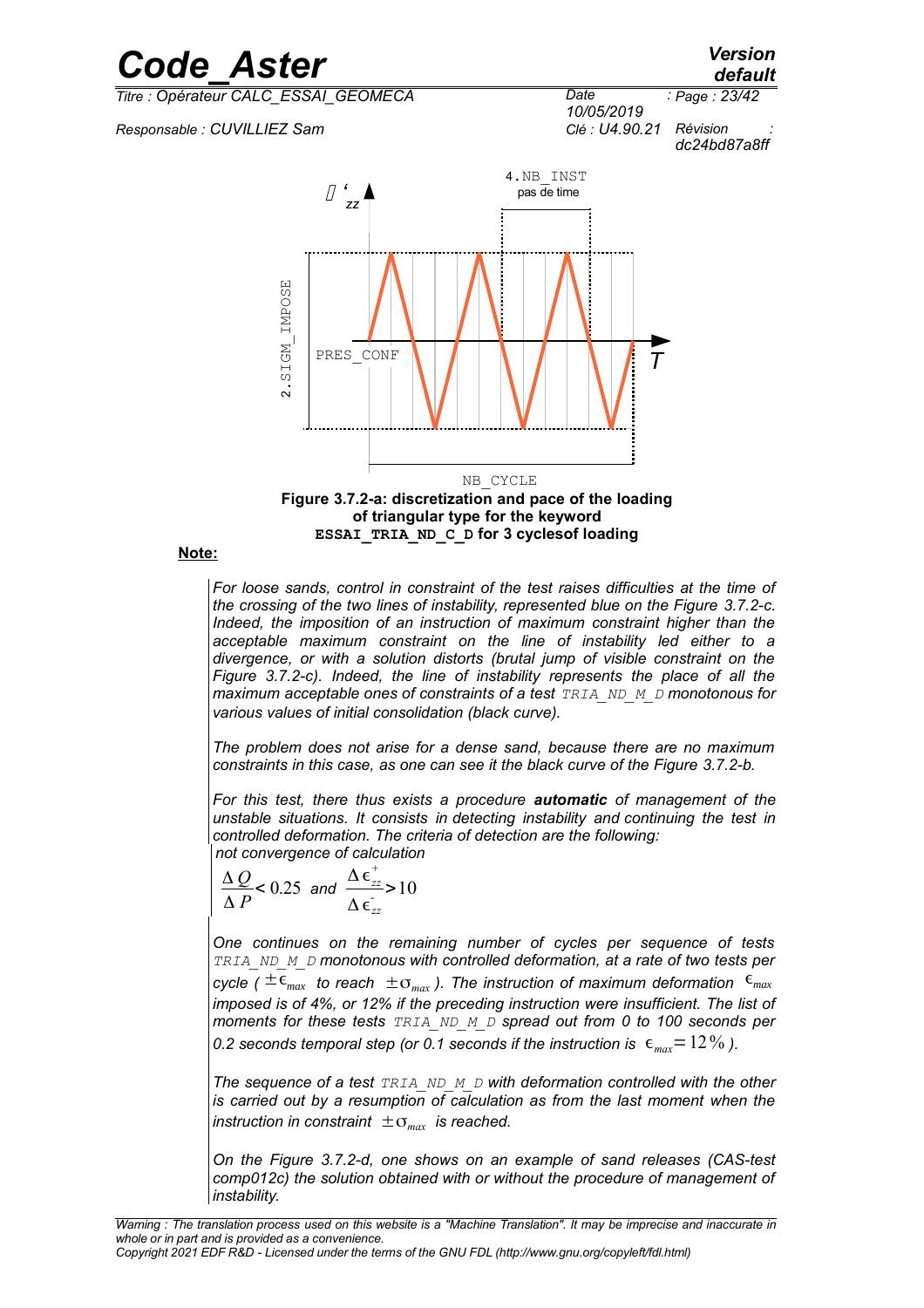4.NB_INST
pas de time

$\sigma'_{zz}$

2.SIGM_IMPOSE

PRES_CONF

$T$

NB_CYCLE

**Figure 3.7.2-a: discretization and pace of the loading of triangular type for the keyword `ESSAI_TRIA_ND_C_D` for 3 cyclesof loading**

**Note:**

*For loose sands, control in constraint of the test raises difficulties at the time of the crossing of the two lines of instability, represented blue on the Figure 3.7.2-c. Indeed, the imposition of an instruction of maximum constraint higher than the acceptable maximum constraint on the line of instability led either to a divergence, or with a solution distorts (brutal jump of visible constraint on the Figure 3.7.2-c). Indeed, the line of instability represents the place of all the maximum acceptable ones of constraints of a test `TRIA_ND_M_D` monotonous for various values of initial consolidation (black curve).*

*The problem does not arise for a dense sand, because there are no maximum constraints in this case, as one can see it the black curve of the Figure 3.7.2-b.*

*For this test, there thus exists a procedure **automatic** of management of the unstable situations. It consists in detecting instability and continuing the test in controlled deformation. The criteria of detection are the following:*

*not convergence of calculation*

$$\frac{\Delta Q}{\Delta P} < 0.25 \text{ and } \frac{\Delta \epsilon_{zz}^{+}}{\Delta \epsilon_{zz}^{-}} > 10$$

*One continues on the remaining number of cycles per sequence of tests `TRIA_ND_M_D` monotonous with controlled deformation, at a rate of two tests per cycle ( $\pm\epsilon_{max}$ to reach $\pm\sigma_{max}$ ). The instruction of maximum deformation $\epsilon_{max}$ imposed is of 4%, or 12% if the preceding instruction were insufficient. The list of moments for these tests `TRIA_ND_M_D` spread out from 0 to 100 seconds per 0.2 seconds temporal step (or 0.1 seconds if the instruction is $\epsilon_{max} = 12\%$ ).*

*The sequence of a test `TRIA_ND_M_D` with deformation controlled with the other is carried out by a resumption of calculation as from the last moment when the instruction in constraint $\pm\sigma_{max}$ is reached.*

*On the Figure 3.7.2-d, one shows on an example of sand releases (CAS-test comp012c) the solution obtained with or without the procedure of management of instability.*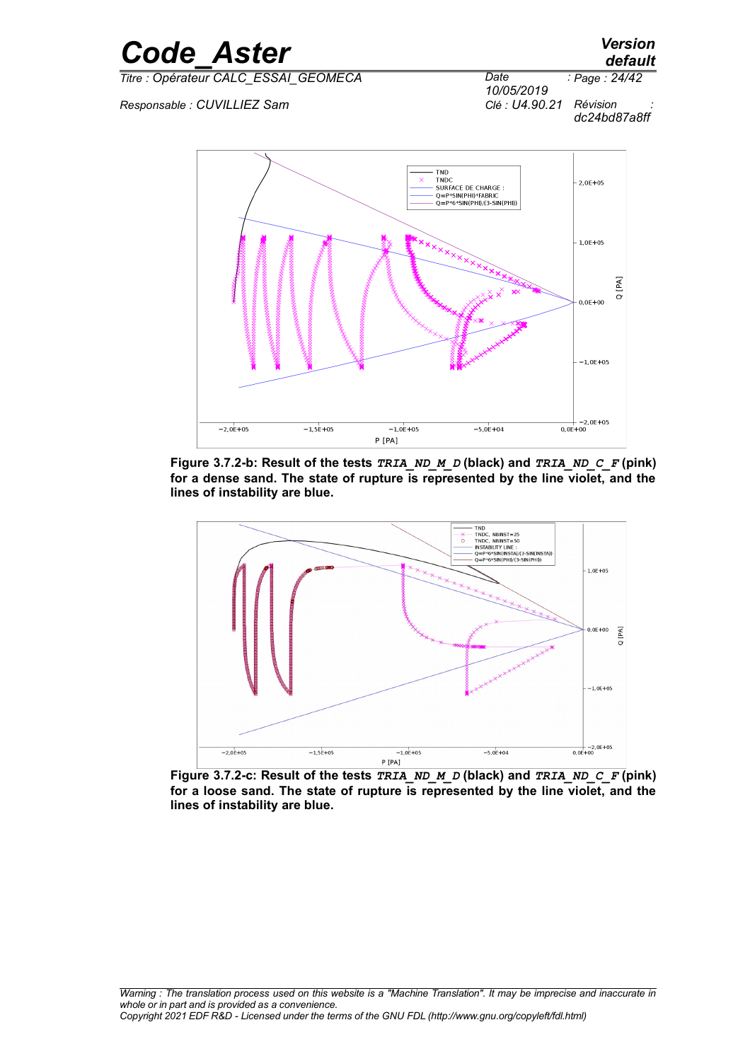**Figure 3.7.2-b: Result of the tests *TRIA_ND_M_D* (black) and *TRIA_ND_C_F* (pink) for a dense sand. The state of rupture is represented by the line violet, and the lines of instability are blue.**

**Figure 3.7.2-c: Result of the tests *TRIA_ND_M_D* (black) and *TRIA_ND_C_F* (pink) for a loose sand. The state of rupture is represented by the line violet, and the lines of instability are blue.**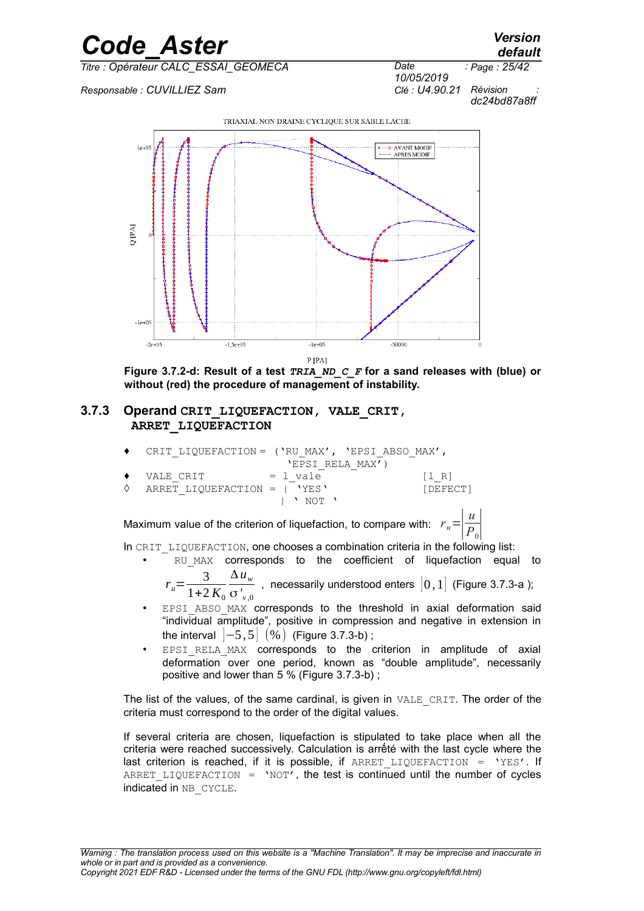Figure 3.7.2-d: Result of a test *TRIA_ND_C_F* for a sand releases with (blue) or without (red) the procedure of management of instability.

### 3.7.3 Operand CRIT_LIQUEFACTION, VALE_CRIT, ARRET_LIQUEFACTION

```
♦   CRIT_LIQUEFACTION = ('RU_MAX', 'EPSI_ABSO_MAX',
                          'EPSI_RELA_MAX')
♦   VALE_CRIT          = l_vale                     [l_R]
◊   ARRET_LIQUEFACTION = | 'YES'                    [DEFECT]
                         | ' NOT '
```

Maximum value of the criterion of liquefaction, to compare with: $r_u = \left| \frac{u}{P_0} \right|$

In CRIT_LIQUEFACTION, one chooses a combination criteria in the following list:

- RU_MAX corresponds to the coefficient of liquefaction equal to $r_u = \frac{3}{1+2K_0} \frac{\Delta u_w}{\sigma'_{v,0}}$, necessarily understood enters $]0,1]$ (Figure 3.7.3-a );
- EPSI_ABSO_MAX corresponds to the threshold in axial deformation said "individual amplitude", positive in compression and negative in extension in the interval $]-5,5]$ $(\%)$ (Figure 3.7.3-b) ;
- EPSI_RELA_MAX corresponds to the criterion in amplitude of axial deformation over one period, known as "double amplitude", necessarily positive and lower than 5 % (Figure 3.7.3-b) ;

The list of the values, of the same cardinal, is given in VALE_CRIT. The order of the criteria must correspond to the order of the digital values.

If several criteria are chosen, liquefaction is stipulated to take place when all the criteria were reached successively. Calculation is arrêté with the last cycle where the last criterion is reached, if it is possible, if ARRET_LIQUEFACTION = 'YES'. If ARRET_LIQUEFACTION = 'NOT', the test is continued until the number of cycles indicated in NB_CYCLE.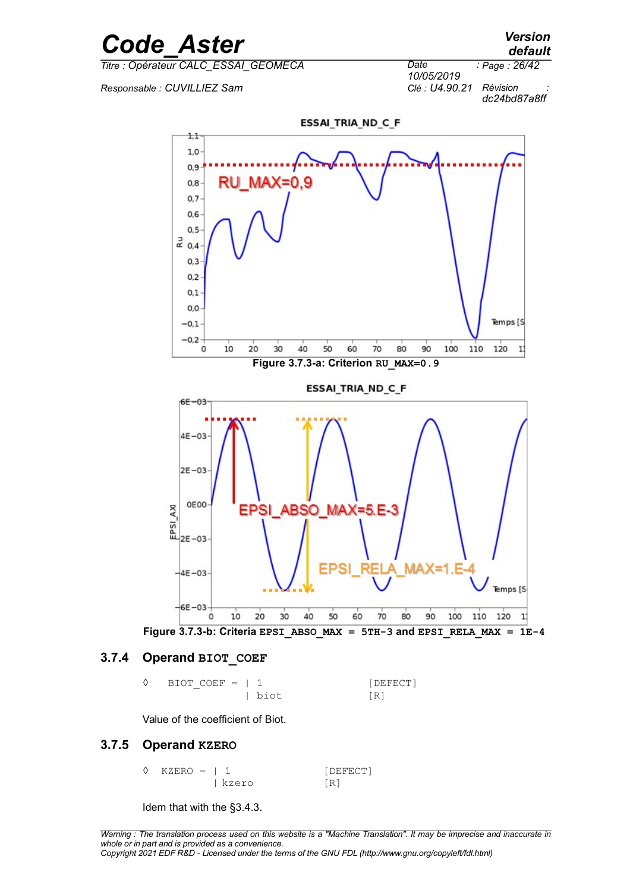Figure 3.7.3-a: Criterion `RU_MAX=0.9`

Figure 3.7.3-b: Criteria `EPSI_ABSO_MAX = 5TH-3` and `EPSI_RELA_MAX = 1E-4`

### 3.7.4 Operand `BIOT_COEF`

```
◊   BIOT_COEF = | 1                    [DEFECT]
                | biot                 [R]
```

Value of the coefficient of Biot.

### 3.7.5 Operand `KZERO`

```
◊   KZERO = | 1                    [DEFECT]
            | kzero                [R]
```

Idem that with the §3.4.3.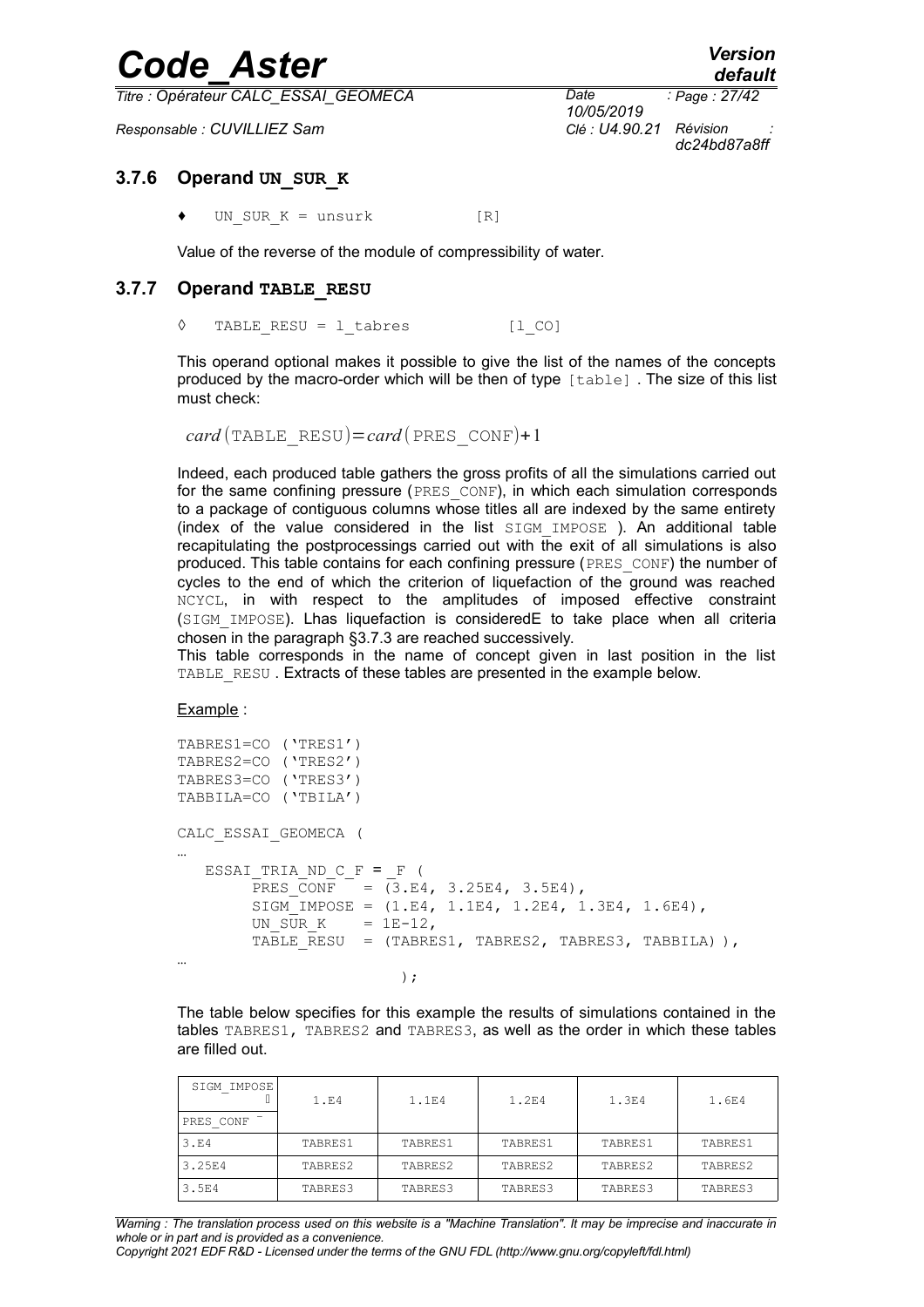### 3.7.6 Operand UN_SUR_K

♦ UN_SUR_K = unsurk [R]

Value of the reverse of the module of compressibility of water.

### 3.7.7 Operand TABLE_RESU

◊ TABLE_RESU = l_tabres [l_CO]

This operand optional makes it possible to give the list of the names of the concepts produced by the macro-order which will be then of type [table] . The size of this list must check:

$$card(\text{TABLE\_RESU}) = card(\text{PRES\_CONF}) + 1$$

Indeed, each produced table gathers the gross profits of all the simulations carried out for the same confining pressure (PRES_CONF), in which each simulation corresponds to a package of contiguous columns whose titles all are indexed by the same entirety (index of the value considered in the list SIGM_IMPOSE ). An additional table recapitulating the postprocessings carried out with the exit of all simulations is also produced. This table contains for each confining pressure (PRES_CONF) the number of cycles to the end of which the criterion of liquefaction of the ground was reached NCYCL, in with respect to the amplitudes of imposed effective constraint (SIGM_IMPOSE). Lhas liquefaction is consideredE to take place when all criteria chosen in the paragraph §3.7.3 are reached successively.
This table corresponds in the name of concept given in last position in the list TABLE_RESU . Extracts of these tables are presented in the example below.

Example :

```
TABRES1=CO ('TRES1')
TABRES2=CO ('TRES2')
TABRES3=CO ('TRES3')
TABBILA=CO ('TBILA')

CALC_ESSAI_GEOMECA (
…
   ESSAI_TRIA_ND_C_F = _F (
        PRES_CONF   = (3.E4, 3.25E4, 3.5E4),
        SIGM_IMPOSE = (1.E4, 1.1E4, 1.2E4, 1.3E4, 1.6E4),
        UN_SUR_K    = 1E-12,
        TABLE_RESU  = (TABRES1, TABRES2, TABRES3, TABBILA) ),
…
                        );
```

The table below specifies for this example the results of simulations contained in the tables TABRES1, TABRES2 and TABRES3, as well as the order in which these tables are filled out.

| SIGM_IMPOSE → / PRES_CONF ↓ | 1.E4 | 1.1E4 | 1.2E4 | 1.3E4 | 1.6E4 |
|---|---|---|---|---|---|
| 3.E4 | TABRES1 | TABRES1 | TABRES1 | TABRES1 | TABRES1 |
| 3.25E4 | TABRES2 | TABRES2 | TABRES2 | TABRES2 | TABRES2 |
| 3.5E4 | TABRES3 | TABRES3 | TABRES3 | TABRES3 | TABRES3 |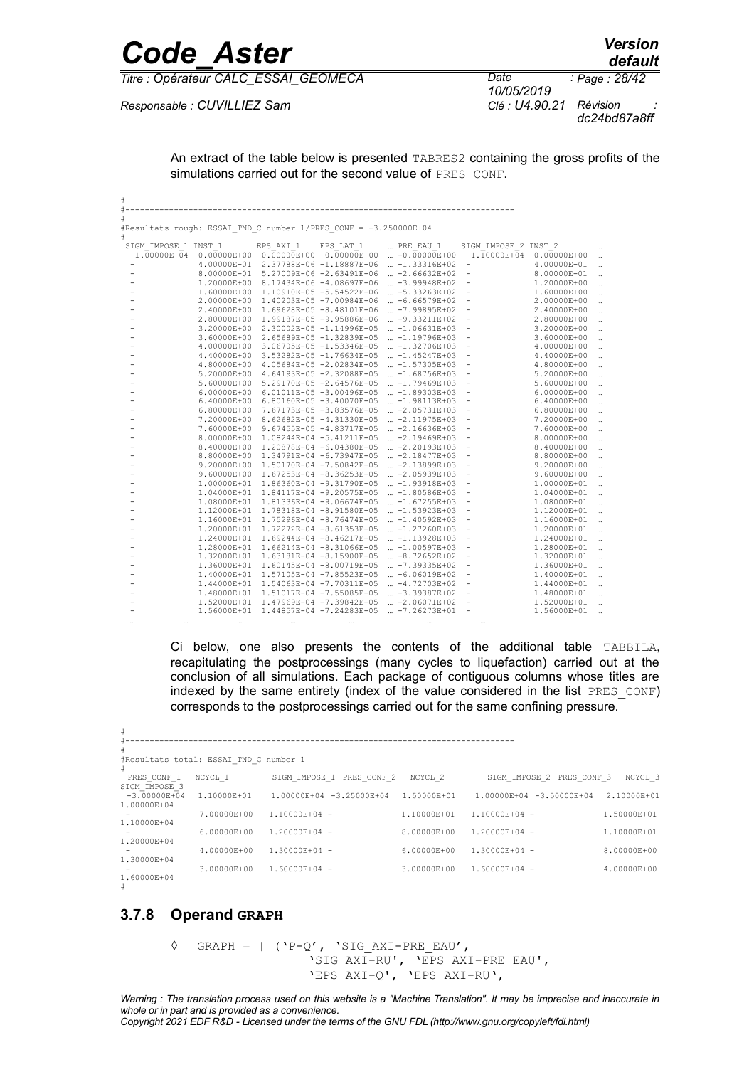An extract of the table below is presented TABRES2 containing the gross profits of the simulations carried out for the second value of PRES_CONF.

```
#
#-------------------------------------------------------------------------------
#
#Resultats rough: ESSAI_TND_C number 1/PRES_CONF = -3.250000E+04
#
 SIGM_IMPOSE_1 INST_1       EPS_AXI_1    EPS_LAT_1    … PRE_EAU_1    SIGM_IMPOSE_2 INST_2       …
  1.00000E+04  0.00000E+00  0.00000E+00  0.00000E+00  … -0.00000E+00  1.10000E+04  0.00000E+00  …
  -            4.00000E-01  2.37788E-06 -1.18887E-06  … -1.33316E+02  -            4.00000E-01  …
  -            8.00000E-01  5.27009E-06 -2.63491E-06  … -2.66632E+02  -            8.00000E-01  …
  -            1.20000E+00  8.17434E-06 -4.08697E-06  … -3.99948E+02  -            1.20000E+00  …
  -            1.60000E+00  1.10910E-05 -5.54522E-06  … -5.33263E+02  -            1.60000E+00  …
  -            2.00000E+00  1.40203E-05 -7.00984E-06  … -6.66579E+02  -            2.00000E+00  …
  -            2.40000E+00  1.69628E-05 -8.48101E-06  … -7.99895E+02  -            2.40000E+00  …
  -            2.80000E+00  1.99187E-05 -9.95886E-06  … -9.33211E+02  -            2.80000E+00  …
  -            3.20000E+00  2.30002E-05 -1.14996E-05  … -1.06631E+03  -            3.20000E+00  …
  -            3.60000E+00  2.65689E-05 -1.32839E-05  … -1.19796E+03  -            3.60000E+00  …
  -            4.00000E+00  3.06705E-05 -1.53346E-05  … -1.32706E+03  -            4.00000E+00  …
  -            4.40000E+00  3.53282E-05 -1.76634E-05  … -1.45247E+03  -            4.40000E+00  …
  -            4.80000E+00  4.05684E-05 -2.02834E-05  … -1.57305E+03  -            4.80000E+00  …
  -            5.20000E+00  4.64193E-05 -2.32088E-05  … -1.68756E+03  -            5.20000E+00  …
  -            5.60000E+00  5.29170E-05 -2.64576E-05  … -1.79469E+03  -            5.60000E+00  …
  -            6.00000E+00  6.01011E-05 -3.00496E-05  … -1.89303E+03  -            6.00000E+00  …
  -            6.40000E+00  6.80160E-05 -3.40070E-05  … -1.98113E+03  -            6.40000E+00  …
  -            6.80000E+00  7.67173E-05 -3.83576E-05  … -2.05731E+03  -            6.80000E+00  …
  -            7.20000E+00  8.62682E-05 -4.31330E-05  … -2.11975E+03  -            7.20000E+00  …
  -            7.60000E+00  9.67455E-05 -4.83717E-05  … -2.16636E+03  -            7.60000E+00  …
  -            8.00000E+00  1.08244E-04 -5.41211E-05  … -2.19469E+03  -            8.00000E+00  …
  -            8.40000E+00  1.20878E-04 -6.04380E-05  … -2.20193E+03  -            8.40000E+00  …
  -            8.80000E+00  1.34791E-04 -6.73947E-05  … -2.18477E+03  -            8.80000E+00  …
  -            9.20000E+00  1.50170E-04 -7.50842E-05  … -2.13899E+03  -            9.20000E+00  …
  -            9.60000E+00  1.67253E-04 -8.36253E-05  … -2.05939E+03  -            9.60000E+00  …
  -            1.00000E+01  1.86360E-04 -9.31790E-05  … -1.93918E+03  -            1.00000E+01  …
  -            1.04000E+01  1.84117E-04 -9.20575E-05  … -1.80586E+03  -            1.04000E+01  …
  -            1.08000E+01  1.81336E-04 -9.06674E-05  … -1.67255E+03  -            1.08000E+01  …
  -            1.12000E+01  1.78318E-04 -8.91580E-05  … -1.53923E+03  -            1.12000E+01  …
  -            1.16000E+01  1.75296E-04 -8.76474E-05  … -1.40592E+03  -            1.16000E+01  …
  -            1.20000E+01  1.72272E-04 -8.61353E-05  … -1.27260E+03  -            1.20000E+01  …
  -            1.24000E+01  1.69244E-04 -8.46217E-05  … -1.13928E+03  -            1.24000E+01  …
  -            1.28000E+01  1.66214E-04 -8.31066E-05  … -1.00597E+03  -            1.28000E+01  …
  -            1.32000E+01  1.63181E-04 -8.15900E-05  … -8.72652E+02  -            1.32000E+01  …
  -            1.36000E+01  1.60145E-04 -8.00719E-05  … -7.39335E+02  -            1.36000E+01  …
  -            1.40000E+01  1.57105E-04 -7.85523E-05  … -6.06019E+02  -            1.40000E+01  …
  -            1.44000E+01  1.54063E-04 -7.70311E-05  … -4.72703E+02  -            1.44000E+01  …
  -            1.48000E+01  1.51017E-04 -7.55085E-05  … -3.39387E+02  -            1.48000E+01  …
  -            1.52000E+01  1.47969E-04 -7.39842E-05  … -2.06071E+02  -            1.52000E+01  …
  -            1.56000E+01  1.44857E-04 -7.24283E-05  … -7.26273E+01  -            1.56000E+01  …
  …            …            …            …              …            …
```

Ci below, one also presents the contents of the additional table TABBILA, recapitulating the postprocessings (many cycles to liquefaction) carried out at the conclusion of all simulations. Each package of contiguous columns whose titles are indexed by the same entirety (index of the value considered in the list PRES_CONF) corresponds to the postprocessings carried out for the same confining pressure.

```
#
#-------------------------------------------------------------------------------
#
#Resultats total: ESSAI_TND_C number 1
#
 PRES_CONF_1   NCYCL_1       SIGM_IMPOSE_1 PRES_CONF_2  NCYCL_2       SIGM_IMPOSE_2 PRES_CONF_3  NCYCL_3       SIGM_IMPOSE_3
 -3.00000E+04  1.10000E+01   1.00000E+04 -3.25000E+04   1.50000E+01   1.00000E+04 -3.50000E+04   2.10000E+01   1.00000E+04
 -             7.00000E+00   1.10000E+04 -              1.10000E+01   1.10000E+04 -              1.50000E+01   1.10000E+04
 -             6.00000E+00   1.20000E+04 -              8.00000E+00   1.20000E+04 -              1.10000E+01   1.20000E+04
 -             4.00000E+00   1.30000E+04 -              6.00000E+00   1.30000E+04 -              8.00000E+00   1.30000E+04
 -             3.00000E+00   1.60000E+04 -              3.00000E+00   1.60000E+04 -              4.00000E+00   1.60000E+04
#
```

### 3.7.8 Operand GRAPH

```
◊  GRAPH = | ('P-Q', 'SIG_AXI-PRE_EAU',
                 'SIG_AXI-RU', 'EPS_AXI-PRE_EAU',
                 'EPS_AXI-Q', 'EPS_AXI-RU',
```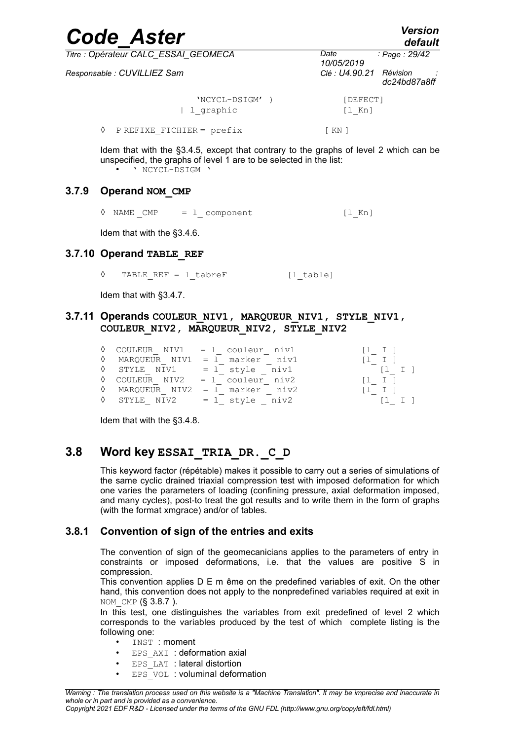```
              'NCYCL-DSIGM' )              [DEFECT]
            | l_graphic                    [l_Kn]

◊  P REFIXE_FICHIER = prefix              [ KN ]
```

Idem that with the §3.4.5, except that contrary to the graphs of level 2 which can be unspecified, the graphs of level 1 are to be selected in the list:

- ' NCYCL-DSIGM '

### 3.7.9 Operand NOM_CMP

```
◊  NAME _CMP    = l_ component              [l_Kn]
```

Idem that with the §3.4.6.

### 3.7.10 Operand TABLE_REF

```
◊   TABLE_REF = l_tabreF           [l_table]
```

Idem that with §3.4.7.

### 3.7.11 Operands COULEUR_NIV1, MARQUEUR_NIV1, STYLE_NIV1, COULEUR_NIV2, MARQUEUR_NIV2, STYLE_NIV2

```
◊  COULEUR_ NIV1   = l_ couleur_ niv1          [l_ I ]
◊  MARQUEUR_ NIV1  = l_ marker _ niv1          [l_ I ]
◊  STYLE_ NIV1     = l_ style _ niv1           [l_ I ]
◊  COULEUR_ NIV2   = l_ couleur_ niv2          [l_ I ]
◊  MARQUEUR_ NIV2  = l_ marker _ niv2          [l_ I ]
◊  STYLE_ NIV2     = l_ style _ niv2           [l_ I ]
```

Idem that with the §3.4.8.

## 3.8 Word key ESSAI_TRIA_DR._C_D

This keyword factor (répétable) makes it possible to carry out a series of simulations of the same cyclic drained triaxial compression test with imposed deformation for which one varies the parameters of loading (confining pressure, axial deformation imposed, and many cycles), post-to treat the got results and to write them in the form of graphs (with the format xmgrace) and/or of tables.

### 3.8.1 Convention of sign of the entries and exits

The convention of sign of the geomecanicians applies to the parameters of entry in constraints or imposed deformations, i.e. that the values are positive S in compression.

This convention applies D E m ême on the predefined variables of exit. On the other hand, this convention does not apply to the nonpredefined variables required at exit in NOM_CMP (§ 3.8.7 ).

In this test, one distinguishes the variables from exit predefined of level 2 which corresponds to the variables produced by the test of which complete listing is the following one:

- INST : moment
- EPS_AXI : deformation axial
- EPS_LAT : lateral distortion
- EPS_VOL : voluminal deformation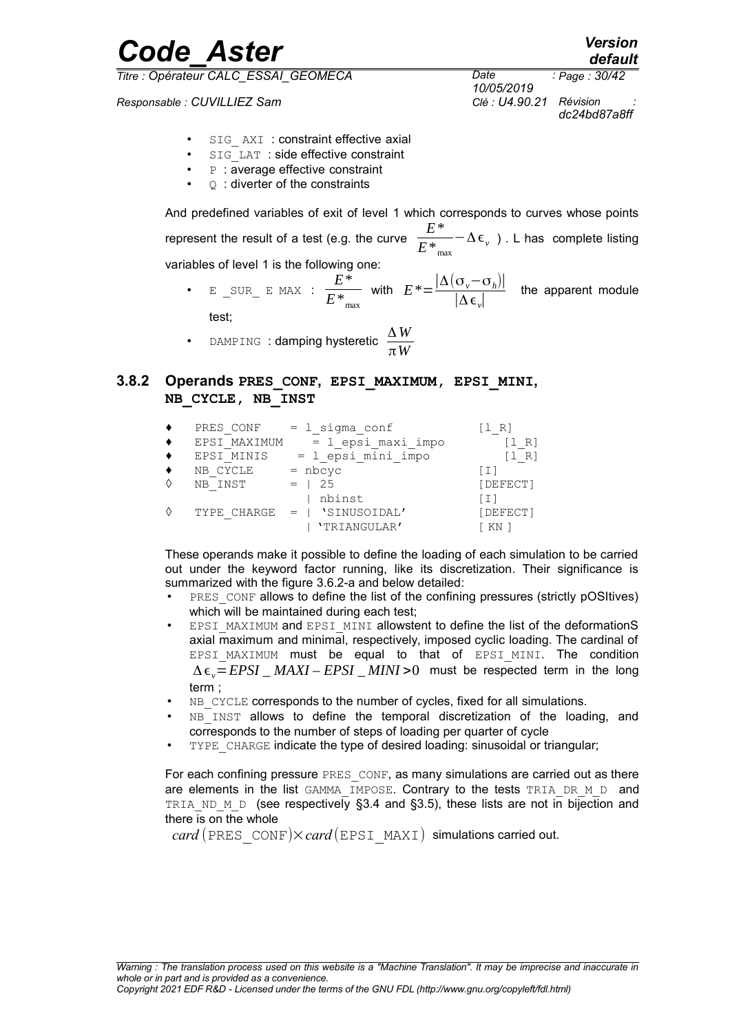- `SIG_AXI` : constraint effective axial
- `SIG_LAT` : side effective constraint
- `P` : average effective constraint
- `Q` : diverter of the constraints

And predefined variables of exit of level 1 which corresponds to curves whose points represent the result of a test (e.g. the curve $\frac{E^*}{E^*_{max}} - \Delta\epsilon_v$ ). L has complete listing variables of level 1 is the following one:

- `E _SUR_ E MAX` : $\frac{E^*}{E^*_{max}}$ with $E^* = \frac{|\Delta(\sigma_v - \sigma_h)|}{|\Delta\epsilon_v|}$ the apparent module test;
- `DAMPING` : damping hysteretic $\frac{\Delta W}{\pi W}$

### 3.8.2 Operands PRES_CONF, EPSI_MAXIMUM, EPSI_MINI, NB_CYCLE, NB_INST

```
♦   PRES_CONF     = l_sigma_conf              [l_R]
♦   EPSI_MAXIMUM    = l_epsi_maxi_impo          [l_R]
♦   EPSI_MINIS     = l_epsi_mini_impo           [l_R]
♦   NB_CYCLE      = nbcyc                     [I]
◊   NB_INST       = | 25                      [DEFECT]
                    | nbinst                  [I]
◊   TYPE_CHARGE   = | 'SINUSOIDAL'            [DEFECT]
                    | 'TRIANGULAR'            [ KN ]
```

These operands make it possible to define the loading of each simulation to be carried out under the keyword factor running, like its discretization. Their significance is summarized with the figure 3.6.2-a and below detailed:

- `PRES_CONF` allows to define the list of the confining pressures (strictly pOSItives) which will be maintained during each test;
- `EPSI_MAXIMUM` and `EPSI_MINI` allowstent to define the list of the deformationS axial maximum and minimal, respectively, imposed cyclic loading. The cardinal of `EPSI_MAXIMUM` must be equal to that of `EPSI_MINI`. The condition $\Delta\epsilon_v = EPSI\_MAXI - EPSI\_MINI > 0$ must be respected term in the long term ;
- `NB_CYCLE` corresponds to the number of cycles, fixed for all simulations.
- `NB_INST` allows to define the temporal discretization of the loading, and corresponds to the number of steps of loading per quarter of cycle
- `TYPE_CHARGE` indicate the type of desired loading: sinusoidal or triangular;

For each confining pressure `PRES_CONF`, as many simulations are carried out as there are elements in the list `GAMMA_IMPOSE`. Contrary to the tests `TRIA_DR_M_D` and `TRIA_ND_M_D` (see respectively §3.4 and §3.5), these lists are not in bijection and there is on the whole

$card(\texttt{PRES\_CONF}) \times card(\texttt{EPSI\_MAXI})$ simulations carried out.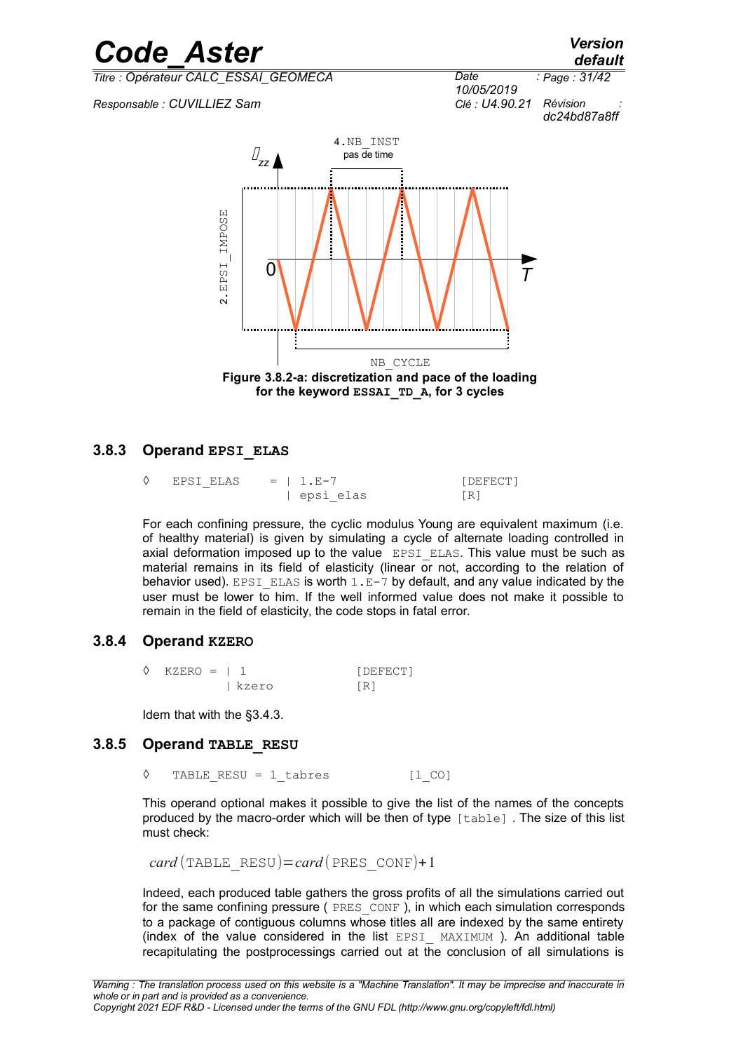Figure 3.8.2-a: discretization and pace of the loading for the keyword **ESSAI_TD_A**, for 3 cycles

### 3.8.3 Operand EPSI_ELAS

```
◊   EPSI_ELAS    = | 1.E-7                  [DEFECT]
                   | epsi_elas              [R]
```

For each confining pressure, the cyclic modulus Young are equivalent maximum (i.e. of healthy material) is given by simulating a cycle of alternate loading controlled in axial deformation imposed up to the value EPSI_ELAS. This value must be such as material remains in its field of elasticity (linear or not, according to the relation of behavior used). EPSI_ELAS is worth 1.E-7 by default, and any value indicated by the user must be lower to him. If the well informed value does not make it possible to remain in the field of elasticity, the code stops in fatal error.

### 3.8.4 Operand KZERO

```
◊  KZERO = | 1                 [DEFECT]
           | kzero             [R]
```

Idem that with the §3.4.3.

### 3.8.5 Operand TABLE_RESU

```
◊   TABLE_RESU = l_tabres          [l_CO]
```

This operand optional makes it possible to give the list of the names of the concepts produced by the macro-order which will be then of type [table] . The size of this list must check:

$$card(\text{TABLE\_RESU}) = card(\text{PRES\_CONF}) + 1$$

Indeed, each produced table gathers the gross profits of all the simulations carried out for the same confining pressure ( PRES_CONF ), in which each simulation corresponds to a package of contiguous columns whose titles all are indexed by the same entirety (index of the value considered in the list EPSI_ MAXIMUM ). An additional table recapitulating the postprocessings carried out at the conclusion of all simulations is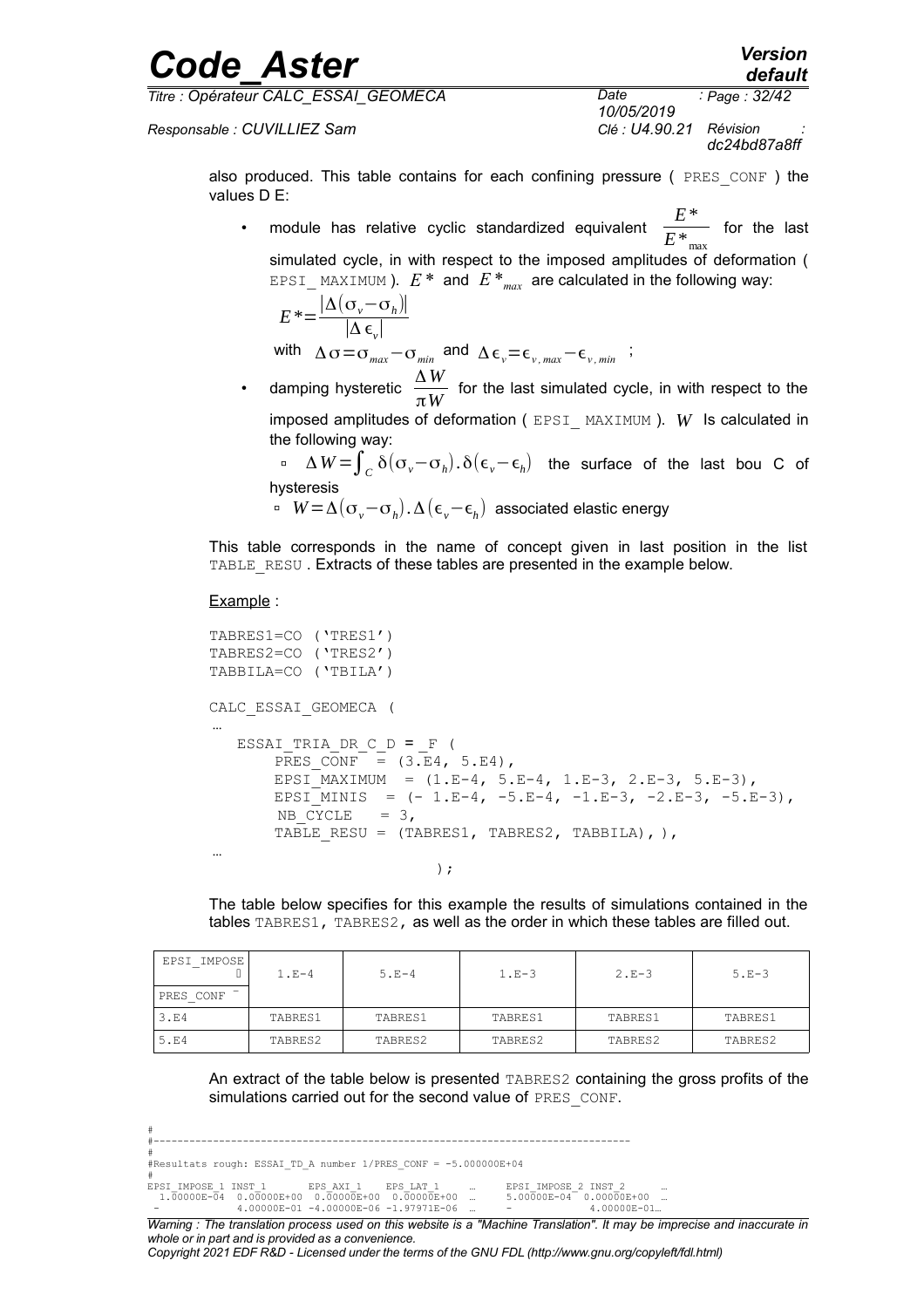also produced. This table contains for each confining pressure ( PRES_CONF ) the values D E:

- module has relative cyclic standardized equivalent $\frac{E^*}{E^*_{max}}$ for the last simulated cycle, in with respect to the imposed amplitudes of deformation ( EPSI_ MAXIMUM ). $E^*$ and $E^*_{max}$ are calculated in the following way:

  $E^* = \frac{|\Delta(\sigma_v - \sigma_h)|}{|\Delta \epsilon_v|}$

  with $\Delta\sigma = \sigma_{max} - \sigma_{min}$ and $\Delta\epsilon_v = \epsilon_{v,max} - \epsilon_{v,min}$ ;

- damping hysteretic $\frac{\Delta W}{\pi W}$ for the last simulated cycle, in with respect to the imposed amplitudes of deformation ( EPSI_ MAXIMUM ). $W$ Is calculated in the following way:
  - $\Delta W = \int_C \delta(\sigma_v - \sigma_h).\delta(\epsilon_v - \epsilon_h)$ the surface of the last bou C of hysteresis
  - $W = \Delta(\sigma_v - \sigma_h).\Delta(\epsilon_v - \epsilon_h)$ associated elastic energy

This table corresponds in the name of concept given in last position in the list TABLE_RESU . Extracts of these tables are presented in the example below.

Example :

```
TABRES1=CO ('TRES1')
TABRES2=CO ('TRES2')
TABBILA=CO ('TBILA')

CALC_ESSAI_GEOMECA (
…
   ESSAI_TRIA_DR_C_D = _F (
        PRES_CONF  = (3.E4, 5.E4),
        EPSI_MAXIMUM  = (1.E-4, 5.E-4, 1.E-3, 2.E-3, 5.E-3),
        EPSI_MINIS  = (- 1.E-4, -5.E-4, -1.E-3, -2.E-3, -5.E-3),
         NB_CYCLE   = 3,
        TABLE_RESU = (TABRES1, TABRES2, TABBILA), ),
…
                          );
```

The table below specifies for this example the results of simulations contained in the tables TABRES1, TABRES2, as well as the order in which these tables are filled out.

| EPSI_IMPOSE / PRES_CONF | 1.E-4 | 5.E-4 | 1.E-3 | 2.E-3 | 5.E-3 |
|---|---|---|---|---|---|
| 3.E4 | TABRES1 | TABRES1 | TABRES1 | TABRES1 | TABRES1 |
| 5.E4 | TABRES2 | TABRES2 | TABRES2 | TABRES2 | TABRES2 |

An extract of the table below is presented TABRES2 containing the gross profits of the simulations carried out for the second value of PRES_CONF.

```
#
#--------------------------------------------------------------------------------
#
#Resultats rough: ESSAI_TD_A number 1/PRES_CONF = -5.000000E+04
#
EPSI_IMPOSE_1 INST_1       EPS_AXI_1    EPS_LAT_1     …     EPSI_IMPOSE_2 INST_2       …
 1.00000E-04  0.00000E+00  0.00000E+00  0.00000E+00  …     5.00000E-04  0.00000E+00  …
 -            4.00000E-01 -4.00000E-06 -1.97971E-06  …     -            4.00000E-01…
```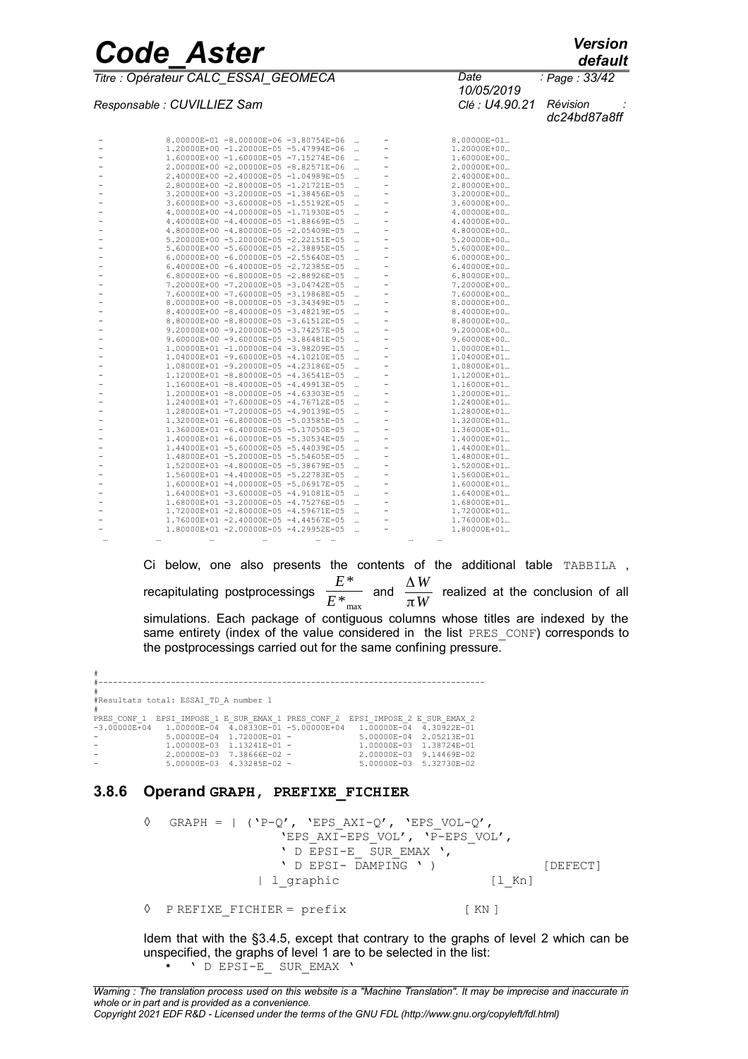```
-              8.00000E-01 -8.00000E-06 -3.80754E-06  …      -              8.00000E-01…
-              1.20000E+00 -1.20000E-05 -5.47994E-06  …      -              1.20000E+00…
-              1.60000E+00 -1.60000E-05 -7.15274E-06  …      -              1.60000E+00…
-              2.00000E+00 -2.00000E-05 -8.82571E-06  …      -              2.00000E+00…
-              2.40000E+00 -2.40000E-05 -1.04989E-05  …      -              2.40000E+00…
-              2.80000E+00 -2.80000E-05 -1.21721E-05  …      -              2.80000E+00…
-              3.20000E+00 -3.20000E-05 -1.38456E-05  …      -              3.20000E+00…
-              3.60000E+00 -3.60000E-05 -1.55192E-05  …      -              3.60000E+00…
-              4.00000E+00 -4.00000E-05 -1.71930E-05  …      -              4.00000E+00…
-              4.40000E+00 -4.40000E-05 -1.88669E-05  …      -              4.40000E+00…
-              4.80000E+00 -4.80000E-05 -2.05409E-05  …      -              4.80000E+00…
-              5.20000E+00 -5.20000E-05 -2.22151E-05  …      -              5.20000E+00…
-              5.60000E+00 -5.60000E-05 -2.38895E-05  …      -              5.60000E+00…
-              6.00000E+00 -6.00000E-05 -2.55640E-05  …      -              6.00000E+00…
-              6.40000E+00 -6.40000E-05 -2.72385E-05  …      -              6.40000E+00…
-              6.80000E+00 -6.80000E-05 -2.88926E-05  …      -              6.80000E+00…
-              7.20000E+00 -7.20000E-05 -3.04742E-05  …      -              7.20000E+00…
-              7.60000E+00 -7.60000E-05 -3.19868E-05  …      -              7.60000E+00…
-              8.00000E+00 -8.00000E-05 -3.34349E-05  …      -              8.00000E+00…
-              8.40000E+00 -8.40000E-05 -3.48219E-05  …      -              8.40000E+00…
-              8.80000E+00 -8.80000E-05 -3.61512E-05  …      -              8.80000E+00…
-              9.20000E+00 -9.20000E-05 -3.74257E-05  …      -              9.20000E+00…
-              9.60000E+00 -9.60000E-05 -3.86481E-05  …      -              9.60000E+00…
-              1.00000E+01 -1.00000E-04 -3.98209E-05  …      -              1.00000E+01…
-              1.04000E+01 -9.60000E-05 -4.10210E-05  …      -              1.04000E+01…
-              1.08000E+01 -9.20000E-05 -4.23186E-05  …      -              1.08000E+01…
-              1.12000E+01 -8.80000E-05 -4.36541E-05  …      -              1.12000E+01…
-              1.16000E+01 -8.40000E-05 -4.49913E-05  …      -              1.16000E+01…
-              1.20000E+01 -8.00000E-05 -4.63303E-05  …      -              1.20000E+01…
-              1.24000E+01 -7.60000E-05 -4.76712E-05  …      -              1.24000E+01…
-              1.28000E+01 -7.20000E-05 -4.90139E-05  …      -              1.28000E+01…
-              1.32000E+01 -6.80000E-05 -5.03585E-05  …      -              1.32000E+01…
-              1.36000E+01 -6.40000E-05 -5.17050E-05  …      -              1.36000E+01…
-              1.40000E+01 -6.00000E-05 -5.30534E-05  …      -              1.40000E+01…
-              1.44000E+01 -5.60000E-05 -5.44039E-05  …      -              1.44000E+01…
-              1.48000E+01 -5.20000E-05 -5.54605E-05  …      -              1.48000E+01…
-              1.52000E+01 -4.80000E-05 -5.38679E-05  …      -              1.52000E+01…
-              1.56000E+01 -4.40000E-05 -5.22783E-05  …      -              1.56000E+01…
-              1.60000E+01 -4.00000E-05 -5.06917E-05  …      -              1.60000E+01…
-              1.64000E+01 -3.60000E-05 -4.91081E-05  …      -              1.64000E+01…
-              1.68000E+01 -3.20000E-05 -4.75276E-05  …      -              1.68000E+01…
-              1.72000E+01 -2.80000E-05 -4.59671E-05  …      -              1.72000E+01…
-              1.76000E+01 -2.40000E-05 -4.44567E-05  …      -              1.76000E+01…
-              1.80000E+01 -2.00000E-05 -4.29952E-05  …      -              1.80000E+01…
 …           …         …          …           …  …        …   …
```

Ci below, one also presents the contents of the additional table TABBILA , recapitulating postprocessings $\frac{E^*}{E^*_{max}}$ and $\frac{\Delta W}{\pi W}$ realized at the conclusion of all simulations. Each package of contiguous columns whose titles are indexed by the same entirety (index of the value considered in the list PRES_CONF) corresponds to the postprocessings carried out for the same confining pressure.

```
#
#-------------------------------------------------------------------------------
#
#Resultats total: ESSAI_TD_A number 1
#
PRES_CONF_1  EPSI_IMPOSE_1 E_SUR_EMAX_1 PRES_CONF_2  EPSI_IMPOSE_2 E_SUR_EMAX_2
-3.00000E+04  1.00000E-04  4.08330E-01 -5.00000E+04  1.00000E-04  4.30922E-01
-             5.00000E-04  1.72000E-01 -             5.00000E-04  2.05213E-01
-             1.00000E-03  1.13241E-01 -             1.00000E-03  1.38724E-01
-             2.00000E-03  7.38666E-02 -             2.00000E-03  9.14469E-02
-             5.00000E-03  4.33285E-02 -             5.00000E-03  5.32730E-02
```

### 3.8.6 Operand GRAPH, PREFIXE_FICHIER

```
◊   GRAPH = | ('P-Q', 'EPS_AXI-Q', 'EPS_VOL-Q',
                'EPS_AXI-EPS_VOL', 'P-EPS_VOL',
                ' D EPSI-E_ SUR_EMAX ',
                ' D EPSI- DAMPING ' )                    [DEFECT]
            | l_graphic                        [l_Kn]

◊  P REFIXE_FICHIER = prefix                  [ KN ]
```

Idem that with the §3.4.5, except that contrary to the graphs of level 2 which can be unspecified, the graphs of level 1 are to be selected in the list:

- ' D EPSI-E_ SUR_EMAX '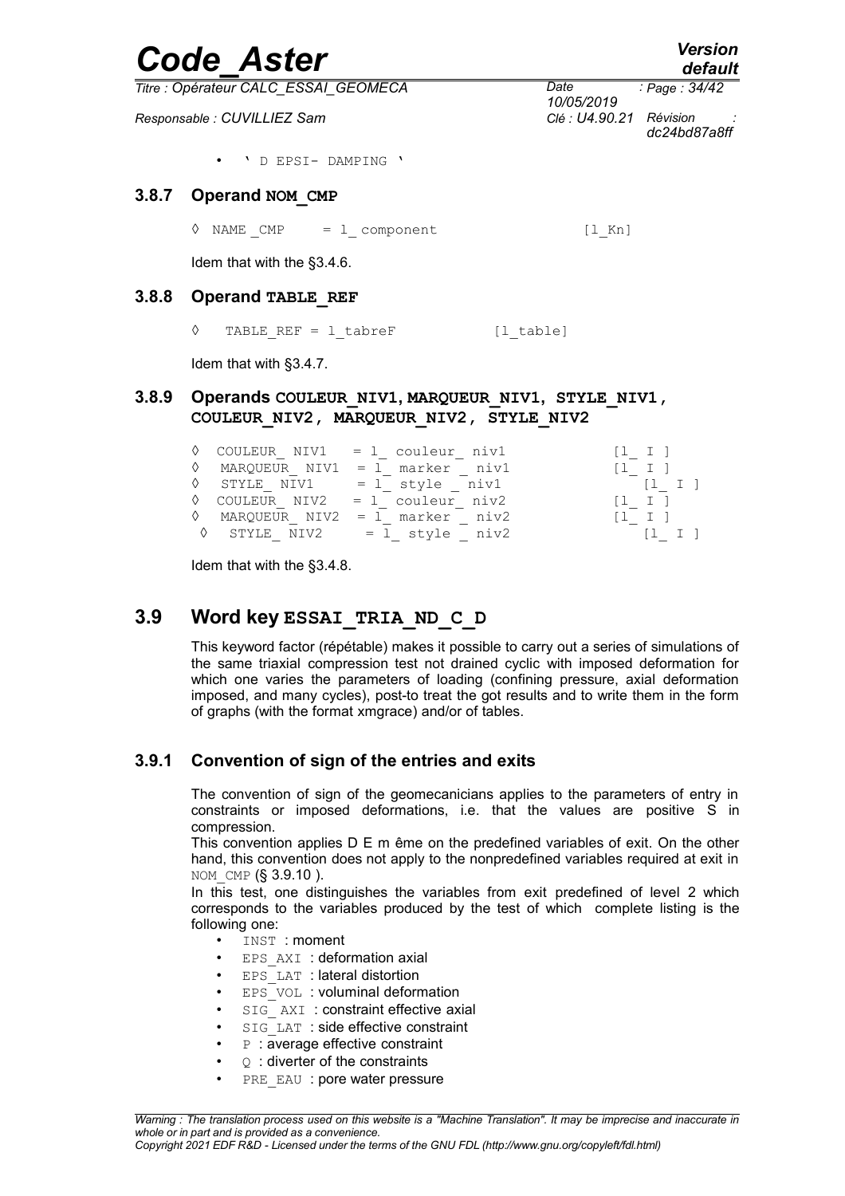- ' D EPSI- DAMPING '

### 3.8.7 Operand NOM_CMP

```
◊  NAME _CMP    = l_ component                [l_Kn]
```

Idem that with the §3.4.6.

### 3.8.8 Operand TABLE_REF

```
◊   TABLE_REF = l_tabreF            [l_table]
```

Idem that with §3.4.7.

### 3.8.9 Operands COULEUR_NIV1, MARQUEUR_NIV1, STYLE_NIV1, COULEUR_NIV2, MARQUEUR_NIV2, STYLE_NIV2

```
◊  COULEUR_ NIV1   = l_ couleur_ niv1           [l_ I ]
◊  MARQUEUR_ NIV1  = l_ marker _ niv1           [l_ I ]
◊  STYLE_ NIV1     = l_ style _ niv1            [l_ I ]
◊  COULEUR_ NIV2   = l_ couleur_ niv2           [l_ I ]
◊  MARQUEUR_ NIV2  = l_ marker _ niv2           [l_ I ]
◊  STYLE_ NIV2     = l_ style _ niv2            [l_ I ]
```

Idem that with the §3.4.8.

## 3.9 Word key ESSAI_TRIA_ND_C_D

This keyword factor (répétable) makes it possible to carry out a series of simulations of the same triaxial compression test not drained cyclic with imposed deformation for which one varies the parameters of loading (confining pressure, axial deformation imposed, and many cycles), post-to treat the got results and to write them in the form of graphs (with the format xmgrace) and/or of tables.

### 3.9.1 Convention of sign of the entries and exits

The convention of sign of the geomecanicians applies to the parameters of entry in constraints or imposed deformations, i.e. that the values are positive S in compression.

This convention applies D E m ême on the predefined variables of exit. On the other hand, this convention does not apply to the nonpredefined variables required at exit in NOM_CMP (§ 3.9.10 ).

In this test, one distinguishes the variables from exit predefined of level 2 which corresponds to the variables produced by the test of which complete listing is the following one:

- INST : moment
- EPS_AXI : deformation axial
- EPS_LAT : lateral distortion
- EPS_VOL : voluminal deformation
- SIG_ AXI : constraint effective axial
- SIG_LAT : side effective constraint
- P : average effective constraint
- Q : diverter of the constraints
- PRE_EAU : pore water pressure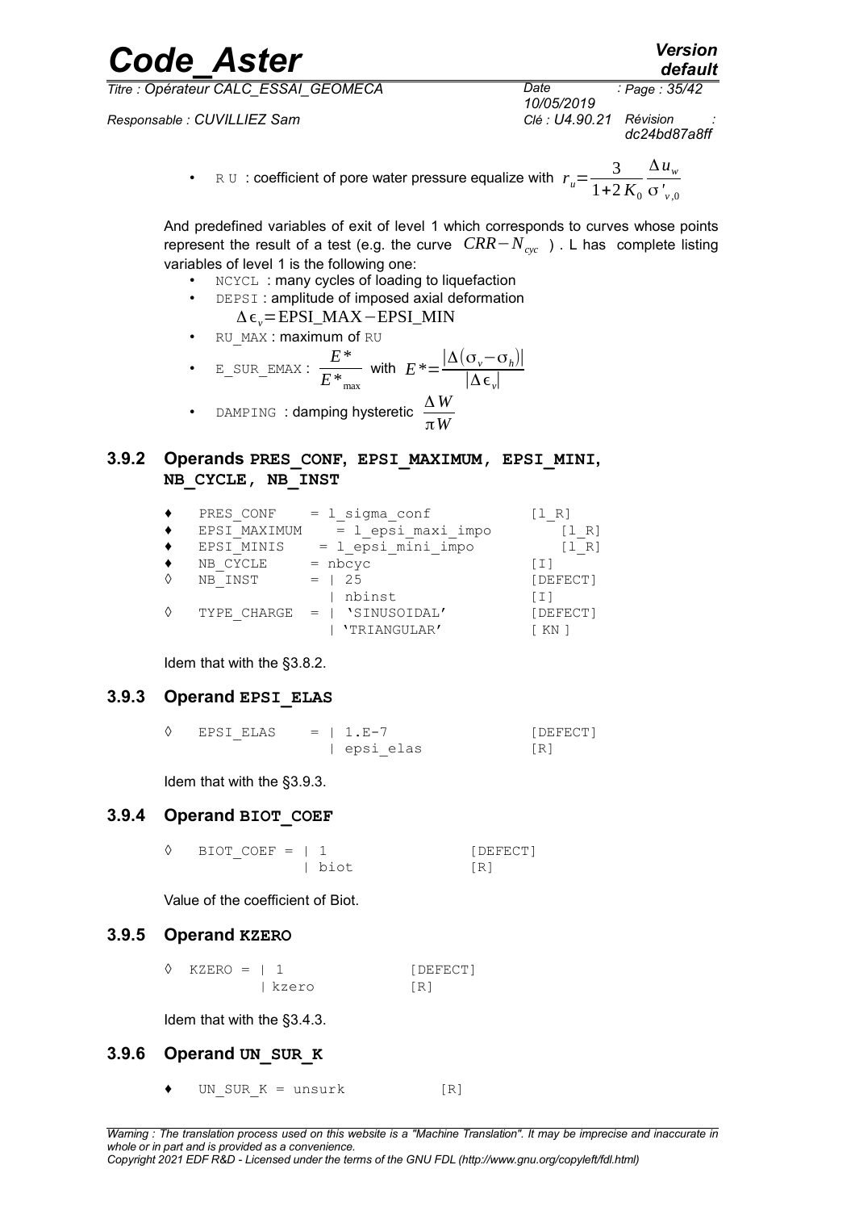- R U : coefficient of pore water pressure equalize with $r_u = \frac{3}{1+2K_0} \frac{\Delta u_w}{\sigma'_{v,0}}$

And predefined variables of exit of level 1 which corresponds to curves whose points represent the result of a test (e.g. the curve $CRR - N_{cyc}$ ) . L has complete listing variables of level 1 is the following one:

- NCYCL : many cycles of loading to liquefaction
- DEPSI : amplitude of imposed axial deformation
  $\Delta\epsilon_v = \text{EPSI\_MAX} - \text{EPSI\_MIN}$
- RU_MAX : maximum of RU
- E_SUR_EMAX : $\frac{E^*}{E^*_{max}}$ with $E^* = \frac{|\Delta(\sigma_v - \sigma_h)|}{|\Delta\epsilon_v|}$
- DAMPING : damping hysteretic $\frac{\Delta W}{\pi W}$

### 3.9.2 Operands PRES_CONF, EPSI_MAXIMUM, EPSI_MINI, NB_CYCLE, NB_INST

```
♦   PRES_CONF    = l_sigma_conf            [l_R]
♦   EPSI_MAXIMUM    = l_epsi_maxi_impo        [l_R]
♦   EPSI_MINIS    = l_epsi_mini_impo         [l_R]
♦   NB_CYCLE     = nbcyc                   [I]
◊   NB_INST      = | 25                    [DEFECT]
                   | nbinst                [I]
◊   TYPE_CHARGE  = | 'SINUSOIDAL'          [DEFECT]
                   | 'TRIANGULAR'          [ KN ]
```

Idem that with the §3.8.2.

### 3.9.3 Operand EPSI_ELAS

```
◊   EPSI_ELAS    = | 1.E-7                 [DEFECT]
                   | epsi_elas             [R]
```

Idem that with the §3.9.3.

### 3.9.4 Operand BIOT_COEF

```
◊   BIOT_COEF = | 1                  [DEFECT]
                | biot               [R]
```

Value of the coefficient of Biot.

### 3.9.5 Operand KZERO

```
◊  KZERO = | 1                [DEFECT]
           | kzero            [R]
```

Idem that with the §3.4.3.

### 3.9.6 Operand UN_SUR_K

```
♦   UN_SUR_K = unsurk          [R]
```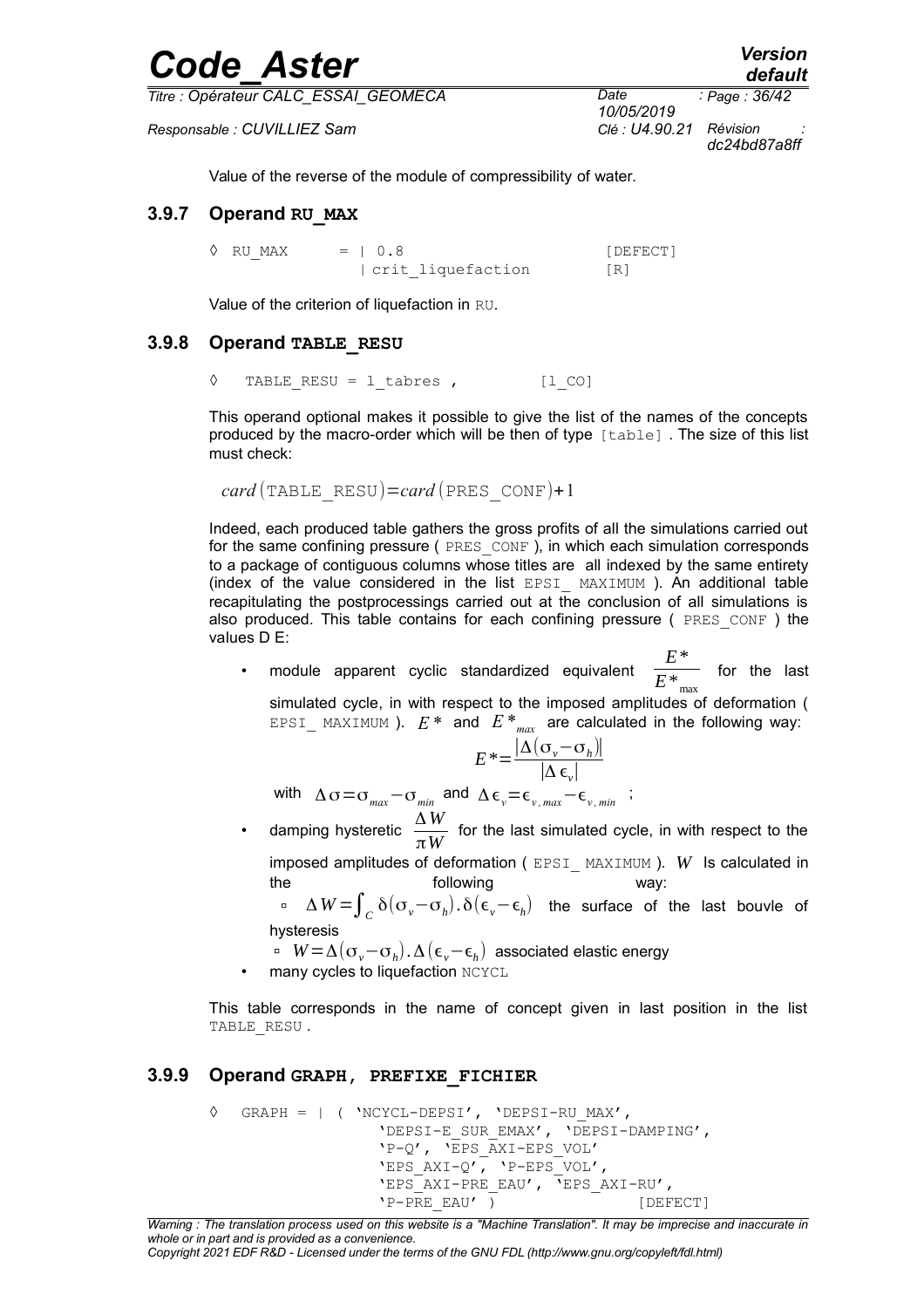Value of the reverse of the module of compressibility of water.

### 3.9.7 Operand RU_MAX

```
◊ RU_MAX     = | 0.8                    [DEFECT]
               | crit_liquefaction      [R]
```

Value of the criterion of liquefaction in RU.

### 3.9.8 Operand TABLE_RESU

```
◊   TABLE_RESU = l_tabres ,          [l_CO]
```

This operand optional makes it possible to give the list of the names of the concepts produced by the macro-order which will be then of type [table] . The size of this list must check:

$$card(\text{TABLE\_RESU}) = card(\text{PRES\_CONF}) + 1$$

Indeed, each produced table gathers the gross profits of all the simulations carried out for the same confining pressure ( PRES_CONF ), in which each simulation corresponds to a package of contiguous columns whose titles are all indexed by the same entirety (index of the value considered in the list EPSI_ MAXIMUM ). An additional table recapitulating the postprocessings carried out at the conclusion of all simulations is also produced. This table contains for each confining pressure ( PRES_CONF ) the values D E:

- module apparent cyclic standardized equivalent $\frac{E^*}{E^*_{\max}}$ for the last simulated cycle, in with respect to the imposed amplitudes of deformation ( EPSI_ MAXIMUM ). $E^*$ and $E^*_{max}$ are calculated in the following way:

  $$E^* = \frac{|\Delta(\sigma_v - \sigma_h)|}{|\Delta \epsilon_v|}$$

  with $\Delta \sigma = \sigma_{max} - \sigma_{min}$ and $\Delta \epsilon_v = \epsilon_{v,max} - \epsilon_{v,min}$ ;
- damping hysteretic $\frac{\Delta W}{\pi W}$ for the last simulated cycle, in with respect to the imposed amplitudes of deformation ( EPSI_ MAXIMUM ). $W$ Is calculated in the following way:
  - $\Delta W = \int_C \delta(\sigma_v - \sigma_h) . \delta(\epsilon_v - \epsilon_h)$ the surface of the last bouvle of hysteresis
  - $W = \Delta(\sigma_v - \sigma_h) . \Delta(\epsilon_v - \epsilon_h)$ associated elastic energy
- many cycles to liquefaction NCYCL

This table corresponds in the name of concept given in last position in the list TABLE_RESU .

### 3.9.9 Operand GRAPH, PREFIXE_FICHIER

```
◊   GRAPH = | ( 'NCYCL-DEPSI', 'DEPSI-RU_MAX',
                'DEPSI-E_SUR_EMAX', 'DEPSI-DAMPING',
                'P-Q', 'EPS_AXI-EPS_VOL'
                'EPS_AXI-Q', 'P-EPS_VOL',
                'EPS_AXI-PRE_EAU', 'EPS_AXI-RU',
                'P-PRE_EAU' )                   [DEFECT]
```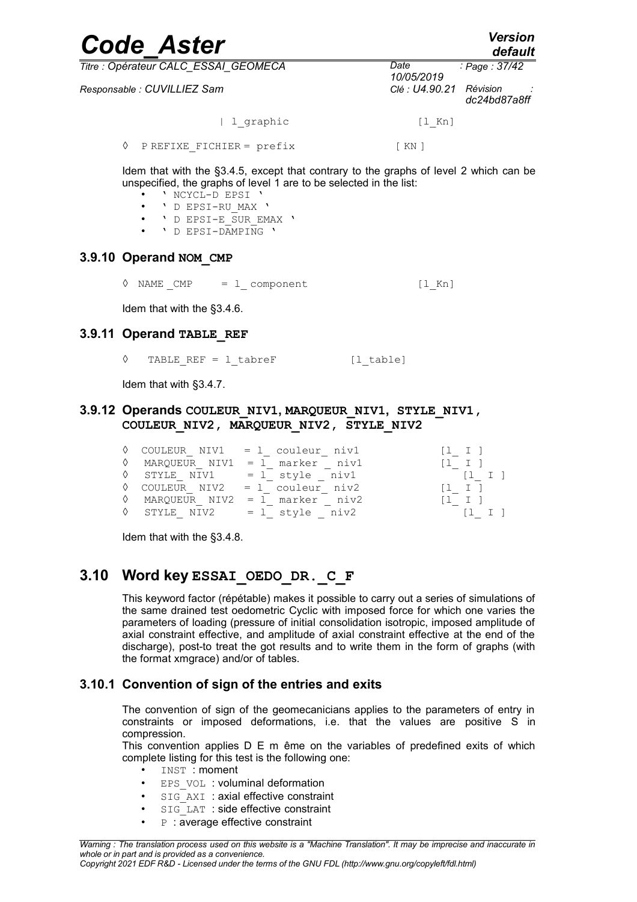| l_graphic [l_Kn]

◊ P REFIXE_FICHIER = prefix [ KN ]

Idem that with the §3.4.5, except that contrary to the graphs of level 2 which can be unspecified, the graphs of level 1 are to be selected in the list:

- ' NCYCL-D EPSI '
- ' D EPSI-RU_MAX '
- ' D EPSI-E_SUR_EMAX '
- ' D EPSI-DAMPING '

### 3.9.10 Operand NOM_CMP

◊ NAME _CMP = l_ component [l_Kn]

Idem that with the §3.4.6.

### 3.9.11 Operand TABLE_REF

◊ TABLE_REF = l_tabreF [l_table]

Idem that with §3.4.7.

### 3.9.12 Operands COULEUR_NIV1, MARQUEUR_NIV1, STYLE_NIV1, COULEUR_NIV2, MARQUEUR_NIV2, STYLE_NIV2

```
◊  COULEUR_ NIV1   = l_ couleur_ niv1        [l_ I ]
◊  MARQUEUR_ NIV1  = l_ marker _ niv1        [l_ I ]
◊  STYLE_ NIV1     = l_ style _ niv1         [l_ I ]
◊  COULEUR_ NIV2   = l_ couleur_ niv2        [l_ I ]
◊  MARQUEUR_ NIV2  = l_ marker _ niv2        [l_ I ]
◊  STYLE_ NIV2     = l_ style _ niv2         [l_ I ]
```

Idem that with the §3.4.8.

## 3.10 Word key ESSAI_OEDO_DR._C_F

This keyword factor (répétable) makes it possible to carry out a series of simulations of the same drained test oedometric Cyclic with imposed force for which one varies the parameters of loading (pressure of initial consolidation isotropic, imposed amplitude of axial constraint effective, and amplitude of axial constraint effective at the end of the discharge), post-to treat the got results and to write them in the form of graphs (with the format xmgrace) and/or of tables.

### 3.10.1 Convention of sign of the entries and exits

The convention of sign of the geomecanicians applies to the parameters of entry in constraints or imposed deformations, i.e. that the values are positive S in compression.

This convention applies D E m ême on the variables of predefined exits of which complete listing for this test is the following one:

- INST : moment
- EPS_VOL : voluminal deformation
- SIG_AXI : axial effective constraint
- SIG_LAT : side effective constraint
- P : average effective constraint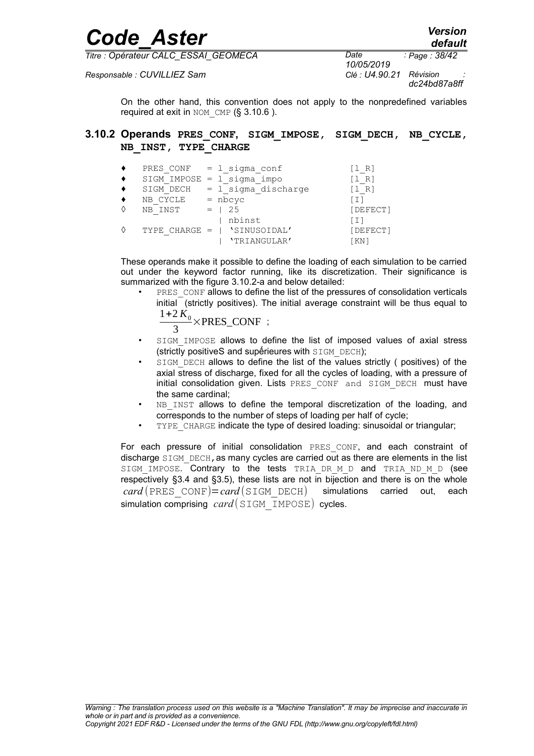On the other hand, this convention does not apply to the nonpredefined variables required at exit in NOM_CMP (§ 3.10.6 ).

### 3.10.2 Operands PRES_CONF, SIGM_IMPOSE, SIGM_DECH, NB_CYCLE, NB_INST, TYPE_CHARGE

```
♦   PRES_CONF   = l_sigma_conf             [l_R]
♦   SIGM_IMPOSE = l_sigma_impo             [l_R]
♦   SIGM_DECH   = l_sigma_discharge        [l_R]
♦   NB_CYCLE    = nbcyc                    [I]
◊   NB_INST     = | 25                     [DEFECT]
                  | nbinst                 [I]
◊   TYPE_CHARGE = | 'SINUSOIDAL'           [DEFECT]
                  | 'TRIANGULAR'           [KN]
```

These operands make it possible to define the loading of each simulation to be carried out under the keyword factor running, like its discretization. Their significance is summarized with the figure 3.10.2-a and below detailed:

- PRES_CONF allows to define the list of the pressures of consolidation verticals initial (strictly positives). The initial average constraint will be thus equal to $\frac{1+2K_0}{3}\times\text{PRES\_CONF}$ ;
- SIGM_IMPOSE allows to define the list of imposed values of axial stress (strictly positiveS and supérieures with SIGM_DECH);
- SIGM_DECH allows to define the list of the values strictly ( positives) of the axial stress of discharge, fixed for all the cycles of loading, with a pressure of initial consolidation given. Lists PRES_CONF and SIGM_DECH must have the same cardinal;
- NB_INST allows to define the temporal discretization of the loading, and corresponds to the number of steps of loading per half of cycle;
- TYPE_CHARGE indicate the type of desired loading: sinusoidal or triangular;

For each pressure of initial consolidation PRES_CONF, and each constraint of discharge SIGM_DECH, as many cycles are carried out as there are elements in the list SIGM_IMPOSE. Contrary to the tests TRIA_DR_M_D and TRIA_ND_M_D (see respectively §3.4 and §3.5), these lists are not in bijection and there is on the whole $card(\text{PRES\_CONF})=card(\text{SIGM\_DECH})$ simulations carried out, each simulation comprising $card(\text{SIGM\_IMPOSE})$ cycles.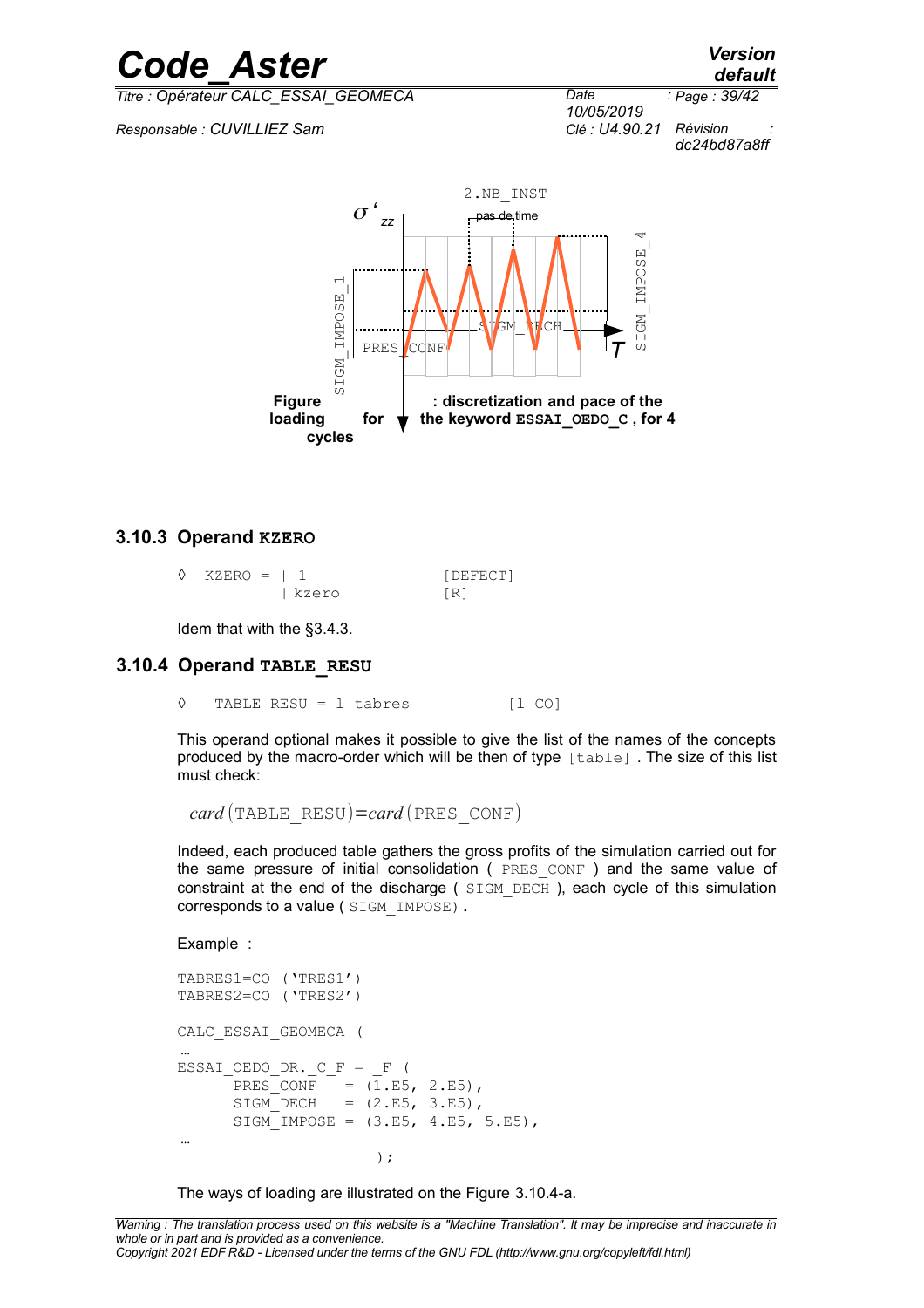2.NB_INST

pas de time

$\sigma'_{zz}$

SIGM_IMPOSE_1

SIGM_IMPOSE_4

PRES_CONF

SIGM_DECH

$T$

**Figure : discretization and pace of the loading for the keyword ESSAI_OEDO_C , for 4 cycles**

### 3.10.3 Operand KZERO

```
◊  KZERO = | 1                 [DEFECT]
           | kzero             [R]
```

Idem that with the §3.4.3.

### 3.10.4 Operand TABLE_RESU

```
◊   TABLE_RESU = l_tabres          [l_CO]
```

This operand optional makes it possible to give the list of the names of the concepts produced by the macro-order which will be then of type [table] . The size of this list must check:

$$card(\text{TABLE\_RESU}) = card(\text{PRES\_CONF})$$

Indeed, each produced table gathers the gross profits of the simulation carried out for the same pressure of initial consolidation ( PRES_CONF ) and the same value of constraint at the end of the discharge ( SIGM_DECH ), each cycle of this simulation corresponds to a value ( SIGM_IMPOSE) .

Example :

```
TABRES1=CO ('TRES1')
TABRES2=CO ('TRES2')

CALC_ESSAI_GEOMECA (
…
ESSAI_OEDO_DR._C_F = _F (
      PRES_CONF    = (1.E5, 2.E5),
      SIGM_DECH    = (2.E5, 3.E5),
      SIGM_IMPOSE  = (3.E5, 4.E5, 5.E5),
…
                     );
```

The ways of loading are illustrated on the Figure 3.10.4-a.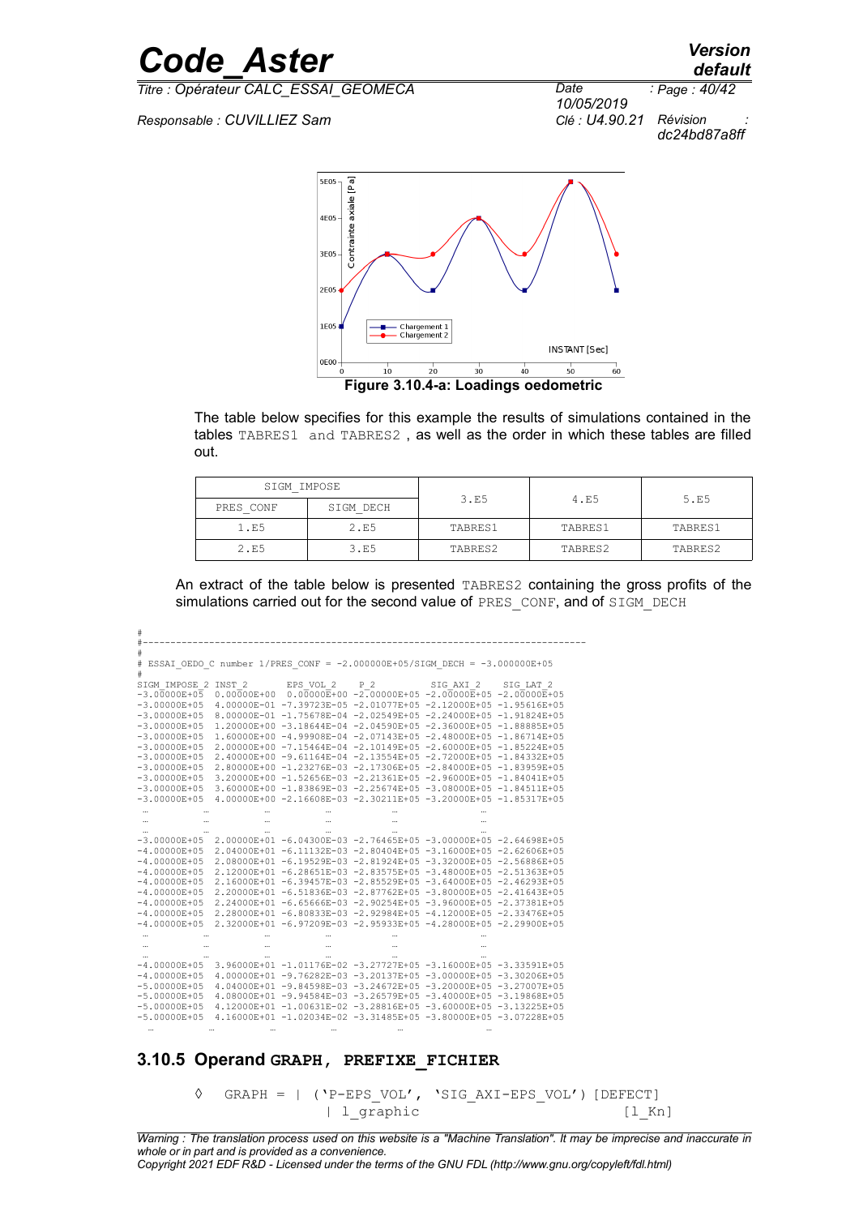Figure 3.10.4-a: Loadings oedometric

The table below specifies for this example the results of simulations contained in the tables TABRES1 and TABRES2 , as well as the order in which these tables are filled out.

| SIGM_IMPOSE | | 3.E5 | 4.E5 | 5.E5 |
|---|---|---|---|---|
| PRES_CONF | SIGM_DECH | | | |
| 1.E5 | 2.E5 | TABRES1 | TABRES1 | TABRES1 |
| 2.E5 | 3.E5 | TABRES2 | TABRES2 | TABRES2 |

An extract of the table below is presented TABRES2 containing the gross profits of the simulations carried out for the second value of PRES_CONF, and of SIGM_DECH

```
#
#-------------------------------------------------------------------------------
#
# ESSAI_OEDO_C number 1/PRES_CONF = -2.000000E+05/SIGM_DECH = -3.000000E+05
#
SIGM_IMPOSE_2 INST_2      EPS_VOL_2    P_2          SIG_AXI_2    SIG_LAT_2
-3.00000E+05  0.00000E+00  0.00000E+00 -2.00000E+05 -2.00000E+05 -2.00000E+05
-3.00000E+05  4.00000E-01 -7.39723E-05 -2.01077E+05 -2.12000E+05 -1.95616E+05
-3.00000E+05  8.00000E-01 -1.75678E-04 -2.02549E+05 -2.24000E+05 -1.91824E+05
-3.00000E+05  1.20000E+00 -3.18644E-04 -2.04590E+05 -2.36000E+05 -1.88885E+05
-3.00000E+05  1.60000E+00 -4.99908E-04 -2.07143E+05 -2.48000E+05 -1.86714E+05
-3.00000E+05  2.00000E+00 -7.15464E-04 -2.10149E+05 -2.60000E+05 -1.85224E+05
-3.00000E+05  2.40000E+00 -9.61164E-04 -2.13554E+05 -2.72000E+05 -1.84332E+05
-3.00000E+05  2.80000E+00 -1.23276E-03 -2.17306E+05 -2.84000E+05 -1.83959E+05
-3.00000E+05  3.20000E+00 -1.52656E-03 -2.21361E+05 -2.96000E+05 -1.84041E+05
-3.00000E+05  3.60000E+00 -1.83869E-03 -2.25674E+05 -3.08000E+05 -1.84511E+05
-3.00000E+05  4.00000E+00 -2.16608E-03 -2.30211E+05 -3.20000E+05 -1.85317E+05
 …             …            …            …            …            …
 …             …            …            …            …            …
 …             …            …            …            …            …
-3.00000E+05  2.00000E+01 -6.04300E-03 -2.76465E+05 -3.00000E+05 -2.64698E+05
-4.00000E+05  2.04000E+01 -6.11132E-03 -2.80404E+05 -3.16000E+05 -2.62606E+05
-4.00000E+05  2.08000E+01 -6.19529E-03 -2.81924E+05 -3.32000E+05 -2.56886E+05
-4.00000E+05  2.12000E+01 -6.28651E-03 -2.83575E+05 -3.48000E+05 -2.51363E+05
-4.00000E+05  2.16000E+01 -6.39457E-03 -2.85529E+05 -3.64000E+05 -2.46293E+05
-4.00000E+05  2.20000E+01 -6.51836E-03 -2.87762E+05 -3.80000E+05 -2.41643E+05
-4.00000E+05  2.24000E+01 -6.65666E-03 -2.90254E+05 -3.96000E+05 -2.37381E+05
-4.00000E+05  2.28000E+01 -6.80833E-03 -2.92984E+05 -4.12000E+05 -2.33476E+05
-4.00000E+05  2.32000E+01 -6.97209E-03 -2.95933E+05 -4.28000E+05 -2.29900E+05
 …             …            …            …            …            …
 …             …            …            …            …            …
 …             …            …            …            …            …
-4.00000E+05  3.96000E+01 -1.01176E-02 -3.27727E+05 -3.16000E+05 -3.33591E+05
-4.00000E+05  4.00000E+01 -9.76282E-03 -3.20137E+05 -3.00000E+05 -3.30206E+05
-5.00000E+05  4.04000E+01 -9.84598E-03 -3.24672E+05 -3.20000E+05 -3.27007E+05
-5.00000E+05  4.08000E+01 -9.94584E-03 -3.26579E+05 -3.40000E+05 -3.19868E+05
-5.00000E+05  4.12000E+01 -1.00631E-02 -3.28816E+05 -3.60000E+05 -3.13225E+05
-5.00000E+05  4.16000E+01 -1.02034E-02 -3.31485E+05 -3.80000E+05 -3.07228E+05
 …             …            …            …            …            …
```

### 3.10.5 Operand GRAPH, PREFIXE_FICHIER

```
◊  GRAPH = | ('P-EPS_VOL', 'SIG_AXI-EPS_VOL') [DEFECT]
           | l_graphic                         [l_Kn]
```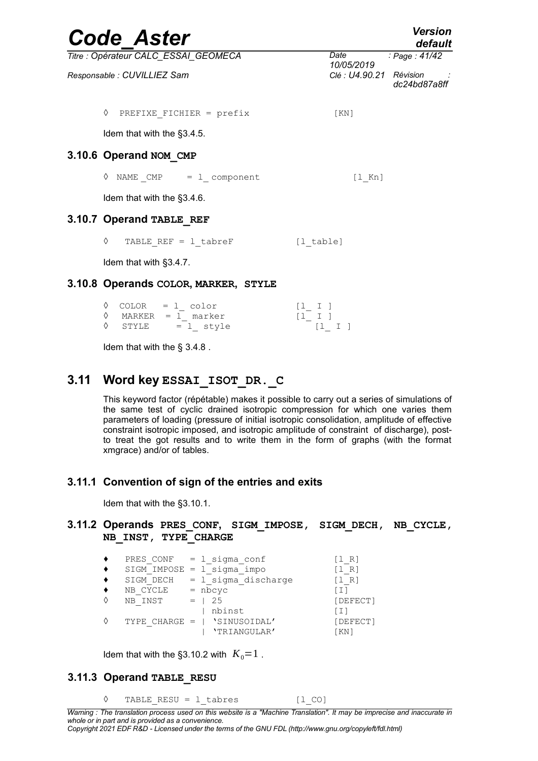◊ PREFIXE_FICHIER = prefix [KN]

Idem that with the §3.4.5.

### 3.10.6 Operand NOM_CMP

◊ NAME _CMP = l_ component [l_Kn]

Idem that with the §3.4.6.

### 3.10.7 Operand TABLE_REF

◊ TABLE_REF = l_tabreF [l_table]

Idem that with §3.4.7.

### 3.10.8 Operands COLOR, MARKER, STYLE

```
◊  COLOR   = l_ color       [l_ I ]
◊  MARKER  = l_ marker      [l_ I ]
◊  STYLE   = l_ style       [l_ I ]
```

Idem that with the § 3.4.8 .

## 3.11 Word key ESSAI_ISOT_DR._C

This keyword factor (répétable) makes it possible to carry out a series of simulations of the same test of cyclic drained isotropic compression for which one varies them parameters of loading (pressure of initial isotropic consolidation, amplitude of effective constraint isotropic imposed, and isotropic amplitude of constraint of discharge), post-to treat the got results and to write them in the form of graphs (with the format xmgrace) and/or of tables.

### 3.11.1 Convention of sign of the entries and exits

Idem that with the §3.10.1.

### 3.11.2 Operands PRES_CONF, SIGM_IMPOSE, SIGM_DECH, NB_CYCLE, NB_INST, TYPE_CHARGE

```
♦  PRES_CONF   = l_sigma_conf           [l_R]
♦  SIGM_IMPOSE = l_sigma_impo           [l_R]
♦  SIGM_DECH   = l_sigma_discharge      [l_R]
♦  NB_CYCLE    = nbcyc                  [I]
◊  NB_INST     = | 25                   [DEFECT]
                 | nbinst               [I]
◊  TYPE_CHARGE = | 'SINUSOIDAL'         [DEFECT]
                 | 'TRIANGULAR'         [KN]
```

Idem that with the §3.10.2 with $K_0=1$ .

### 3.11.3 Operand TABLE_RESU

◊ TABLE_RESU = l_tabres [l_CO]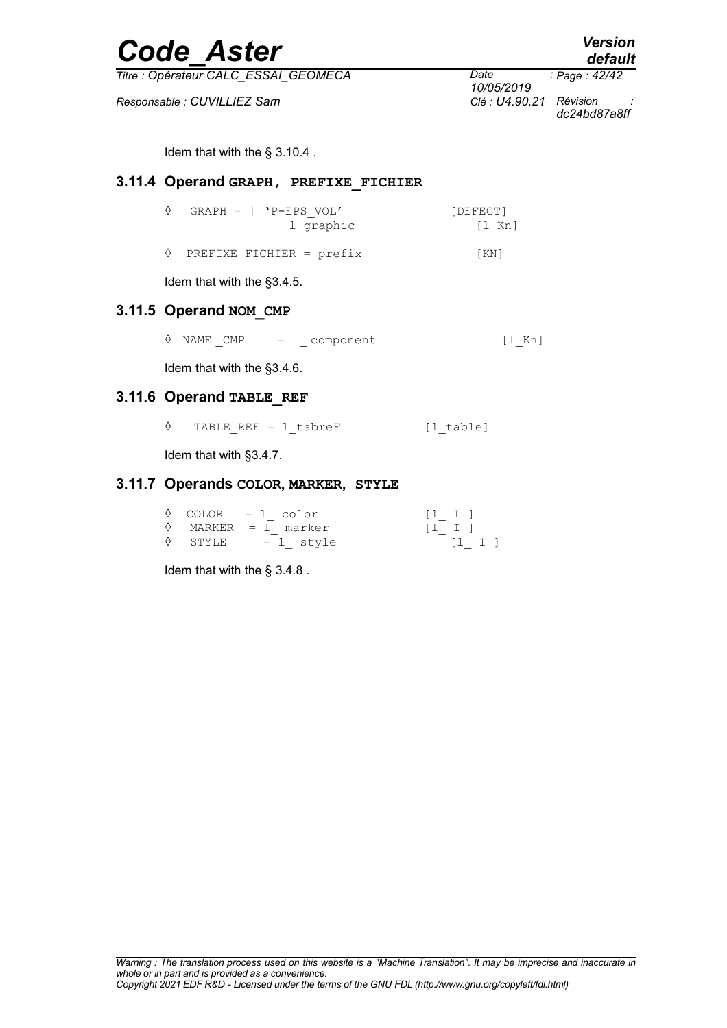Idem that with the § 3.10.4 .

### 3.11.4 Operand GRAPH, PREFIXE_FICHIER

```
◊   GRAPH = | 'P-EPS_VOL'                  [DEFECT]
            | l_graphic                     [l_Kn]

◊  PREFIXE_FICHIER = prefix                [KN]
```

Idem that with the §3.4.5.

### 3.11.5 Operand NOM_CMP

```
◊  NAME _CMP     = l_ component                  [l_Kn]
```

Idem that with the §3.4.6.

### 3.11.6 Operand TABLE_REF

```
◊   TABLE_REF = l_tabreF            [l_table]
```

Idem that with §3.4.7.

### 3.11.7 Operands COLOR, MARKER, STYLE

```
◊  COLOR   = l_ color             [l_ I ]
◊  MARKER  = l_ marker            [l_ I ]
◊  STYLE     = l_ style              [l_ I ]
```

Idem that with the § 3.4.8 .